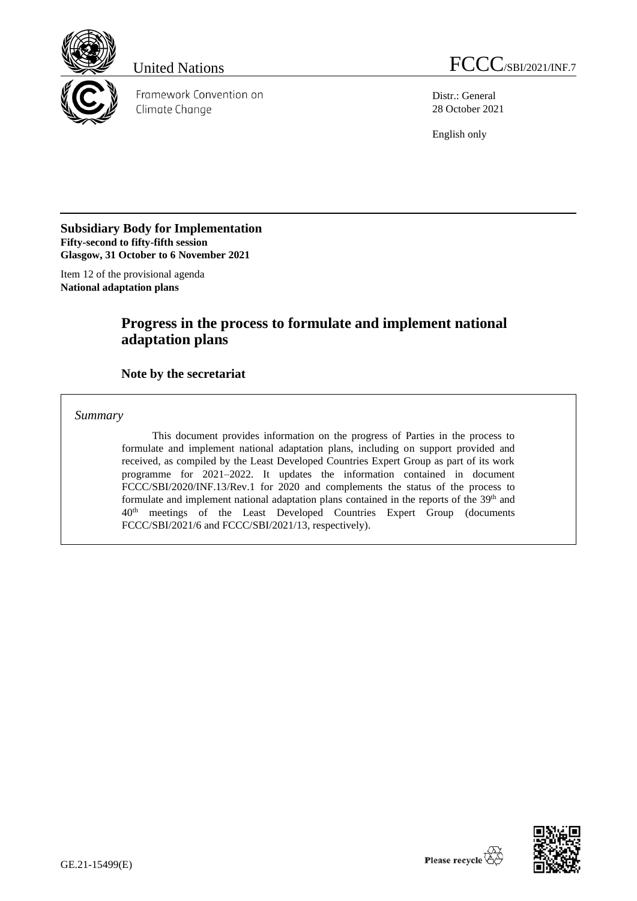United Nations

FCCC/SBI/2021/INF.7

Framework Convention on Climate Change

Distr.: General
28 October 2021

English only

**Subsidiary Body for Implementation**
**Fifty-second to fifty-fifth session**
**Glasgow, 31 October to 6 November 2021**

Item 12 of the provisional agenda
**National adaptation plans**

# Progress in the process to formulate and implement national adaptation plans

## Note by the secretariat

*Summary*

This document provides information on the progress of Parties in the process to formulate and implement national adaptation plans, including on support provided and received, as compiled by the Least Developed Countries Expert Group as part of its work programme for 2021–2022. It updates the information contained in document FCCC/SBI/2020/INF.13/Rev.1 for 2020 and complements the status of the process to formulate and implement national adaptation plans contained in the reports of the 39th and 40th meetings of the Least Developed Countries Expert Group (documents FCCC/SBI/2021/6 and FCCC/SBI/2021/13, respectively).

GE.21-15499(E)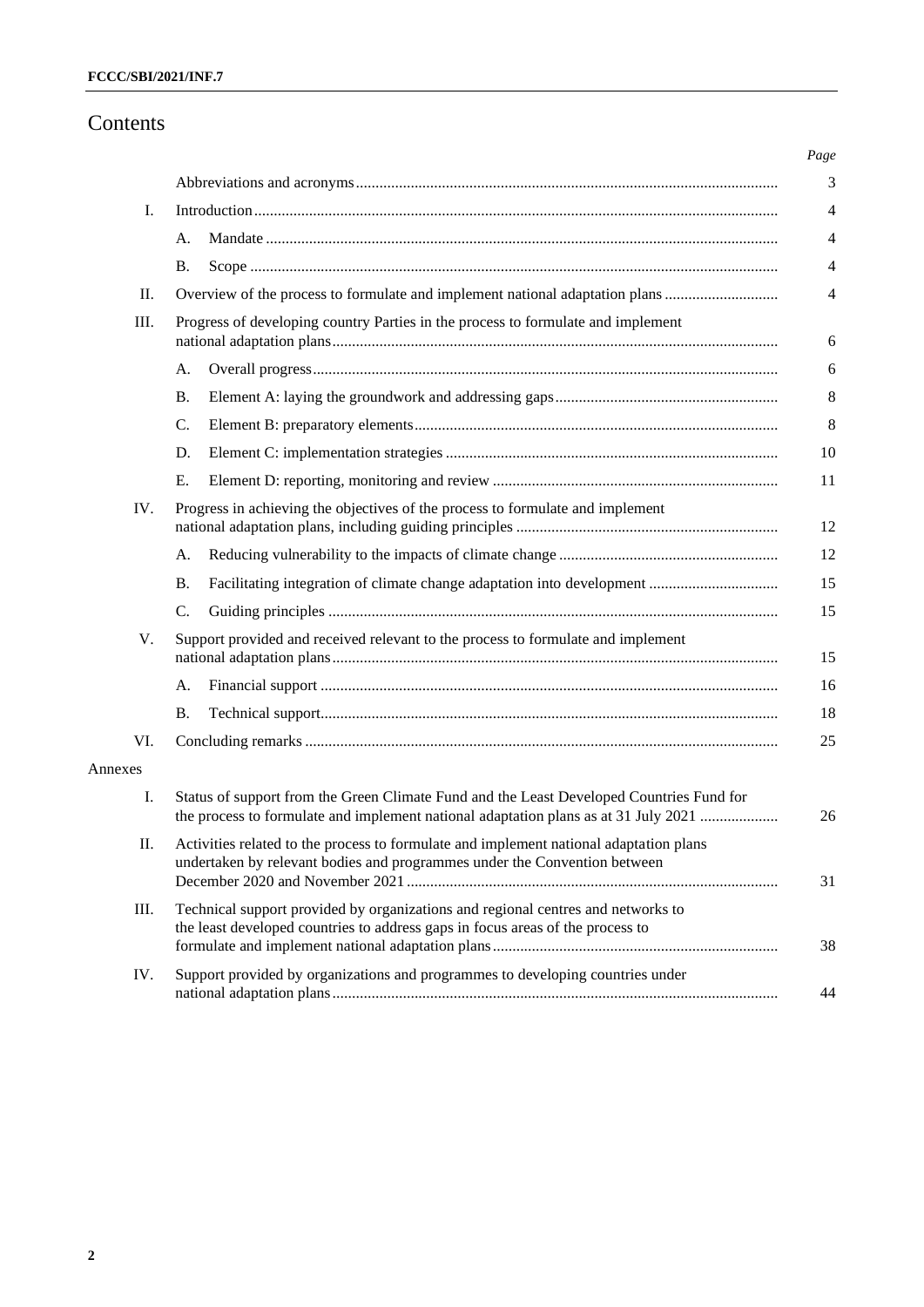# Contents

| | | Page |
|---|---|---|
| | Abbreviations and acronyms | 3 |
| I. | Introduction | 4 |
| | A. Mandate | 4 |
| | B. Scope | 4 |
| II. | Overview of the process to formulate and implement national adaptation plans | 4 |
| III. | Progress of developing country Parties in the process to formulate and implement national adaptation plans | 6 |
| | A. Overall progress | 6 |
| | B. Element A: laying the groundwork and addressing gaps | 8 |
| | C. Element B: preparatory elements | 8 |
| | D. Element C: implementation strategies | 10 |
| | E. Element D: reporting, monitoring and review | 11 |
| IV. | Progress in achieving the objectives of the process to formulate and implement national adaptation plans, including guiding principles | 12 |
| | A. Reducing vulnerability to the impacts of climate change | 12 |
| | B. Facilitating integration of climate change adaptation into development | 15 |
| | C. Guiding principles | 15 |
| V. | Support provided and received relevant to the process to formulate and implement national adaptation plans | 15 |
| | A. Financial support | 16 |
| | B. Technical support | 18 |
| VI. | Concluding remarks | 25 |
| Annexes | | |
| I. | Status of support from the Green Climate Fund and the Least Developed Countries Fund for the process to formulate and implement national adaptation plans as at 31 July 2021 | 26 |
| II. | Activities related to the process to formulate and implement national adaptation plans undertaken by relevant bodies and programmes under the Convention between December 2020 and November 2021 | 31 |
| III. | Technical support provided by organizations and regional centres and networks to the least developed countries to address gaps in focus areas of the process to formulate and implement national adaptation plans | 38 |
| IV. | Support provided by organizations and programmes to developing countries under national adaptation plans | 44 |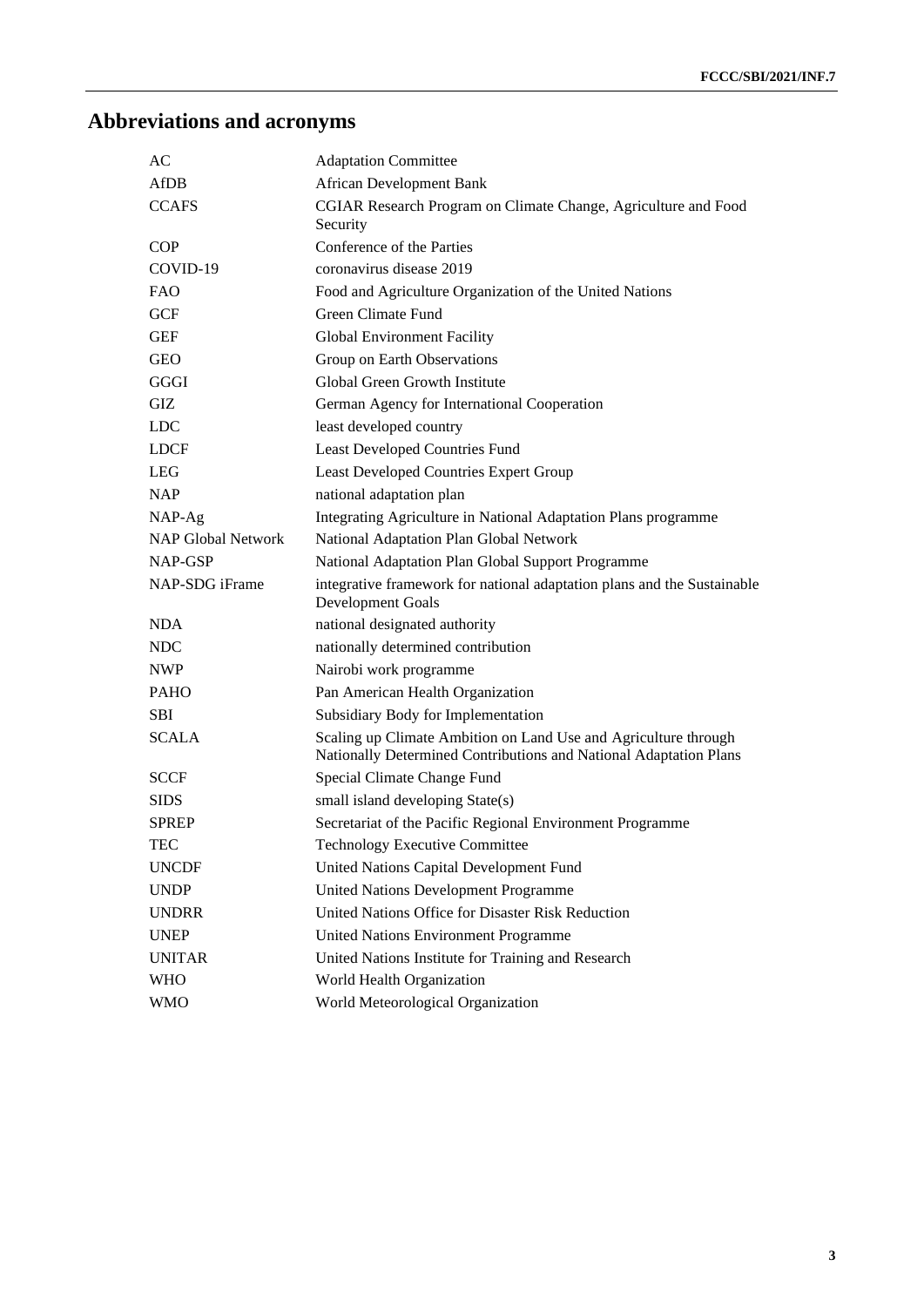# Abbreviations and acronyms

| | |
|---|---|
| AC | Adaptation Committee |
| AfDB | African Development Bank |
| CCAFS | CGIAR Research Program on Climate Change, Agriculture and Food Security |
| COP | Conference of the Parties |
| COVID-19 | coronavirus disease 2019 |
| FAO | Food and Agriculture Organization of the United Nations |
| GCF | Green Climate Fund |
| GEF | Global Environment Facility |
| GEO | Group on Earth Observations |
| GGGI | Global Green Growth Institute |
| GIZ | German Agency for International Cooperation |
| LDC | least developed country |
| LDCF | Least Developed Countries Fund |
| LEG | Least Developed Countries Expert Group |
| NAP | national adaptation plan |
| NAP-Ag | Integrating Agriculture in National Adaptation Plans programme |
| NAP Global Network | National Adaptation Plan Global Network |
| NAP-GSP | National Adaptation Plan Global Support Programme |
| NAP-SDG iFrame | integrative framework for national adaptation plans and the Sustainable Development Goals |
| NDA | national designated authority |
| NDC | nationally determined contribution |
| NWP | Nairobi work programme |
| PAHO | Pan American Health Organization |
| SBI | Subsidiary Body for Implementation |
| SCALA | Scaling up Climate Ambition on Land Use and Agriculture through Nationally Determined Contributions and National Adaptation Plans |
| SCCF | Special Climate Change Fund |
| SIDS | small island developing State(s) |
| SPREP | Secretariat of the Pacific Regional Environment Programme |
| TEC | Technology Executive Committee |
| UNCDF | United Nations Capital Development Fund |
| UNDP | United Nations Development Programme |
| UNDRR | United Nations Office for Disaster Risk Reduction |
| UNEP | United Nations Environment Programme |
| UNITAR | United Nations Institute for Training and Research |
| WHO | World Health Organization |
| WMO | World Meteorological Organization |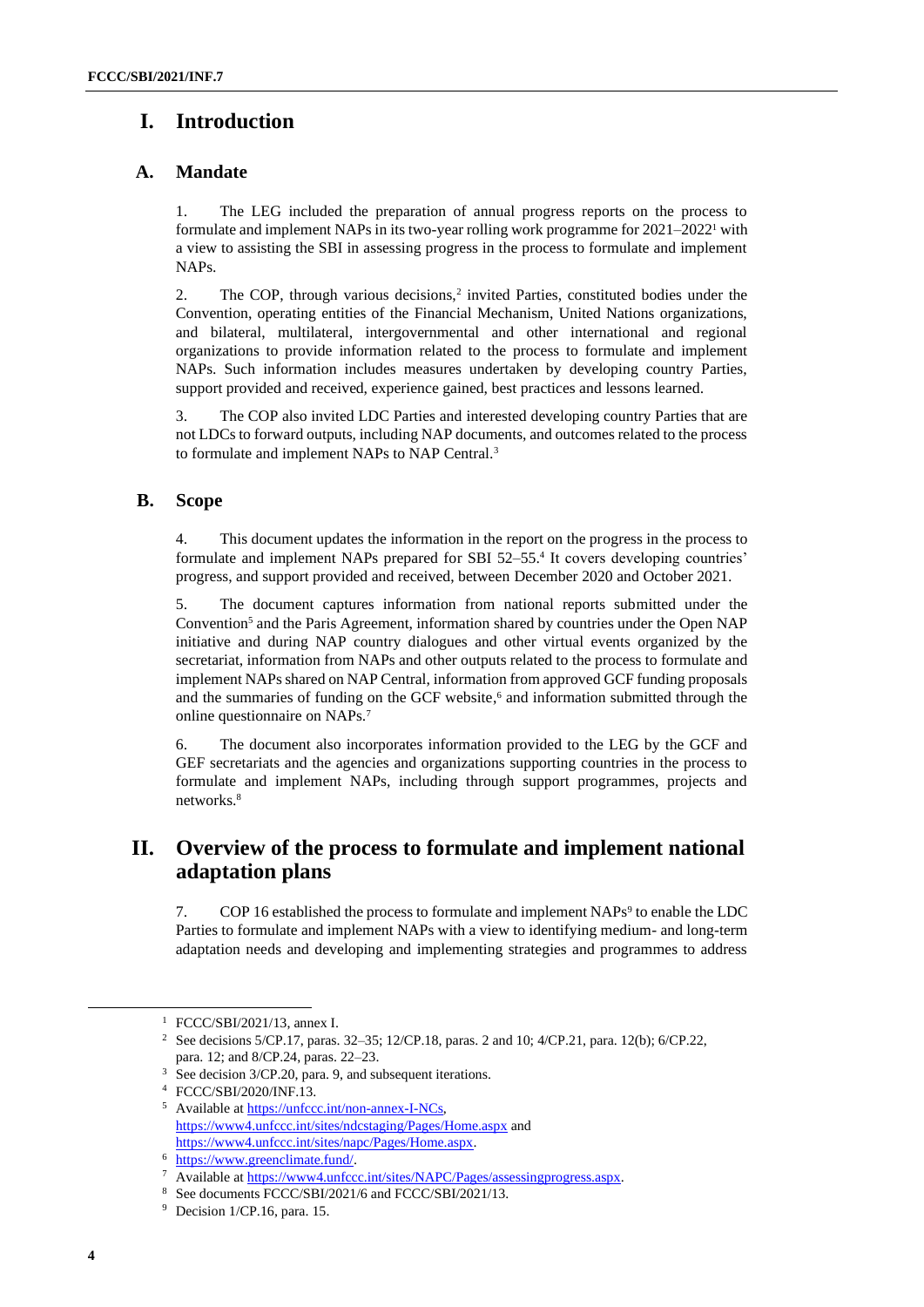# I. Introduction

## A. Mandate

1. The LEG included the preparation of annual progress reports on the process to formulate and implement NAPs in its two-year rolling work programme for 2021–2022[1] with a view to assisting the SBI in assessing progress in the process to formulate and implement NAPs.

2. The COP, through various decisions,[2] invited Parties, constituted bodies under the Convention, operating entities of the Financial Mechanism, United Nations organizations, and bilateral, multilateral, intergovernmental and other international and regional organizations to provide information related to the process to formulate and implement NAPs. Such information includes measures undertaken by developing country Parties, support provided and received, experience gained, best practices and lessons learned.

3. The COP also invited LDC Parties and interested developing country Parties that are not LDCs to forward outputs, including NAP documents, and outcomes related to the process to formulate and implement NAPs to NAP Central.[3]

## B. Scope

4. This document updates the information in the report on the progress in the process to formulate and implement NAPs prepared for SBI 52–55.[4] It covers developing countries' progress, and support provided and received, between December 2020 and October 2021.

5. The document captures information from national reports submitted under the Convention[5] and the Paris Agreement, information shared by countries under the Open NAP initiative and during NAP country dialogues and other virtual events organized by the secretariat, information from NAPs and other outputs related to the process to formulate and implement NAPs shared on NAP Central, information from approved GCF funding proposals and the summaries of funding on the GCF website,[6] and information submitted through the online questionnaire on NAPs.[7]

6. The document also incorporates information provided to the LEG by the GCF and GEF secretariats and the agencies and organizations supporting countries in the process to formulate and implement NAPs, including through support programmes, projects and networks.[8]

# II. Overview of the process to formulate and implement national adaptation plans

7. COP 16 established the process to formulate and implement NAPs[9] to enable the LDC Parties to formulate and implement NAPs with a view to identifying medium- and long-term adaptation needs and developing and implementing strategies and programmes to address

---

[1] FCCC/SBI/2021/13, annex I.

[2] See decisions 5/CP.17, paras. 32–35; 12/CP.18, paras. 2 and 10; 4/CP.21, para. 12(b); 6/CP.22, para. 12; and 8/CP.24, paras. 22–23.

[3] See decision 3/CP.20, para. 9, and subsequent iterations.

[4] FCCC/SBI/2020/INF.13.

[5] Available at https://unfccc.int/non-annex-I-NCs, https://www4.unfccc.int/sites/ndcstaging/Pages/Home.aspx and https://www4.unfccc.int/sites/napc/Pages/Home.aspx.

[6] https://www.greenclimate.fund/.

[7] Available at https://www4.unfccc.int/sites/NAPC/Pages/assessingprogress.aspx.

[8] See documents FCCC/SBI/2021/6 and FCCC/SBI/2021/13.

[9] Decision 1/CP.16, para. 15.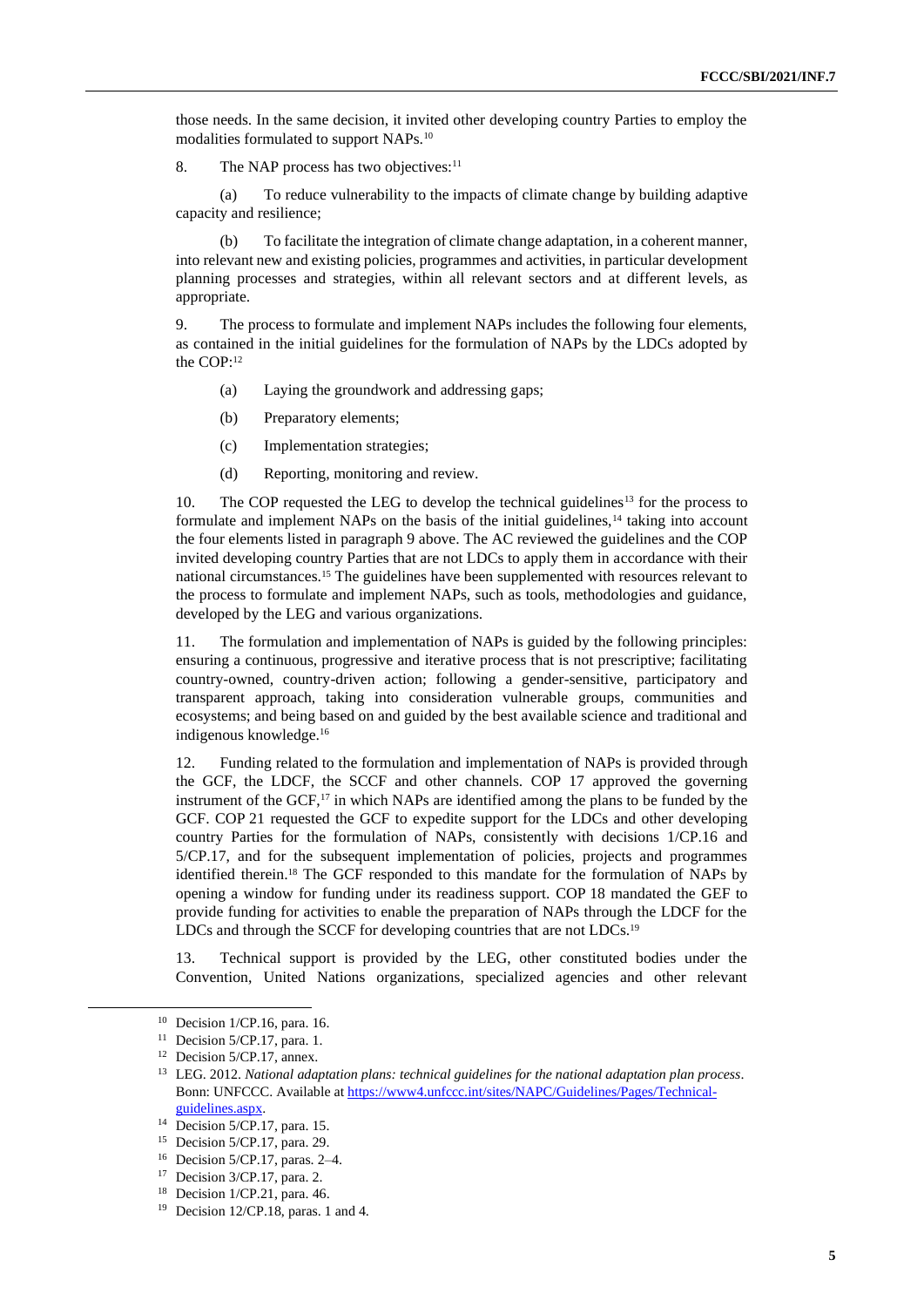those needs. In the same decision, it invited other developing country Parties to employ the modalities formulated to support NAPs.[10]

8. The NAP process has two objectives:[11]

(a) To reduce vulnerability to the impacts of climate change by building adaptive capacity and resilience;

(b) To facilitate the integration of climate change adaptation, in a coherent manner, into relevant new and existing policies, programmes and activities, in particular development planning processes and strategies, within all relevant sectors and at different levels, as appropriate.

9. The process to formulate and implement NAPs includes the following four elements, as contained in the initial guidelines for the formulation of NAPs by the LDCs adopted by the COP:[12]

(a) Laying the groundwork and addressing gaps;

(b) Preparatory elements;

(c) Implementation strategies;

(d) Reporting, monitoring and review.

10. The COP requested the LEG to develop the technical guidelines[13] for the process to formulate and implement NAPs on the basis of the initial guidelines,[14] taking into account the four elements listed in paragraph 9 above. The AC reviewed the guidelines and the COP invited developing country Parties that are not LDCs to apply them in accordance with their national circumstances.[15] The guidelines have been supplemented with resources relevant to the process to formulate and implement NAPs, such as tools, methodologies and guidance, developed by the LEG and various organizations.

11. The formulation and implementation of NAPs is guided by the following principles: ensuring a continuous, progressive and iterative process that is not prescriptive; facilitating country-owned, country-driven action; following a gender-sensitive, participatory and transparent approach, taking into consideration vulnerable groups, communities and ecosystems; and being based on and guided by the best available science and traditional and indigenous knowledge.[16]

12. Funding related to the formulation and implementation of NAPs is provided through the GCF, the LDCF, the SCCF and other channels. COP 17 approved the governing instrument of the GCF,[17] in which NAPs are identified among the plans to be funded by the GCF. COP 21 requested the GCF to expedite support for the LDCs and other developing country Parties for the formulation of NAPs, consistently with decisions 1/CP.16 and 5/CP.17, and for the subsequent implementation of policies, projects and programmes identified therein.[18] The GCF responded to this mandate for the formulation of NAPs by opening a window for funding under its readiness support. COP 18 mandated the GEF to provide funding for activities to enable the preparation of NAPs through the LDCF for the LDCs and through the SCCF for developing countries that are not LDCs.[19]

13. Technical support is provided by the LEG, other constituted bodies under the Convention, United Nations organizations, specialized agencies and other relevant

---

[10] Decision 1/CP.16, para. 16.

[11] Decision 5/CP.17, para. 1.

[12] Decision 5/CP.17, annex.

[13] LEG. 2012. *National adaptation plans: technical guidelines for the national adaptation plan process*. Bonn: UNFCCC. Available at https://www4.unfccc.int/sites/NAPC/Guidelines/Pages/Technical-guidelines.aspx.

[14] Decision 5/CP.17, para. 15.

[15] Decision 5/CP.17, para. 29.

[16] Decision 5/CP.17, paras. 2–4.

[17] Decision 3/CP.17, para. 2.

[18] Decision 1/CP.21, para. 46.

[19] Decision 12/CP.18, paras. 1 and 4.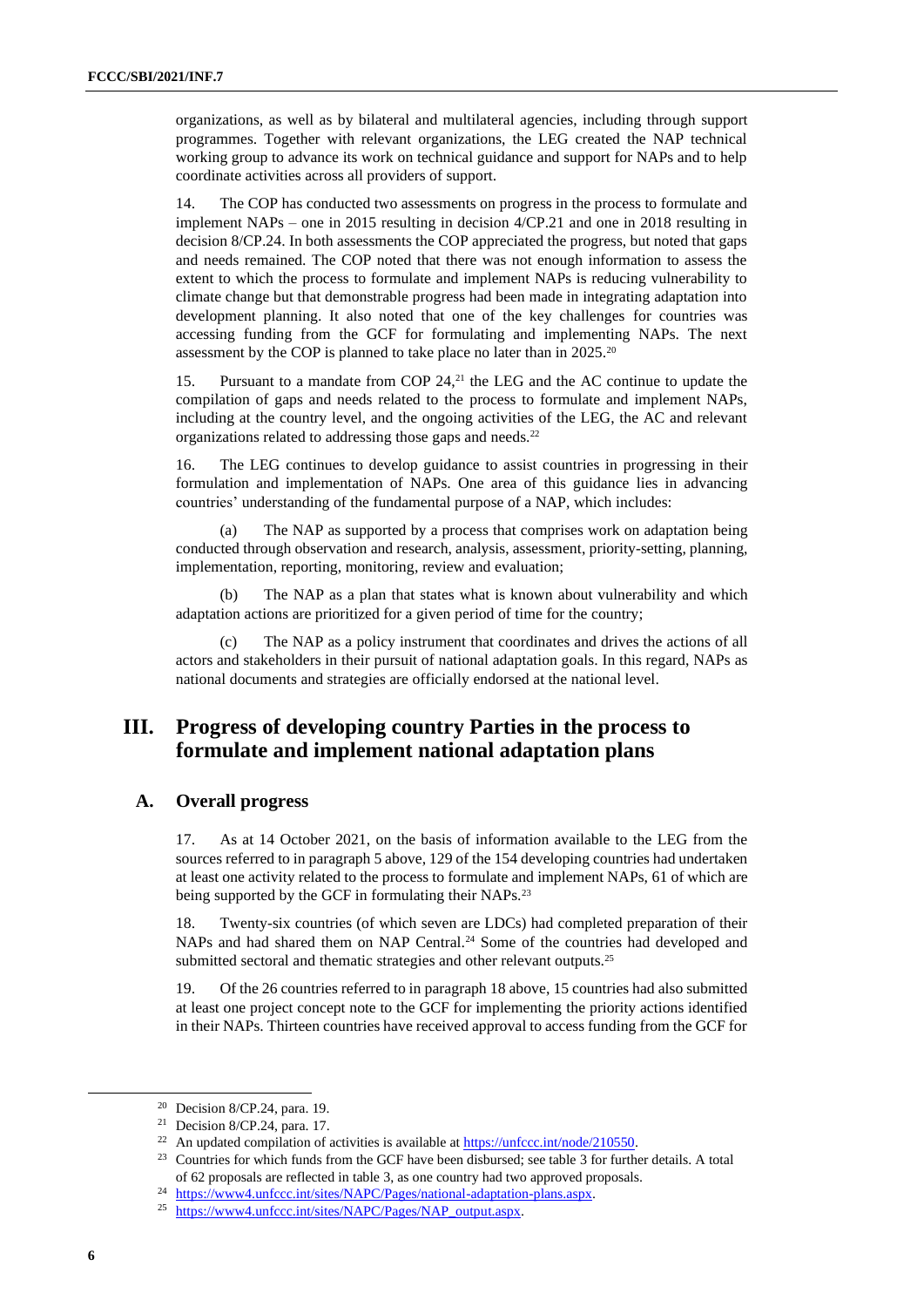organizations, as well as by bilateral and multilateral agencies, including through support programmes. Together with relevant organizations, the LEG created the NAP technical working group to advance its work on technical guidance and support for NAPs and to help coordinate activities across all providers of support.

14. The COP has conducted two assessments on progress in the process to formulate and implement NAPs – one in 2015 resulting in decision 4/CP.21 and one in 2018 resulting in decision 8/CP.24. In both assessments the COP appreciated the progress, but noted that gaps and needs remained. The COP noted that there was not enough information to assess the extent to which the process to formulate and implement NAPs is reducing vulnerability to climate change but that demonstrable progress had been made in integrating adaptation into development planning. It also noted that one of the key challenges for countries was accessing funding from the GCF for formulating and implementing NAPs. The next assessment by the COP is planned to take place no later than in 2025.[20]

15. Pursuant to a mandate from COP 24,[21] the LEG and the AC continue to update the compilation of gaps and needs related to the process to formulate and implement NAPs, including at the country level, and the ongoing activities of the LEG, the AC and relevant organizations related to addressing those gaps and needs.[22]

16. The LEG continues to develop guidance to assist countries in progressing in their formulation and implementation of NAPs. One area of this guidance lies in advancing countries' understanding of the fundamental purpose of a NAP, which includes:

(a) The NAP as supported by a process that comprises work on adaptation being conducted through observation and research, analysis, assessment, priority-setting, planning, implementation, reporting, monitoring, review and evaluation;

(b) The NAP as a plan that states what is known about vulnerability and which adaptation actions are prioritized for a given period of time for the country;

(c) The NAP as a policy instrument that coordinates and drives the actions of all actors and stakeholders in their pursuit of national adaptation goals. In this regard, NAPs as national documents and strategies are officially endorsed at the national level.

## III. Progress of developing country Parties in the process to formulate and implement national adaptation plans

### A. Overall progress

17. As at 14 October 2021, on the basis of information available to the LEG from the sources referred to in paragraph 5 above, 129 of the 154 developing countries had undertaken at least one activity related to the process to formulate and implement NAPs, 61 of which are being supported by the GCF in formulating their NAPs.[23]

18. Twenty-six countries (of which seven are LDCs) had completed preparation of their NAPs and had shared them on NAP Central.[24] Some of the countries had developed and submitted sectoral and thematic strategies and other relevant outputs.[25]

19. Of the 26 countries referred to in paragraph 18 above, 15 countries had also submitted at least one project concept note to the GCF for implementing the priority actions identified in their NAPs. Thirteen countries have received approval to access funding from the GCF for

---

[20] Decision 8/CP.24, para. 19.

[21] Decision 8/CP.24, para. 17.

[22] An updated compilation of activities is available at https://unfccc.int/node/210550.

[23] Countries for which funds from the GCF have been disbursed; see table 3 for further details. A total of 62 proposals are reflected in table 3, as one country had two approved proposals.

[24] https://www4.unfccc.int/sites/NAPC/Pages/national-adaptation-plans.aspx.

[25] https://www4.unfccc.int/sites/NAPC/Pages/NAP_output.aspx.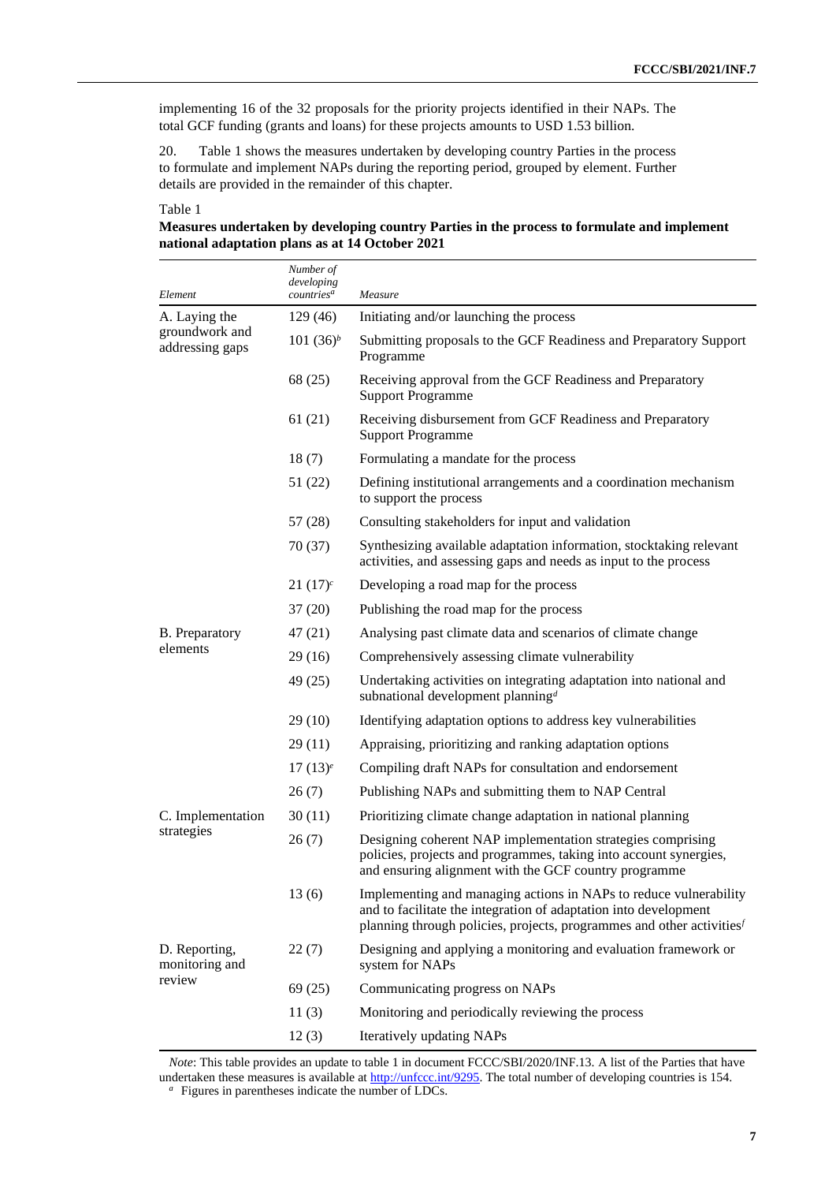implementing 16 of the 32 proposals for the priority projects identified in their NAPs. The total GCF funding (grants and loans) for these projects amounts to USD 1.53 billion.

20. Table 1 shows the measures undertaken by developing country Parties in the process to formulate and implement NAPs during the reporting period, grouped by element. Further details are provided in the remainder of this chapter.

Table 1

**Measures undertaken by developing country Parties in the process to formulate and implement national adaptation plans as at 14 October 2021**

| *Element* | *Number of developing countries*[a] | *Measure* |
|---|---|---|
| A. Laying the groundwork and addressing gaps | 129 (46) | Initiating and/or launching the process |
| | 101 (36)[b] | Submitting proposals to the GCF Readiness and Preparatory Support Programme |
| | 68 (25) | Receiving approval from the GCF Readiness and Preparatory Support Programme |
| | 61 (21) | Receiving disbursement from GCF Readiness and Preparatory Support Programme |
| | 18 (7) | Formulating a mandate for the process |
| | 51 (22) | Defining institutional arrangements and a coordination mechanism to support the process |
| | 57 (28) | Consulting stakeholders for input and validation |
| | 70 (37) | Synthesizing available adaptation information, stocktaking relevant activities, and assessing gaps and needs as input to the process |
| | 21 (17)[c] | Developing a road map for the process |
| | 37 (20) | Publishing the road map for the process |
| B. Preparatory elements | 47 (21) | Analysing past climate data and scenarios of climate change |
| | 29 (16) | Comprehensively assessing climate vulnerability |
| | 49 (25) | Undertaking activities on integrating adaptation into national and subnational development planning[d] |
| | 29 (10) | Identifying adaptation options to address key vulnerabilities |
| | 29 (11) | Appraising, prioritizing and ranking adaptation options |
| | 17 (13)[e] | Compiling draft NAPs for consultation and endorsement |
| | 26 (7) | Publishing NAPs and submitting them to NAP Central |
| C. Implementation strategies | 30 (11) | Prioritizing climate change adaptation in national planning |
| | 26 (7) | Designing coherent NAP implementation strategies comprising policies, projects and programmes, taking into account synergies, and ensuring alignment with the GCF country programme |
| | 13 (6) | Implementing and managing actions in NAPs to reduce vulnerability and to facilitate the integration of adaptation into development planning through policies, projects, programmes and other activities[f] |
| D. Reporting, monitoring and review | 22 (7) | Designing and applying a monitoring and evaluation framework or system for NAPs |
| | 69 (25) | Communicating progress on NAPs |
| | 11 (3) | Monitoring and periodically reviewing the process |
| | 12 (3) | Iteratively updating NAPs |

*Note*: This table provides an update to table 1 in document FCCC/SBI/2020/INF.13. A list of the Parties that have undertaken these measures is available at http://unfccc.int/9295. The total number of developing countries is 154.

[a] Figures in parentheses indicate the number of LDCs.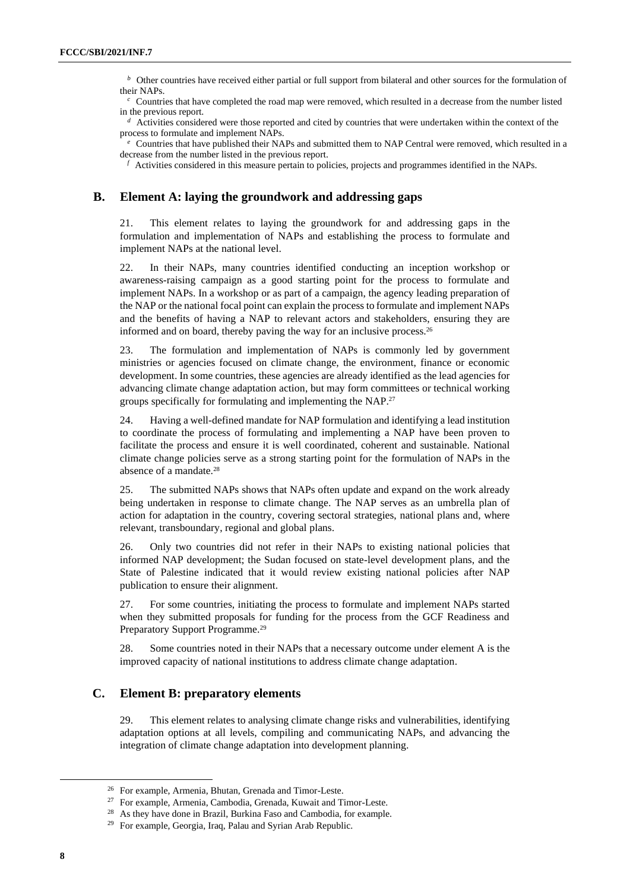[b] Other countries have received either partial or full support from bilateral and other sources for the formulation of their NAPs.

[c] Countries that have completed the road map were removed, which resulted in a decrease from the number listed in the previous report.

[d] Activities considered were those reported and cited by countries that were undertaken within the context of the process to formulate and implement NAPs.

[e] Countries that have published their NAPs and submitted them to NAP Central were removed, which resulted in a decrease from the number listed in the previous report.

[f] Activities considered in this measure pertain to policies, projects and programmes identified in the NAPs.

## B. Element A: laying the groundwork and addressing gaps

21. This element relates to laying the groundwork for and addressing gaps in the formulation and implementation of NAPs and establishing the process to formulate and implement NAPs at the national level.

22. In their NAPs, many countries identified conducting an inception workshop or awareness-raising campaign as a good starting point for the process to formulate and implement NAPs. In a workshop or as part of a campaign, the agency leading preparation of the NAP or the national focal point can explain the process to formulate and implement NAPs and the benefits of having a NAP to relevant actors and stakeholders, ensuring they are informed and on board, thereby paving the way for an inclusive process.[26]

23. The formulation and implementation of NAPs is commonly led by government ministries or agencies focused on climate change, the environment, finance or economic development. In some countries, these agencies are already identified as the lead agencies for advancing climate change adaptation action, but may form committees or technical working groups specifically for formulating and implementing the NAP.[27]

24. Having a well-defined mandate for NAP formulation and identifying a lead institution to coordinate the process of formulating and implementing a NAP have been proven to facilitate the process and ensure it is well coordinated, coherent and sustainable. National climate change policies serve as a strong starting point for the formulation of NAPs in the absence of a mandate.[28]

25. The submitted NAPs shows that NAPs often update and expand on the work already being undertaken in response to climate change. The NAP serves as an umbrella plan of action for adaptation in the country, covering sectoral strategies, national plans and, where relevant, transboundary, regional and global plans.

26. Only two countries did not refer in their NAPs to existing national policies that informed NAP development; the Sudan focused on state-level development plans, and the State of Palestine indicated that it would review existing national policies after NAP publication to ensure their alignment.

27. For some countries, initiating the process to formulate and implement NAPs started when they submitted proposals for funding for the process from the GCF Readiness and Preparatory Support Programme.[29]

28. Some countries noted in their NAPs that a necessary outcome under element A is the improved capacity of national institutions to address climate change adaptation.

## C. Element B: preparatory elements

29. This element relates to analysing climate change risks and vulnerabilities, identifying adaptation options at all levels, compiling and communicating NAPs, and advancing the integration of climate change adaptation into development planning.

[26] For example, Armenia, Bhutan, Grenada and Timor-Leste.

[27] For example, Armenia, Cambodia, Grenada, Kuwait and Timor-Leste.

[28] As they have done in Brazil, Burkina Faso and Cambodia, for example.

[29] For example, Georgia, Iraq, Palau and Syrian Arab Republic.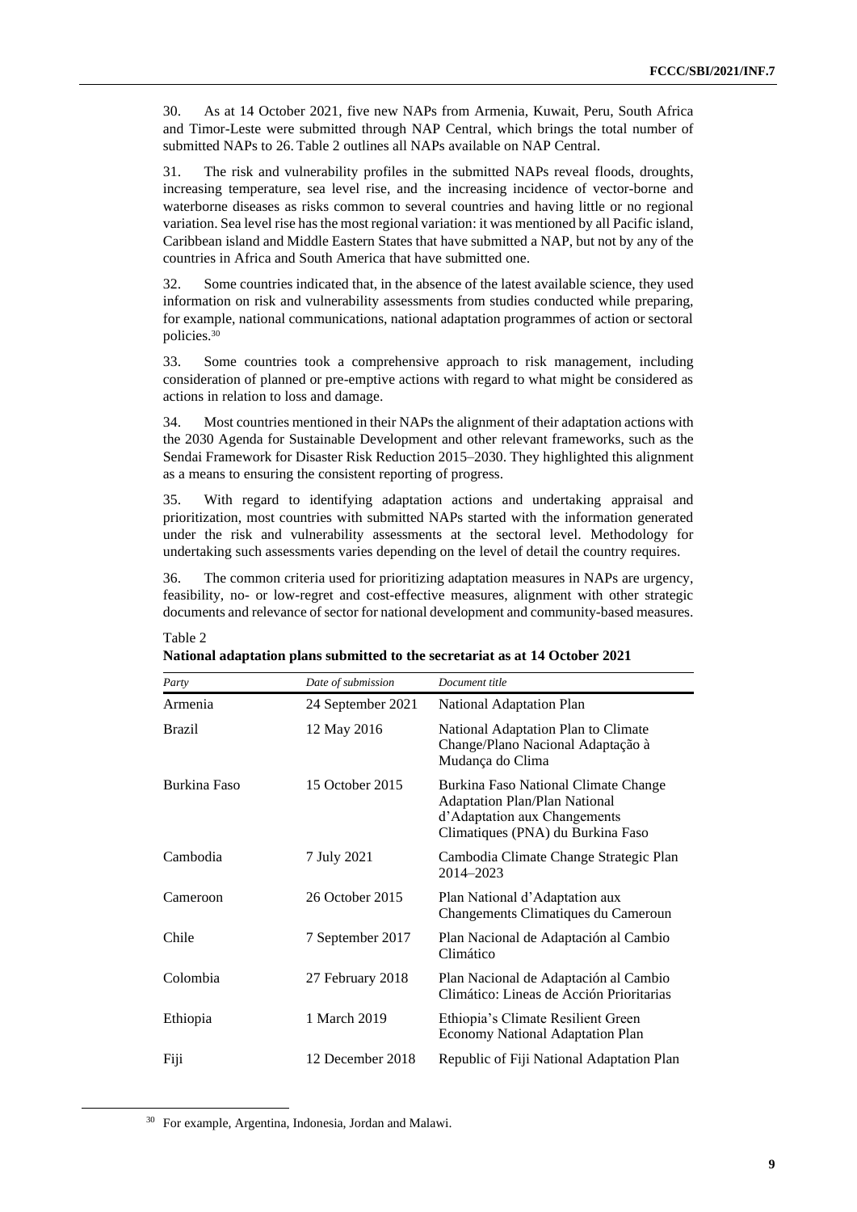30. As at 14 October 2021, five new NAPs from Armenia, Kuwait, Peru, South Africa and Timor-Leste were submitted through NAP Central, which brings the total number of submitted NAPs to 26. Table 2 outlines all NAPs available on NAP Central.

31. The risk and vulnerability profiles in the submitted NAPs reveal floods, droughts, increasing temperature, sea level rise, and the increasing incidence of vector-borne and waterborne diseases as risks common to several countries and having little or no regional variation. Sea level rise has the most regional variation: it was mentioned by all Pacific island, Caribbean island and Middle Eastern States that have submitted a NAP, but not by any of the countries in Africa and South America that have submitted one.

32. Some countries indicated that, in the absence of the latest available science, they used information on risk and vulnerability assessments from studies conducted while preparing, for example, national communications, national adaptation programmes of action or sectoral policies.[30]

33. Some countries took a comprehensive approach to risk management, including consideration of planned or pre-emptive actions with regard to what might be considered as actions in relation to loss and damage.

34. Most countries mentioned in their NAPs the alignment of their adaptation actions with the 2030 Agenda for Sustainable Development and other relevant frameworks, such as the Sendai Framework for Disaster Risk Reduction 2015–2030. They highlighted this alignment as a means to ensuring the consistent reporting of progress.

35. With regard to identifying adaptation actions and undertaking appraisal and prioritization, most countries with submitted NAPs started with the information generated under the risk and vulnerability assessments at the sectoral level. Methodology for undertaking such assessments varies depending on the level of detail the country requires.

36. The common criteria used for prioritizing adaptation measures in NAPs are urgency, feasibility, no- or low-regret and cost-effective measures, alignment with other strategic documents and relevance of sector for national development and community-based measures.

Table 2
**National adaptation plans submitted to the secretariat as at 14 October 2021**

| *Party* | *Date of submission* | *Document title* |
|---|---|---|
| Armenia | 24 September 2021 | National Adaptation Plan |
| Brazil | 12 May 2016 | National Adaptation Plan to Climate Change/Plano Nacional Adaptação à Mudança do Clima |
| Burkina Faso | 15 October 2015 | Burkina Faso National Climate Change Adaptation Plan/Plan National d'Adaptation aux Changements Climatiques (PNA) du Burkina Faso |
| Cambodia | 7 July 2021 | Cambodia Climate Change Strategic Plan 2014–2023 |
| Cameroon | 26 October 2015 | Plan National d'Adaptation aux Changements Climatiques du Cameroun |
| Chile | 7 September 2017 | Plan Nacional de Adaptación al Cambio Climático |
| Colombia | 27 February 2018 | Plan Nacional de Adaptación al Cambio Climático: Lineas de Acción Prioritarias |
| Ethiopia | 1 March 2019 | Ethiopia's Climate Resilient Green Economy National Adaptation Plan |
| Fiji | 12 December 2018 | Republic of Fiji National Adaptation Plan |

[30] For example, Argentina, Indonesia, Jordan and Malawi.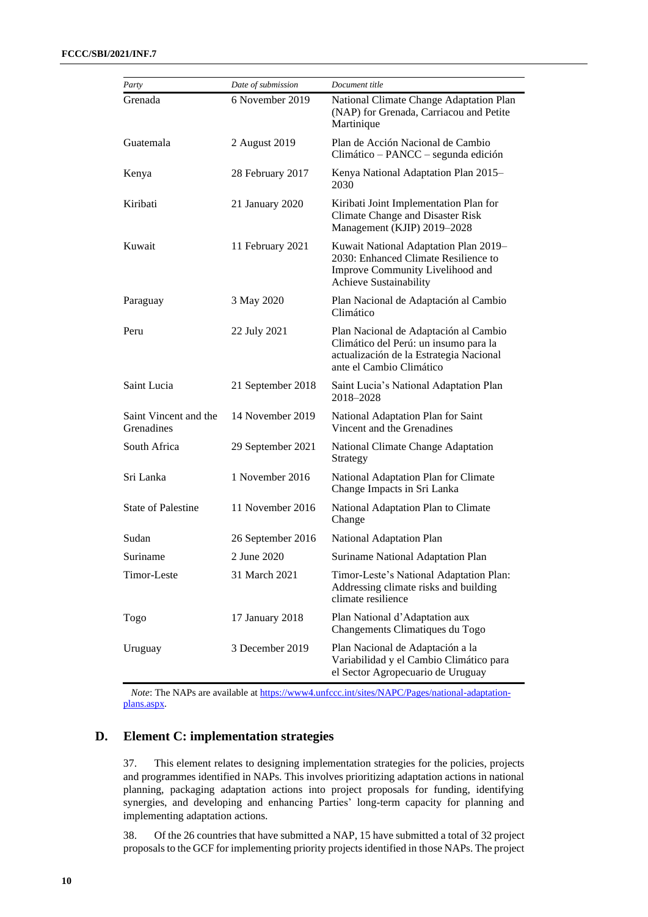| Party | Date of submission | Document title |
|---|---|---|
| Grenada | 6 November 2019 | National Climate Change Adaptation Plan (NAP) for Grenada, Carriacou and Petite Martinique |
| Guatemala | 2 August 2019 | Plan de Acción Nacional de Cambio Climático – PANCC – segunda edición |
| Kenya | 28 February 2017 | Kenya National Adaptation Plan 2015–2030 |
| Kiribati | 21 January 2020 | Kiribati Joint Implementation Plan for Climate Change and Disaster Risk Management (KJIP) 2019–2028 |
| Kuwait | 11 February 2021 | Kuwait National Adaptation Plan 2019–2030: Enhanced Climate Resilience to Improve Community Livelihood and Achieve Sustainability |
| Paraguay | 3 May 2020 | Plan Nacional de Adaptación al Cambio Climático |
| Peru | 22 July 2021 | Plan Nacional de Adaptación al Cambio Climático del Perú: un insumo para la actualización de la Estrategia Nacional ante el Cambio Climático |
| Saint Lucia | 21 September 2018 | Saint Lucia's National Adaptation Plan 2018–2028 |
| Saint Vincent and the Grenadines | 14 November 2019 | National Adaptation Plan for Saint Vincent and the Grenadines |
| South Africa | 29 September 2021 | National Climate Change Adaptation Strategy |
| Sri Lanka | 1 November 2016 | National Adaptation Plan for Climate Change Impacts in Sri Lanka |
| State of Palestine | 11 November 2016 | National Adaptation Plan to Climate Change |
| Sudan | 26 September 2016 | National Adaptation Plan |
| Suriname | 2 June 2020 | Suriname National Adaptation Plan |
| Timor-Leste | 31 March 2021 | Timor-Leste's National Adaptation Plan: Addressing climate risks and building climate resilience |
| Togo | 17 January 2018 | Plan National d'Adaptation aux Changements Climatiques du Togo |
| Uruguay | 3 December 2019 | Plan Nacional de Adaptación a la Variabilidad y el Cambio Climático para el Sector Agropecuario de Uruguay |

*Note*: The NAPs are available at https://www4.unfccc.int/sites/NAPC/Pages/national-adaptation-plans.aspx.

## D. Element C: implementation strategies

37. This element relates to designing implementation strategies for the policies, projects and programmes identified in NAPs. This involves prioritizing adaptation actions in national planning, packaging adaptation actions into project proposals for funding, identifying synergies, and developing and enhancing Parties' long-term capacity for planning and implementing adaptation actions.

38. Of the 26 countries that have submitted a NAP, 15 have submitted a total of 32 project proposals to the GCF for implementing priority projects identified in those NAPs. The project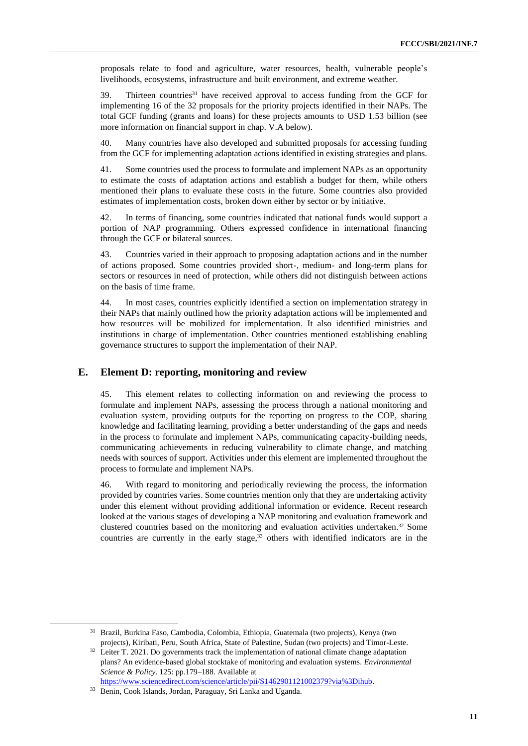proposals relate to food and agriculture, water resources, health, vulnerable people's livelihoods, ecosystems, infrastructure and built environment, and extreme weather.

39. Thirteen countries[31] have received approval to access funding from the GCF for implementing 16 of the 32 proposals for the priority projects identified in their NAPs. The total GCF funding (grants and loans) for these projects amounts to USD 1.53 billion (see more information on financial support in chap. V.A below).

40. Many countries have also developed and submitted proposals for accessing funding from the GCF for implementing adaptation actions identified in existing strategies and plans.

41. Some countries used the process to formulate and implement NAPs as an opportunity to estimate the costs of adaptation actions and establish a budget for them, while others mentioned their plans to evaluate these costs in the future. Some countries also provided estimates of implementation costs, broken down either by sector or by initiative.

42. In terms of financing, some countries indicated that national funds would support a portion of NAP programming. Others expressed confidence in international financing through the GCF or bilateral sources.

43. Countries varied in their approach to proposing adaptation actions and in the number of actions proposed. Some countries provided short-, medium- and long-term plans for sectors or resources in need of protection, while others did not distinguish between actions on the basis of time frame.

44. In most cases, countries explicitly identified a section on implementation strategy in their NAPs that mainly outlined how the priority adaptation actions will be implemented and how resources will be mobilized for implementation. It also identified ministries and institutions in charge of implementation. Other countries mentioned establishing enabling governance structures to support the implementation of their NAP.

## E. Element D: reporting, monitoring and review

45. This element relates to collecting information on and reviewing the process to formulate and implement NAPs, assessing the process through a national monitoring and evaluation system, providing outputs for the reporting on progress to the COP, sharing knowledge and facilitating learning, providing a better understanding of the gaps and needs in the process to formulate and implement NAPs, communicating capacity-building needs, communicating achievements in reducing vulnerability to climate change, and matching needs with sources of support. Activities under this element are implemented throughout the process to formulate and implement NAPs.

46. With regard to monitoring and periodically reviewing the process, the information provided by countries varies. Some countries mention only that they are undertaking activity under this element without providing additional information or evidence. Recent research looked at the various stages of developing a NAP monitoring and evaluation framework and clustered countries based on the monitoring and evaluation activities undertaken.[32] Some countries are currently in the early stage,[33] others with identified indicators are in the

---

[31] Brazil, Burkina Faso, Cambodia, Colombia, Ethiopia, Guatemala (two projects), Kenya (two projects), Kiribati, Peru, South Africa, State of Palestine, Sudan (two projects) and Timor-Leste.

[32] Leiter T. 2021. Do governments track the implementation of national climate change adaptation plans? An evidence-based global stocktake of monitoring and evaluation systems. *Environmental Science & Policy*. 125: pp.179–188. Available at https://www.sciencedirect.com/science/article/pii/S1462901121002379?via%3Dihub.

[33] Benin, Cook Islands, Jordan, Paraguay, Sri Lanka and Uganda.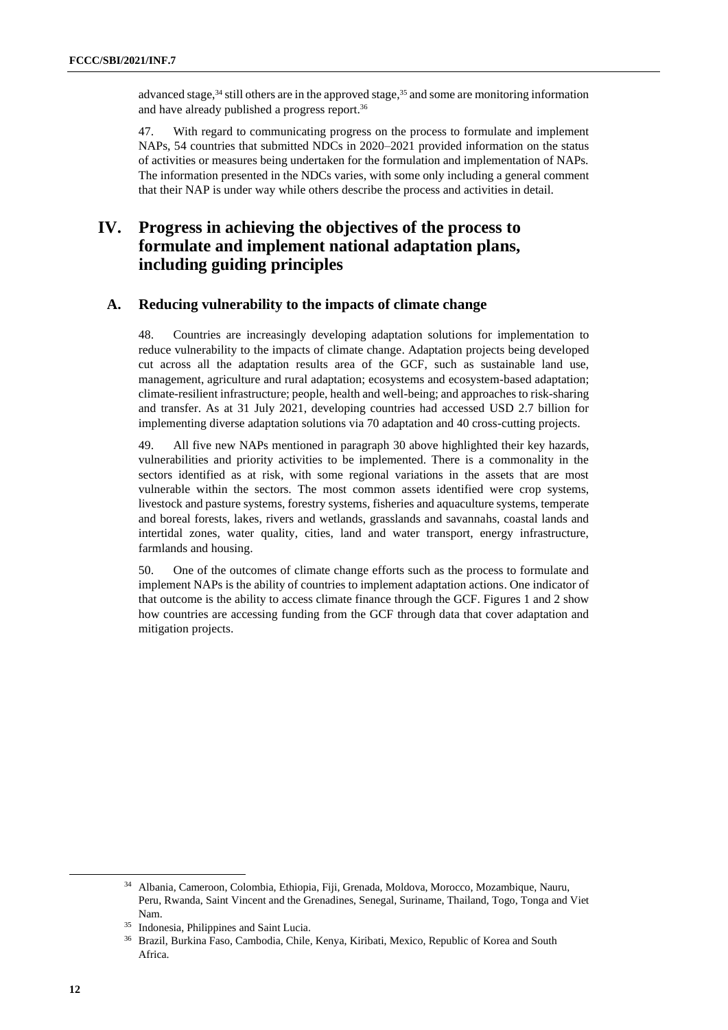advanced stage,[34] still others are in the approved stage,[35] and some are monitoring information and have already published a progress report.[36]

47. With regard to communicating progress on the process to formulate and implement NAPs, 54 countries that submitted NDCs in 2020–2021 provided information on the status of activities or measures being undertaken for the formulation and implementation of NAPs. The information presented in the NDCs varies, with some only including a general comment that their NAP is under way while others describe the process and activities in detail.

# IV. Progress in achieving the objectives of the process to formulate and implement national adaptation plans, including guiding principles

## A. Reducing vulnerability to the impacts of climate change

48. Countries are increasingly developing adaptation solutions for implementation to reduce vulnerability to the impacts of climate change. Adaptation projects being developed cut across all the adaptation results area of the GCF, such as sustainable land use, management, agriculture and rural adaptation; ecosystems and ecosystem-based adaptation; climate-resilient infrastructure; people, health and well-being; and approaches to risk-sharing and transfer. As at 31 July 2021, developing countries had accessed USD 2.7 billion for implementing diverse adaptation solutions via 70 adaptation and 40 cross-cutting projects.

49. All five new NAPs mentioned in paragraph 30 above highlighted their key hazards, vulnerabilities and priority activities to be implemented. There is a commonality in the sectors identified as at risk, with some regional variations in the assets that are most vulnerable within the sectors. The most common assets identified were crop systems, livestock and pasture systems, forestry systems, fisheries and aquaculture systems, temperate and boreal forests, lakes, rivers and wetlands, grasslands and savannahs, coastal lands and intertidal zones, water quality, cities, land and water transport, energy infrastructure, farmlands and housing.

50. One of the outcomes of climate change efforts such as the process to formulate and implement NAPs is the ability of countries to implement adaptation actions. One indicator of that outcome is the ability to access climate finance through the GCF. Figures 1 and 2 show how countries are accessing funding from the GCF through data that cover adaptation and mitigation projects.

[34] Albania, Cameroon, Colombia, Ethiopia, Fiji, Grenada, Moldova, Morocco, Mozambique, Nauru, Peru, Rwanda, Saint Vincent and the Grenadines, Senegal, Suriname, Thailand, Togo, Tonga and Viet Nam.

[35] Indonesia, Philippines and Saint Lucia.

[36] Brazil, Burkina Faso, Cambodia, Chile, Kenya, Kiribati, Mexico, Republic of Korea and South Africa.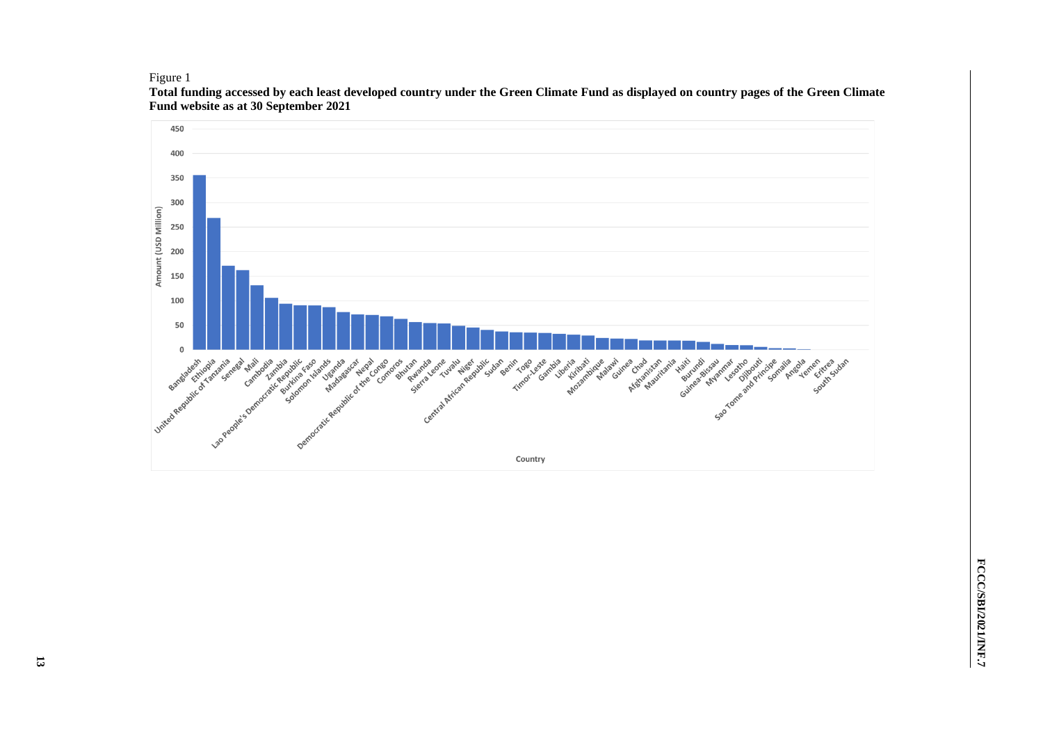Figure 1

**Total funding accessed by each least developed country under the Green Climate Fund as displayed on country pages of the Green Climate Fund website as at 30 September 2021**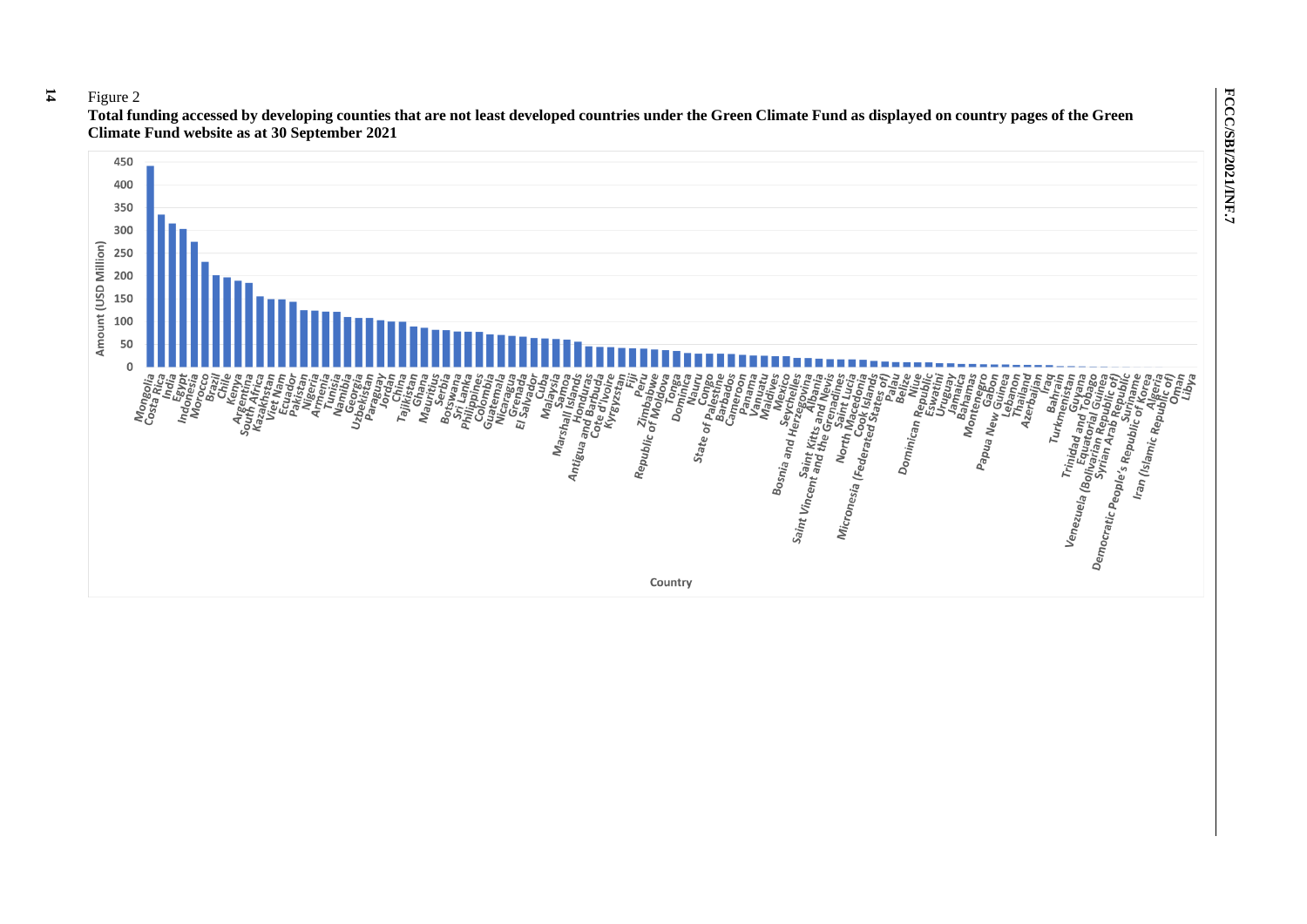Figure 2

**Total funding accessed by developing counties that are not least developed countries under the Green Climate Fund as displayed on country pages of the Green Climate Fund website as at 30 September 2021**

Amount (USD Million)

Country

Mongolia, Costa Rica, India, Egypt, Indonesia, Morocco, Brazil, Chile, Kenya, Argentina, South Africa, Kazakhstan, Viet Nam, Ecuador, Pakistan, Nigeria, Armenia, Tunisia, Namibia, Georgia, Uzbekistan, Paraguay, Jordan, China, Tajikistan, Ghana, Mauritius, Serbia, Botswana, Sri Lanka, Philippines, Colombia, Guatemala, Nicaragua, Grenada, El Salvador, Cuba, Malaysia, Samoa, Marshall Islands, Honduras, Antigua and Barbuda, Cote d'Ivoire, Kyrgyzstan, Fiji, Peru, Zimbabwe, Republic of Moldova, Tonga, Dominica, Nauru, Congo, State of Palestine, Barbados, Cameroon, Panama, Vanuatu, Maldives, Mexico, Seychelles, Bosnia and Herzegovina, Albania, Saint Kitts and Nevis, Saint Vincent and the Grenadines, Saint Lucia, North Macedonia, Cook Islands, Micronesia (Federated States of), Palau, Belize, Niue, Dominican Republic, Eswatini, Uruguay, Jamaica, Bahamas, Montenegro, Gabon, Papua New Guinea, Lebanon, Thailand, Azerbaijan, Iraq, Bahrain, Turkmenistan, Guyana, Trinidad and Tobago, Equatorial Guinea, Venezuela (Bolivarian Republic of), Syrian Arab Republic, Suriname, Democratic People's Republic of Korea, Algeria, Iran (Islamic Republic of), Oman, Libya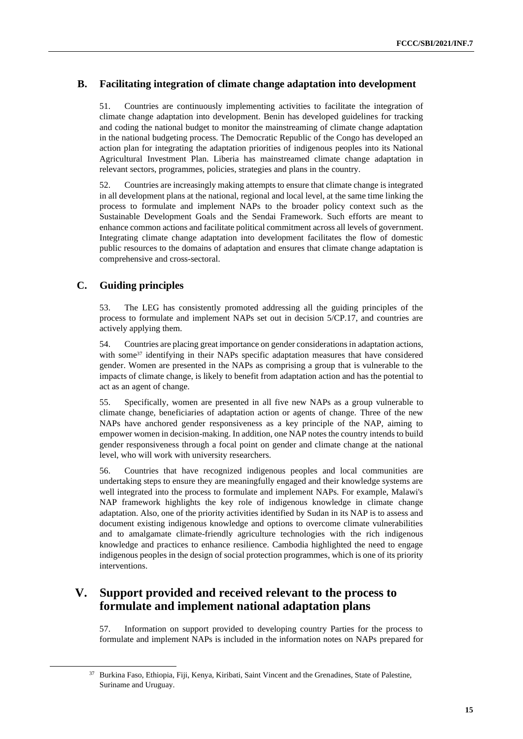## B. Facilitating integration of climate change adaptation into development

51. Countries are continuously implementing activities to facilitate the integration of climate change adaptation into development. Benin has developed guidelines for tracking and coding the national budget to monitor the mainstreaming of climate change adaptation in the national budgeting process. The Democratic Republic of the Congo has developed an action plan for integrating the adaptation priorities of indigenous peoples into its National Agricultural Investment Plan. Liberia has mainstreamed climate change adaptation in relevant sectors, programmes, policies, strategies and plans in the country.

52. Countries are increasingly making attempts to ensure that climate change is integrated in all development plans at the national, regional and local level, at the same time linking the process to formulate and implement NAPs to the broader policy context such as the Sustainable Development Goals and the Sendai Framework. Such efforts are meant to enhance common actions and facilitate political commitment across all levels of government. Integrating climate change adaptation into development facilitates the flow of domestic public resources to the domains of adaptation and ensures that climate change adaptation is comprehensive and cross-sectoral.

## C. Guiding principles

53. The LEG has consistently promoted addressing all the guiding principles of the process to formulate and implement NAPs set out in decision 5/CP.17, and countries are actively applying them.

54. Countries are placing great importance on gender considerations in adaptation actions, with some[37] identifying in their NAPs specific adaptation measures that have considered gender. Women are presented in the NAPs as comprising a group that is vulnerable to the impacts of climate change, is likely to benefit from adaptation action and has the potential to act as an agent of change.

55. Specifically, women are presented in all five new NAPs as a group vulnerable to climate change, beneficiaries of adaptation action or agents of change. Three of the new NAPs have anchored gender responsiveness as a key principle of the NAP, aiming to empower women in decision-making. In addition, one NAP notes the country intends to build gender responsiveness through a focal point on gender and climate change at the national level, who will work with university researchers.

56. Countries that have recognized indigenous peoples and local communities are undertaking steps to ensure they are meaningfully engaged and their knowledge systems are well integrated into the process to formulate and implement NAPs. For example, Malawi's NAP framework highlights the key role of indigenous knowledge in climate change adaptation. Also, one of the priority activities identified by Sudan in its NAP is to assess and document existing indigenous knowledge and options to overcome climate vulnerabilities and to amalgamate climate-friendly agriculture technologies with the rich indigenous knowledge and practices to enhance resilience. Cambodia highlighted the need to engage indigenous peoples in the design of social protection programmes, which is one of its priority interventions.

# V. Support provided and received relevant to the process to formulate and implement national adaptation plans

57. Information on support provided to developing country Parties for the process to formulate and implement NAPs is included in the information notes on NAPs prepared for

[37] Burkina Faso, Ethiopia, Fiji, Kenya, Kiribati, Saint Vincent and the Grenadines, State of Palestine, Suriname and Uruguay.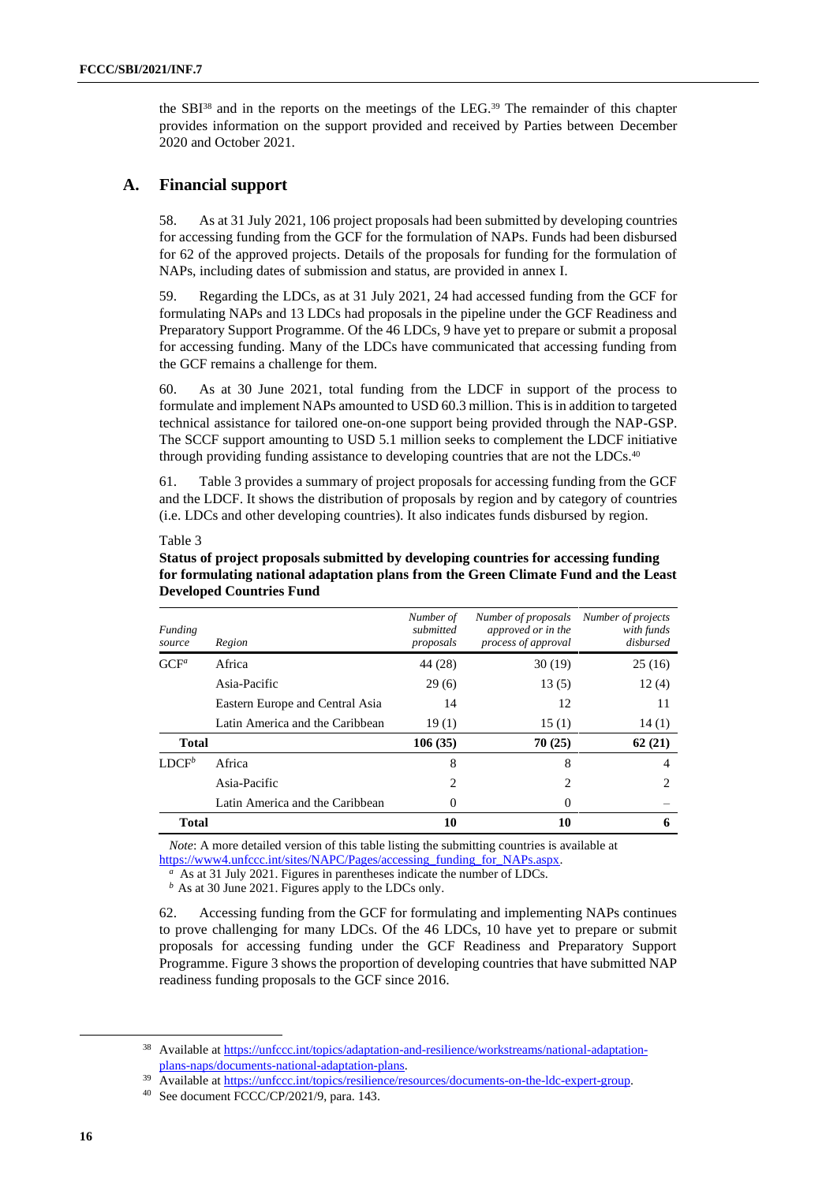the SBI[38] and in the reports on the meetings of the LEG.[39] The remainder of this chapter provides information on the support provided and received by Parties between December 2020 and October 2021.

## A. Financial support

58. As at 31 July 2021, 106 project proposals had been submitted by developing countries for accessing funding from the GCF for the formulation of NAPs. Funds had been disbursed for 62 of the approved projects. Details of the proposals for funding for the formulation of NAPs, including dates of submission and status, are provided in annex I.

59. Regarding the LDCs, as at 31 July 2021, 24 had accessed funding from the GCF for formulating NAPs and 13 LDCs had proposals in the pipeline under the GCF Readiness and Preparatory Support Programme. Of the 46 LDCs, 9 have yet to prepare or submit a proposal for accessing funding. Many of the LDCs have communicated that accessing funding from the GCF remains a challenge for them.

60. As at 30 June 2021, total funding from the LDCF in support of the process to formulate and implement NAPs amounted to USD 60.3 million. This is in addition to targeted technical assistance for tailored one-on-one support being provided through the NAP-GSP. The SCCF support amounting to USD 5.1 million seeks to complement the LDCF initiative through providing funding assistance to developing countries that are not the LDCs.[40]

61. Table 3 provides a summary of project proposals for accessing funding from the GCF and the LDCF. It shows the distribution of proposals by region and by category of countries (i.e. LDCs and other developing countries). It also indicates funds disbursed by region.

Table 3

**Status of project proposals submitted by developing countries for accessing funding for formulating national adaptation plans from the Green Climate Fund and the Least Developed Countries Fund**

| *Funding source* | *Region* | *Number of submitted proposals* | *Number of proposals approved or in the process of approval* | *Number of projects with funds disbursed* |
|---|---|---|---|---|
| GCF[a] | Africa | 44 (28) | 30 (19) | 25 (16) |
| | Asia-Pacific | 29 (6) | 13 (5) | 12 (4) |
| | Eastern Europe and Central Asia | 14 | 12 | 11 |
| | Latin America and the Caribbean | 19 (1) | 15 (1) | 14 (1) |
| **Total** | | **106 (35)** | **70 (25)** | **62 (21)** |
| LDCF[b] | Africa | 8 | 8 | 4 |
| | Asia-Pacific | 2 | 2 | 2 |
| | Latin America and the Caribbean | 0 | 0 | – |
| **Total** | | **10** | **10** | **6** |

*Note*: A more detailed version of this table listing the submitting countries is available at https://www4.unfccc.int/sites/NAPC/Pages/accessing_funding_for_NAPs.aspx.

[a] As at 31 July 2021. Figures in parentheses indicate the number of LDCs.

[b] As at 30 June 2021. Figures apply to the LDCs only.

62. Accessing funding from the GCF for formulating and implementing NAPs continues to prove challenging for many LDCs. Of the 46 LDCs, 10 have yet to prepare or submit proposals for accessing funding under the GCF Readiness and Preparatory Support Programme. Figure 3 shows the proportion of developing countries that have submitted NAP readiness funding proposals to the GCF since 2016.

[38] Available at https://unfccc.int/topics/adaptation-and-resilience/workstreams/national-adaptation-plans-naps/documents-national-adaptation-plans.

[39] Available at https://unfccc.int/topics/resilience/resources/documents-on-the-ldc-expert-group.

[40] See document FCCC/CP/2021/9, para. 143.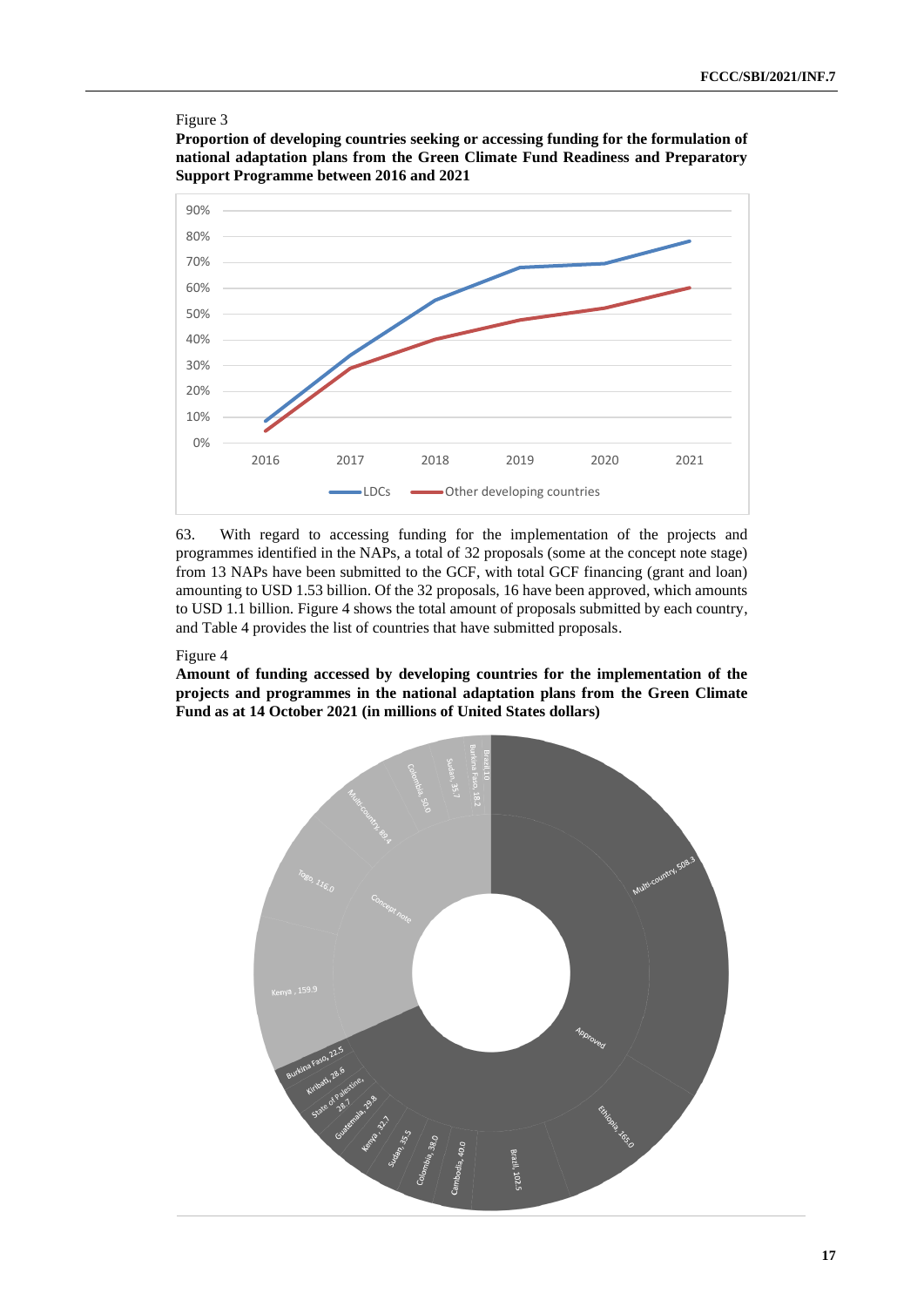Figure 3

**Proportion of developing countries seeking or accessing funding for the formulation of national adaptation plans from the Green Climate Fund Readiness and Preparatory Support Programme between 2016 and 2021**

63. With regard to accessing funding for the implementation of the projects and programmes identified in the NAPs, a total of 32 proposals (some at the concept note stage) from 13 NAPs have been submitted to the GCF, with total GCF financing (grant and loan) amounting to USD 1.53 billion. Of the 32 proposals, 16 have been approved, which amounts to USD 1.1 billion. Figure 4 shows the total amount of proposals submitted by each country, and Table 4 provides the list of countries that have submitted proposals.

Figure 4

**Amount of funding accessed by developing countries for the implementation of the projects and programmes in the national adaptation plans from the Green Climate Fund as at 14 October 2021 (in millions of United States dollars)**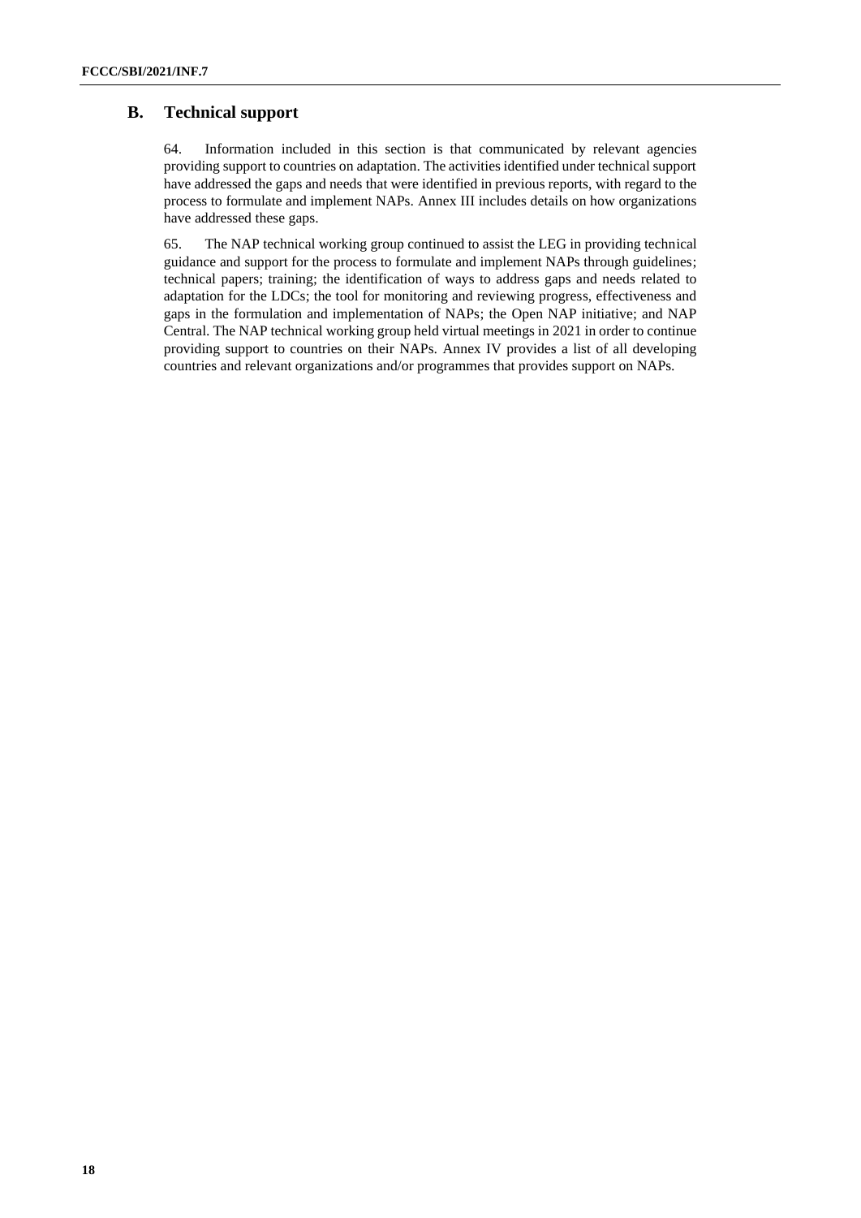## B. Technical support

64. Information included in this section is that communicated by relevant agencies providing support to countries on adaptation. The activities identified under technical support have addressed the gaps and needs that were identified in previous reports, with regard to the process to formulate and implement NAPs. Annex III includes details on how organizations have addressed these gaps.

65. The NAP technical working group continued to assist the LEG in providing technical guidance and support for the process to formulate and implement NAPs through guidelines; technical papers; training; the identification of ways to address gaps and needs related to adaptation for the LDCs; the tool for monitoring and reviewing progress, effectiveness and gaps in the formulation and implementation of NAPs; the Open NAP initiative; and NAP Central. The NAP technical working group held virtual meetings in 2021 in order to continue providing support to countries on their NAPs. Annex IV provides a list of all developing countries and relevant organizations and/or programmes that provides support on NAPs.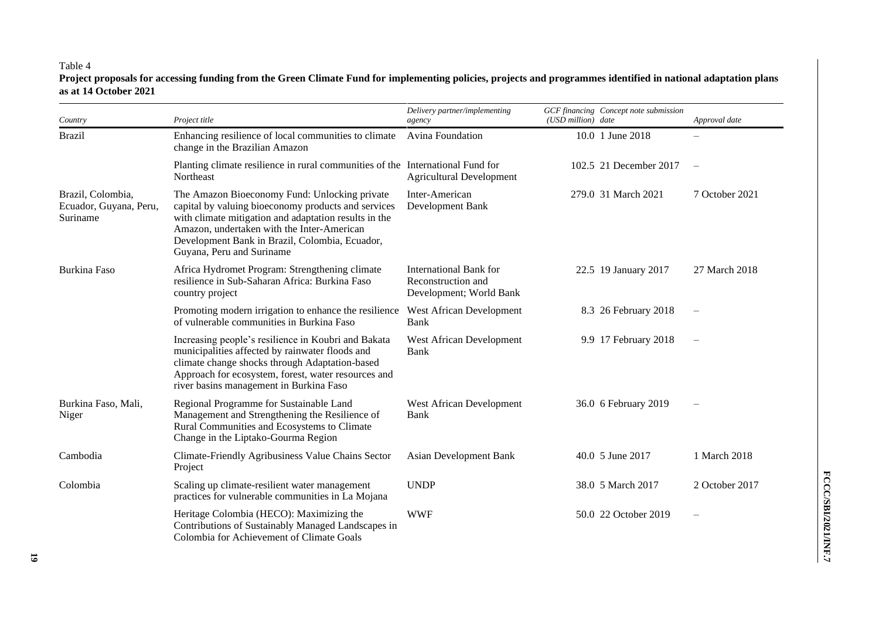Table 4

**Project proposals for accessing funding from the Green Climate Fund for implementing policies, projects and programmes identified in national adaptation plans as at 14 October 2021**

| *Country* | *Project title* | *Delivery partner/implementing agency* | *GCF financing (USD million)* | *Concept note submission date* | *Approval date* |
|---|---|---|---|---|---|
| Brazil | Enhancing resilience of local communities to climate change in the Brazilian Amazon | Avina Foundation | 10.0 | 1 June 2018 | – |
| | Planting climate resilience in rural communities of the Northeast | International Fund for Agricultural Development | 102.5 | 21 December 2017 | – |
| Brazil, Colombia, Ecuador, Guyana, Peru, Suriname | The Amazon Bioeconomy Fund: Unlocking private capital by valuing bioeconomy products and services with climate mitigation and adaptation results in the Amazon, undertaken with the Inter-American Development Bank in Brazil, Colombia, Ecuador, Guyana, Peru and Suriname | Inter-American Development Bank | 279.0 | 31 March 2021 | 7 October 2021 |
| Burkina Faso | Africa Hydromet Program: Strengthening climate resilience in Sub-Saharan Africa: Burkina Faso country project | International Bank for Reconstruction and Development; World Bank | 22.5 | 19 January 2017 | 27 March 2018 |
| | Promoting modern irrigation to enhance the resilience of vulnerable communities in Burkina Faso | West African Development Bank | 8.3 | 26 February 2018 | – |
| | Increasing people's resilience in Koubri and Bakata municipalities affected by rainwater floods and climate change shocks through Adaptation-based Approach for ecosystem, forest, water resources and river basins management in Burkina Faso | West African Development Bank | 9.9 | 17 February 2018 | – |
| Burkina Faso, Mali, Niger | Regional Programme for Sustainable Land Management and Strengthening the Resilience of Rural Communities and Ecosystems to Climate Change in the Liptako-Gourma Region | West African Development Bank | 36.0 | 6 February 2019 | – |
| Cambodia | Climate-Friendly Agribusiness Value Chains Sector Project | Asian Development Bank | 40.0 | 5 June 2017 | 1 March 2018 |
| Colombia | Scaling up climate-resilient water management practices for vulnerable communities in La Mojana | UNDP | 38.0 | 5 March 2017 | 2 October 2017 |
| | Heritage Colombia (HECO): Maximizing the Contributions of Sustainably Managed Landscapes in Colombia for Achievement of Climate Goals | WWF | 50.0 | 22 October 2019 | – |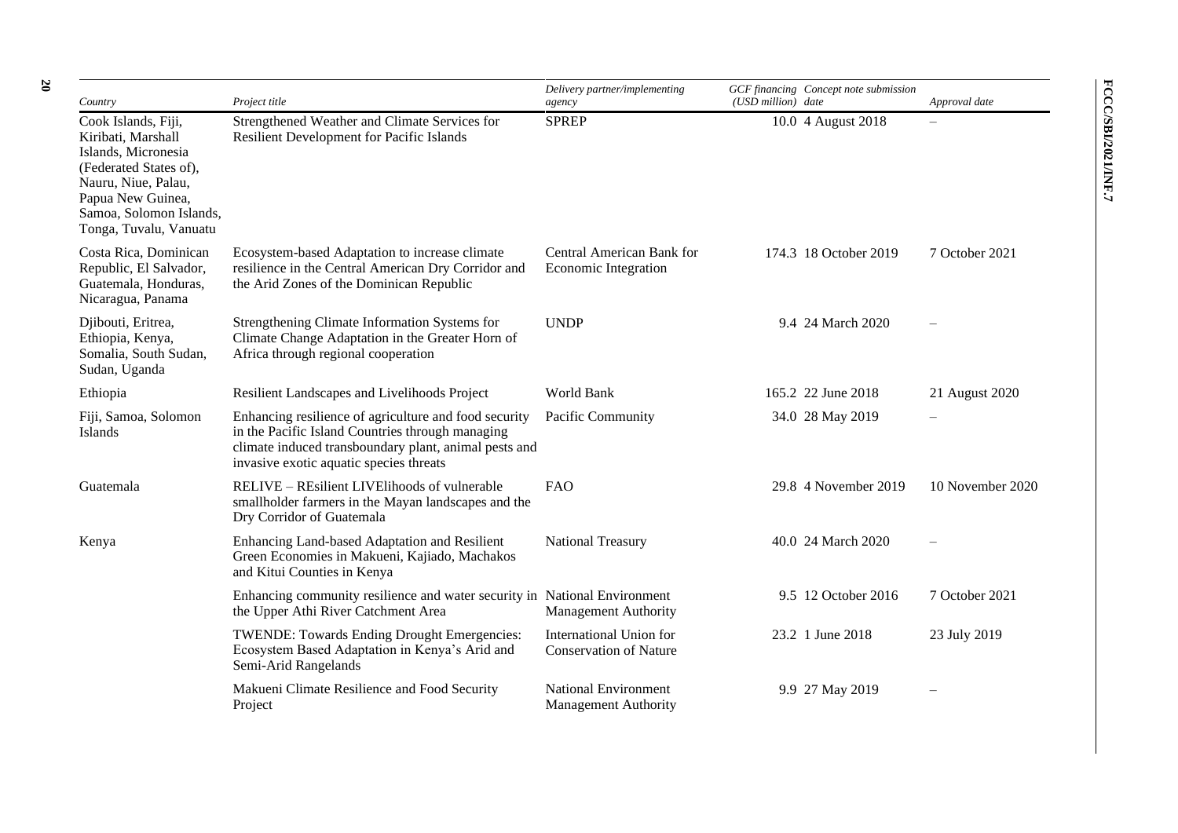| Country | Project title | Delivery partner/implementing agency | GCF financing (USD million) | Concept note submission date | Approval date |
| --- | --- | --- | --- | --- | --- |
| Cook Islands, Fiji, Kiribati, Marshall Islands, Micronesia (Federated States of), Nauru, Niue, Palau, Papua New Guinea, Samoa, Solomon Islands, Tonga, Tuvalu, Vanuatu | Strengthened Weather and Climate Services for Resilient Development for Pacific Islands | SPREP | 10.0 | 4 August 2018 | – |
| Costa Rica, Dominican Republic, El Salvador, Guatemala, Honduras, Nicaragua, Panama | Ecosystem-based Adaptation to increase climate resilience in the Central American Dry Corridor and the Arid Zones of the Dominican Republic | Central American Bank for Economic Integration | 174.3 | 18 October 2019 | 7 October 2021 |
| Djibouti, Eritrea, Ethiopia, Kenya, Somalia, South Sudan, Sudan, Uganda | Strengthening Climate Information Systems for Climate Change Adaptation in the Greater Horn of Africa through regional cooperation | UNDP | 9.4 | 24 March 2020 | – |
| Ethiopia | Resilient Landscapes and Livelihoods Project | World Bank | 165.2 | 22 June 2018 | 21 August 2020 |
| Fiji, Samoa, Solomon Islands | Enhancing resilience of agriculture and food security in the Pacific Island Countries through managing climate induced transboundary plant, animal pests and invasive exotic aquatic species threats | Pacific Community | 34.0 | 28 May 2019 | – |
| Guatemala | RELIVE – REsilient LIVElihoods of vulnerable smallholder farmers in the Mayan landscapes and the Dry Corridor of Guatemala | FAO | 29.8 | 4 November 2019 | 10 November 2020 |
| Kenya | Enhancing Land-based Adaptation and Resilient Green Economies in Makueni, Kajiado, Machakos and Kitui Counties in Kenya | National Treasury | 40.0 | 24 March 2020 | – |
| | Enhancing community resilience and water security in the Upper Athi River Catchment Area | National Environment Management Authority | 9.5 | 12 October 2016 | 7 October 2021 |
| | TWENDE: Towards Ending Drought Emergencies: Ecosystem Based Adaptation in Kenya's Arid and Semi-Arid Rangelands | International Union for Conservation of Nature | 23.2 | 1 June 2018 | 23 July 2019 |
| | Makueni Climate Resilience and Food Security Project | National Environment Management Authority | 9.9 | 27 May 2019 | – |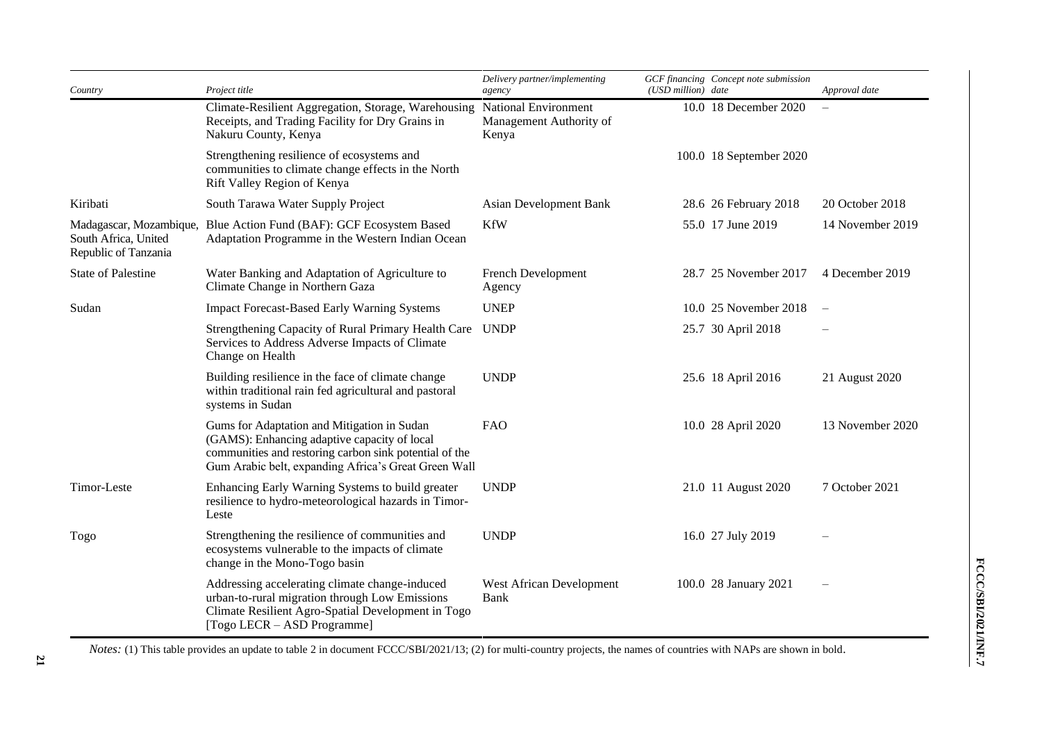| Country | Project title | Delivery partner/implementing agency | GCF financing (USD million) | Concept note submission date | Approval date |
|---|---|---|---|---|---|
| | Climate-Resilient Aggregation, Storage, Warehousing Receipts, and Trading Facility for Dry Grains in Nakuru County, Kenya | National Environment Management Authority of Kenya | 10.0 | 18 December 2020 | – |
| | Strengthening resilience of ecosystems and communities to climate change effects in the North Rift Valley Region of Kenya | | 100.0 | 18 September 2020 | |
| Kiribati | South Tarawa Water Supply Project | Asian Development Bank | 28.6 | 26 February 2018 | 20 October 2018 |
| Madagascar, Mozambique, South Africa, United Republic of Tanzania | Blue Action Fund (BAF): GCF Ecosystem Based Adaptation Programme in the Western Indian Ocean | KfW | 55.0 | 17 June 2019 | 14 November 2019 |
| State of Palestine | Water Banking and Adaptation of Agriculture to Climate Change in Northern Gaza | French Development Agency | 28.7 | 25 November 2017 | 4 December 2019 |
| Sudan | Impact Forecast-Based Early Warning Systems | UNEP | 10.0 | 25 November 2018 | – |
| | Strengthening Capacity of Rural Primary Health Care Services to Address Adverse Impacts of Climate Change on Health | UNDP | 25.7 | 30 April 2018 | – |
| | Building resilience in the face of climate change within traditional rain fed agricultural and pastoral systems in Sudan | UNDP | 25.6 | 18 April 2016 | 21 August 2020 |
| | Gums for Adaptation and Mitigation in Sudan (GAMS): Enhancing adaptive capacity of local communities and restoring carbon sink potential of the Gum Arabic belt, expanding Africa's Great Green Wall | FAO | 10.0 | 28 April 2020 | 13 November 2020 |
| Timor-Leste | Enhancing Early Warning Systems to build greater resilience to hydro-meteorological hazards in Timor-Leste | UNDP | 21.0 | 11 August 2020 | 7 October 2021 |
| Togo | Strengthening the resilience of communities and ecosystems vulnerable to the impacts of climate change in the Mono-Togo basin | UNDP | 16.0 | 27 July 2019 | – |
| | Addressing accelerating climate change-induced urban-to-rural migration through Low Emissions Climate Resilient Agro-Spatial Development in Togo [Togo LECR – ASD Programme] | West African Development Bank | 100.0 | 28 January 2021 | – |

*Notes:* (1) This table provides an update to table 2 in document FCCC/SBI/2021/13; (2) for multi-country projects, the names of countries with NAPs are shown in bold.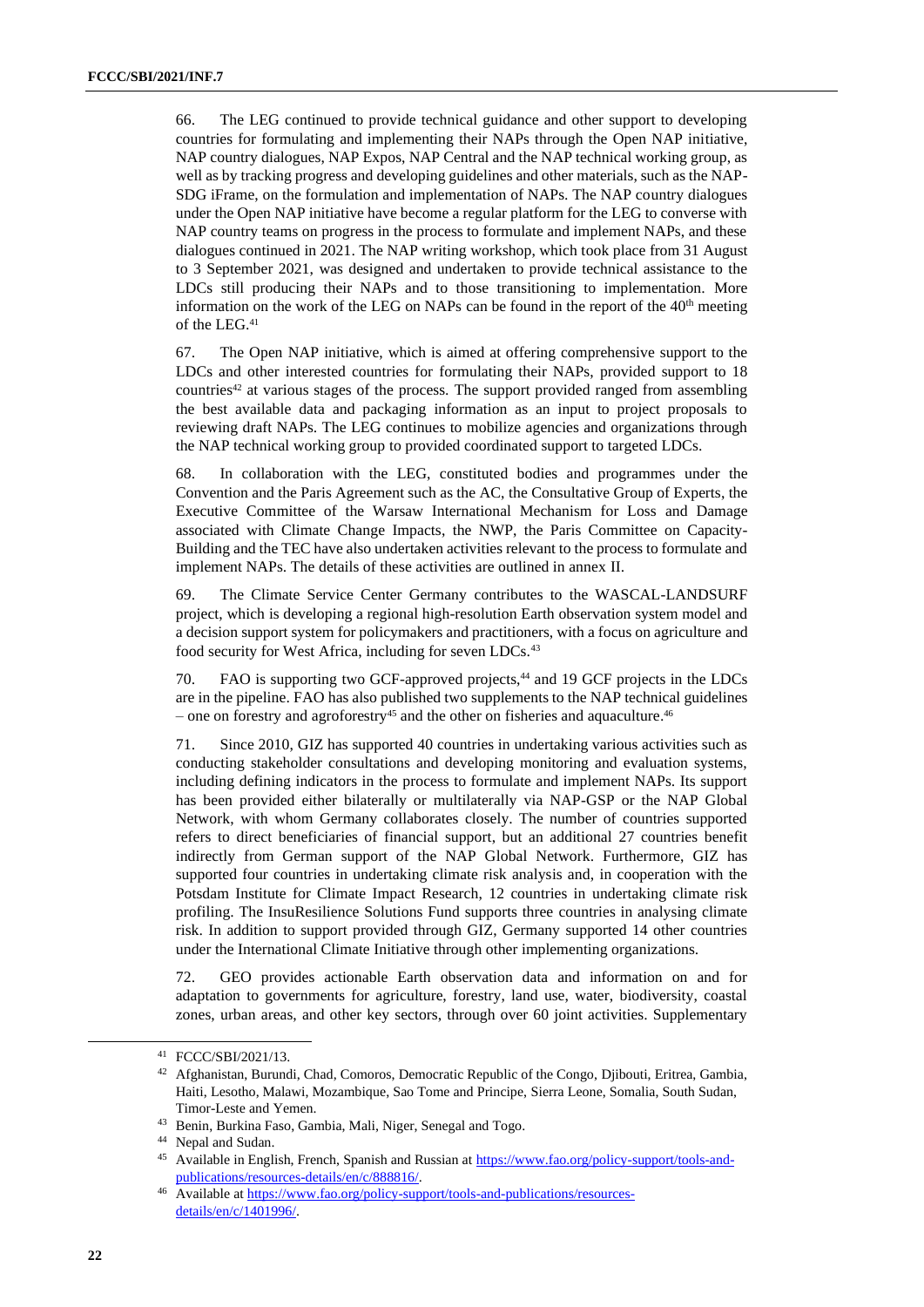66. The LEG continued to provide technical guidance and other support to developing countries for formulating and implementing their NAPs through the Open NAP initiative, NAP country dialogues, NAP Expos, NAP Central and the NAP technical working group, as well as by tracking progress and developing guidelines and other materials, such as the NAP-SDG iFrame, on the formulation and implementation of NAPs. The NAP country dialogues under the Open NAP initiative have become a regular platform for the LEG to converse with NAP country teams on progress in the process to formulate and implement NAPs, and these dialogues continued in 2021. The NAP writing workshop, which took place from 31 August to 3 September 2021, was designed and undertaken to provide technical assistance to the LDCs still producing their NAPs and to those transitioning to implementation. More information on the work of the LEG on NAPs can be found in the report of the 40th meeting of the LEG.[41]

67. The Open NAP initiative, which is aimed at offering comprehensive support to the LDCs and other interested countries for formulating their NAPs, provided support to 18 countries[42] at various stages of the process. The support provided ranged from assembling the best available data and packaging information as an input to project proposals to reviewing draft NAPs. The LEG continues to mobilize agencies and organizations through the NAP technical working group to provided coordinated support to targeted LDCs.

68. In collaboration with the LEG, constituted bodies and programmes under the Convention and the Paris Agreement such as the AC, the Consultative Group of Experts, the Executive Committee of the Warsaw International Mechanism for Loss and Damage associated with Climate Change Impacts, the NWP, the Paris Committee on Capacity-Building and the TEC have also undertaken activities relevant to the process to formulate and implement NAPs. The details of these activities are outlined in annex II.

69. The Climate Service Center Germany contributes to the WASCAL-LANDSURF project, which is developing a regional high-resolution Earth observation system model and a decision support system for policymakers and practitioners, with a focus on agriculture and food security for West Africa, including for seven LDCs.[43]

70. FAO is supporting two GCF-approved projects,[44] and 19 GCF projects in the LDCs are in the pipeline. FAO has also published two supplements to the NAP technical guidelines – one on forestry and agroforestry[45] and the other on fisheries and aquaculture.[46]

71. Since 2010, GIZ has supported 40 countries in undertaking various activities such as conducting stakeholder consultations and developing monitoring and evaluation systems, including defining indicators in the process to formulate and implement NAPs. Its support has been provided either bilaterally or multilaterally via NAP-GSP or the NAP Global Network, with whom Germany collaborates closely. The number of countries supported refers to direct beneficiaries of financial support, but an additional 27 countries benefit indirectly from German support of the NAP Global Network. Furthermore, GIZ has supported four countries in undertaking climate risk analysis and, in cooperation with the Potsdam Institute for Climate Impact Research, 12 countries in undertaking climate risk profiling. The InsuResilience Solutions Fund supports three countries in analysing climate risk. In addition to support provided through GIZ, Germany supported 14 other countries under the International Climate Initiative through other implementing organizations.

72. GEO provides actionable Earth observation data and information on and for adaptation to governments for agriculture, forestry, land use, water, biodiversity, coastal zones, urban areas, and other key sectors, through over 60 joint activities. Supplementary

---

[41] FCCC/SBI/2021/13.

[42] Afghanistan, Burundi, Chad, Comoros, Democratic Republic of the Congo, Djibouti, Eritrea, Gambia, Haiti, Lesotho, Malawi, Mozambique, Sao Tome and Principe, Sierra Leone, Somalia, South Sudan, Timor-Leste and Yemen.

[43] Benin, Burkina Faso, Gambia, Mali, Niger, Senegal and Togo.

[44] Nepal and Sudan.

[45] Available in English, French, Spanish and Russian at https://www.fao.org/policy-support/tools-and-publications/resources-details/en/c/888816/.

[46] Available at https://www.fao.org/policy-support/tools-and-publications/resources-details/en/c/1401996/.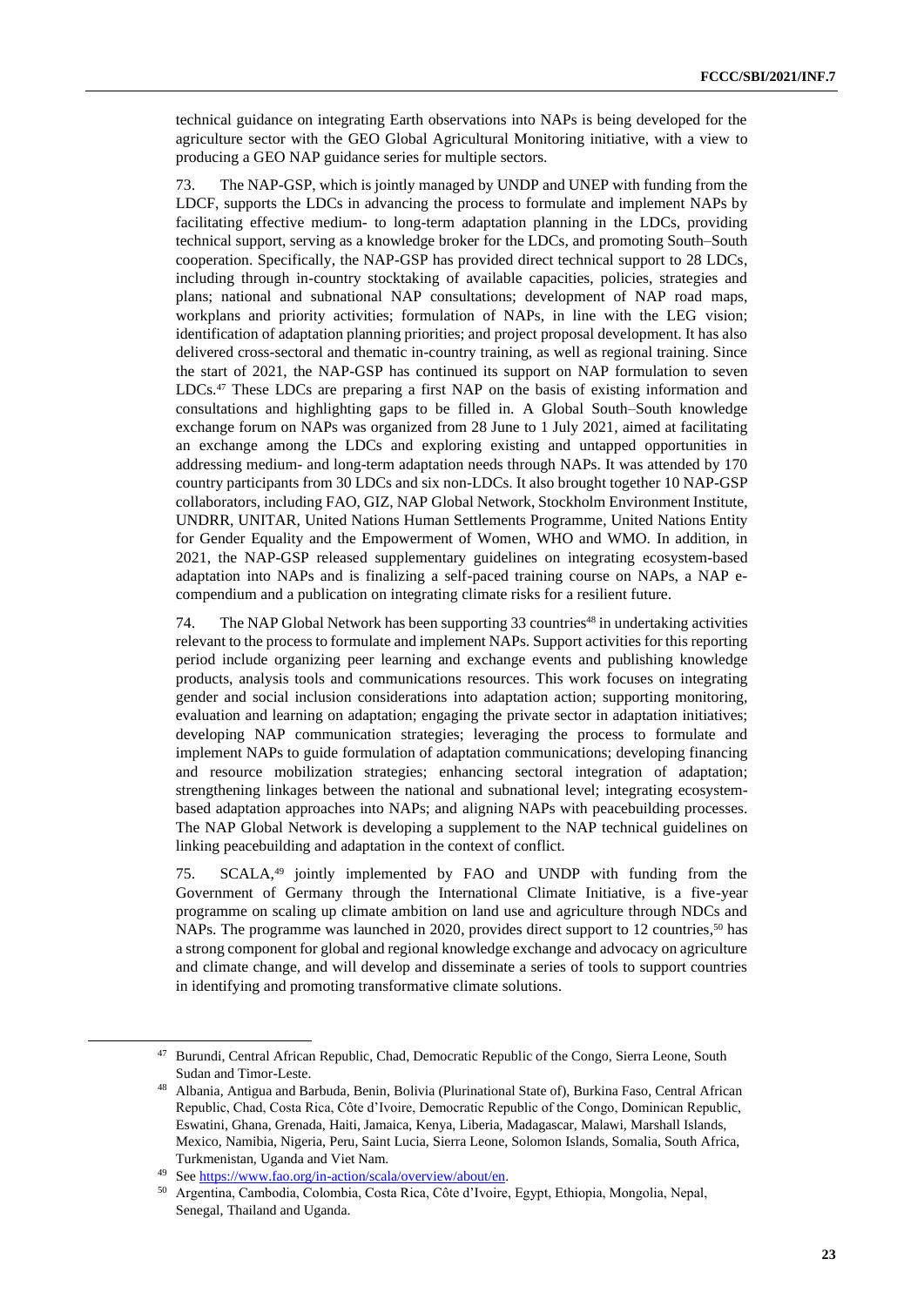technical guidance on integrating Earth observations into NAPs is being developed for the agriculture sector with the GEO Global Agricultural Monitoring initiative, with a view to producing a GEO NAP guidance series for multiple sectors.

73. The NAP-GSP, which is jointly managed by UNDP and UNEP with funding from the LDCF, supports the LDCs in advancing the process to formulate and implement NAPs by facilitating effective medium- to long-term adaptation planning in the LDCs, providing technical support, serving as a knowledge broker for the LDCs, and promoting South–South cooperation. Specifically, the NAP-GSP has provided direct technical support to 28 LDCs, including through in-country stocktaking of available capacities, policies, strategies and plans; national and subnational NAP consultations; development of NAP road maps, workplans and priority activities; formulation of NAPs, in line with the LEG vision; identification of adaptation planning priorities; and project proposal development. It has also delivered cross-sectoral and thematic in-country training, as well as regional training. Since the start of 2021, the NAP-GSP has continued its support on NAP formulation to seven LDCs.[47] These LDCs are preparing a first NAP on the basis of existing information and consultations and highlighting gaps to be filled in. A Global South–South knowledge exchange forum on NAPs was organized from 28 June to 1 July 2021, aimed at facilitating an exchange among the LDCs and exploring existing and untapped opportunities in addressing medium- and long-term adaptation needs through NAPs. It was attended by 170 country participants from 30 LDCs and six non-LDCs. It also brought together 10 NAP-GSP collaborators, including FAO, GIZ, NAP Global Network, Stockholm Environment Institute, UNDRR, UNITAR, United Nations Human Settlements Programme, United Nations Entity for Gender Equality and the Empowerment of Women, WHO and WMO. In addition, in 2021, the NAP-GSP released supplementary guidelines on integrating ecosystem-based adaptation into NAPs and is finalizing a self-paced training course on NAPs, a NAP e-compendium and a publication on integrating climate risks for a resilient future.

74. The NAP Global Network has been supporting 33 countries[48] in undertaking activities relevant to the process to formulate and implement NAPs. Support activities for this reporting period include organizing peer learning and exchange events and publishing knowledge products, analysis tools and communications resources. This work focuses on integrating gender and social inclusion considerations into adaptation action; supporting monitoring, evaluation and learning on adaptation; engaging the private sector in adaptation initiatives; developing NAP communication strategies; leveraging the process to formulate and implement NAPs to guide formulation of adaptation communications; developing financing and resource mobilization strategies; enhancing sectoral integration of adaptation; strengthening linkages between the national and subnational level; integrating ecosystem-based adaptation approaches into NAPs; and aligning NAPs with peacebuilding processes. The NAP Global Network is developing a supplement to the NAP technical guidelines on linking peacebuilding and adaptation in the context of conflict.

75. SCALA,[49] jointly implemented by FAO and UNDP with funding from the Government of Germany through the International Climate Initiative, is a five-year programme on scaling up climate ambition on land use and agriculture through NDCs and NAPs. The programme was launched in 2020, provides direct support to 12 countries,[50] has a strong component for global and regional knowledge exchange and advocacy on agriculture and climate change, and will develop and disseminate a series of tools to support countries in identifying and promoting transformative climate solutions.

---

[47] Burundi, Central African Republic, Chad, Democratic Republic of the Congo, Sierra Leone, South Sudan and Timor-Leste.

[48] Albania, Antigua and Barbuda, Benin, Bolivia (Plurinational State of), Burkina Faso, Central African Republic, Chad, Costa Rica, Côte d'Ivoire, Democratic Republic of the Congo, Dominican Republic, Eswatini, Ghana, Grenada, Haiti, Jamaica, Kenya, Liberia, Madagascar, Malawi, Marshall Islands, Mexico, Namibia, Nigeria, Peru, Saint Lucia, Sierra Leone, Solomon Islands, Somalia, South Africa, Turkmenistan, Uganda and Viet Nam.

[49] See https://www.fao.org/in-action/scala/overview/about/en.

[50] Argentina, Cambodia, Colombia, Costa Rica, Côte d'Ivoire, Egypt, Ethiopia, Mongolia, Nepal, Senegal, Thailand and Uganda.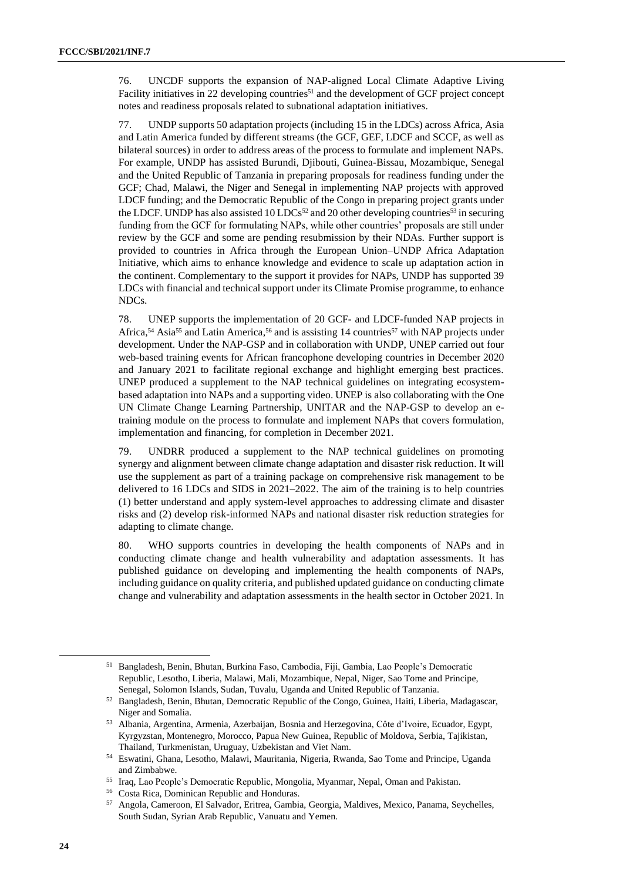76. UNCDF supports the expansion of NAP-aligned Local Climate Adaptive Living Facility initiatives in 22 developing countries[51] and the development of GCF project concept notes and readiness proposals related to subnational adaptation initiatives.

77. UNDP supports 50 adaptation projects (including 15 in the LDCs) across Africa, Asia and Latin America funded by different streams (the GCF, GEF, LDCF and SCCF, as well as bilateral sources) in order to address areas of the process to formulate and implement NAPs. For example, UNDP has assisted Burundi, Djibouti, Guinea-Bissau, Mozambique, Senegal and the United Republic of Tanzania in preparing proposals for readiness funding under the GCF; Chad, Malawi, the Niger and Senegal in implementing NAP projects with approved LDCF funding; and the Democratic Republic of the Congo in preparing project grants under the LDCF. UNDP has also assisted 10 LDCs[52] and 20 other developing countries[53] in securing funding from the GCF for formulating NAPs, while other countries' proposals are still under review by the GCF and some are pending resubmission by their NDAs. Further support is provided to countries in Africa through the European Union–UNDP Africa Adaptation Initiative, which aims to enhance knowledge and evidence to scale up adaptation action in the continent. Complementary to the support it provides for NAPs, UNDP has supported 39 LDCs with financial and technical support under its Climate Promise programme, to enhance NDCs.

78. UNEP supports the implementation of 20 GCF- and LDCF-funded NAP projects in Africa,[54] Asia[55] and Latin America,[56] and is assisting 14 countries[57] with NAP projects under development. Under the NAP-GSP and in collaboration with UNDP, UNEP carried out four web-based training events for African francophone developing countries in December 2020 and January 2021 to facilitate regional exchange and highlight emerging best practices. UNEP produced a supplement to the NAP technical guidelines on integrating ecosystem-based adaptation into NAPs and a supporting video. UNEP is also collaborating with the One UN Climate Change Learning Partnership, UNITAR and the NAP-GSP to develop an e-training module on the process to formulate and implement NAPs that covers formulation, implementation and financing, for completion in December 2021.

79. UNDRR produced a supplement to the NAP technical guidelines on promoting synergy and alignment between climate change adaptation and disaster risk reduction. It will use the supplement as part of a training package on comprehensive risk management to be delivered to 16 LDCs and SIDS in 2021–2022. The aim of the training is to help countries (1) better understand and apply system-level approaches to addressing climate and disaster risks and (2) develop risk-informed NAPs and national disaster risk reduction strategies for adapting to climate change.

80. WHO supports countries in developing the health components of NAPs and in conducting climate change and health vulnerability and adaptation assessments. It has published guidance on developing and implementing the health components of NAPs, including guidance on quality criteria, and published updated guidance on conducting climate change and vulnerability and adaptation assessments in the health sector in October 2021. In

---

[51] Bangladesh, Benin, Bhutan, Burkina Faso, Cambodia, Fiji, Gambia, Lao People's Democratic Republic, Lesotho, Liberia, Malawi, Mali, Mozambique, Nepal, Niger, Sao Tome and Principe, Senegal, Solomon Islands, Sudan, Tuvalu, Uganda and United Republic of Tanzania.

[52] Bangladesh, Benin, Bhutan, Democratic Republic of the Congo, Guinea, Haiti, Liberia, Madagascar, Niger and Somalia.

[53] Albania, Argentina, Armenia, Azerbaijan, Bosnia and Herzegovina, Côte d'Ivoire, Ecuador, Egypt, Kyrgyzstan, Montenegro, Morocco, Papua New Guinea, Republic of Moldova, Serbia, Tajikistan, Thailand, Turkmenistan, Uruguay, Uzbekistan and Viet Nam.

[54] Eswatini, Ghana, Lesotho, Malawi, Mauritania, Nigeria, Rwanda, Sao Tome and Principe, Uganda and Zimbabwe.

[55] Iraq, Lao People's Democratic Republic, Mongolia, Myanmar, Nepal, Oman and Pakistan.

[56] Costa Rica, Dominican Republic and Honduras.

[57] Angola, Cameroon, El Salvador, Eritrea, Gambia, Georgia, Maldives, Mexico, Panama, Seychelles, South Sudan, Syrian Arab Republic, Vanuatu and Yemen.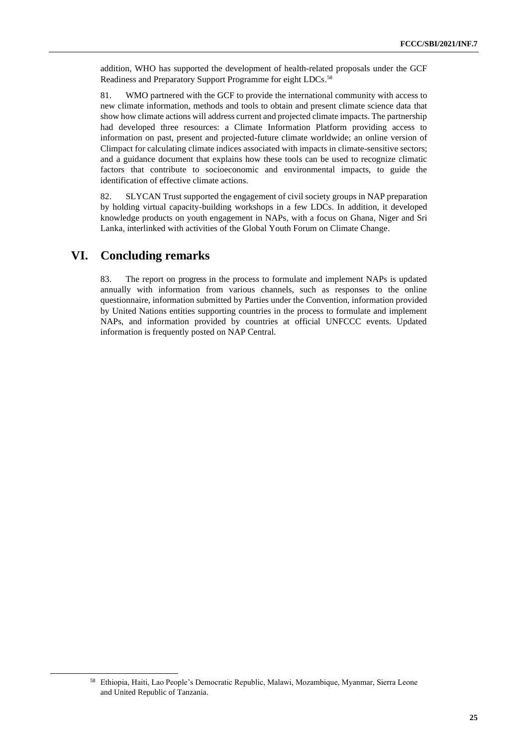addition, WHO has supported the development of health-related proposals under the GCF Readiness and Preparatory Support Programme for eight LDCs.[58]

81. WMO partnered with the GCF to provide the international community with access to new climate information, methods and tools to obtain and present climate science data that show how climate actions will address current and projected climate impacts. The partnership had developed three resources: a Climate Information Platform providing access to information on past, present and projected-future climate worldwide; an online version of Climpact for calculating climate indices associated with impacts in climate-sensitive sectors; and a guidance document that explains how these tools can be used to recognize climatic factors that contribute to socioeconomic and environmental impacts, to guide the identification of effective climate actions.

82. SLYCAN Trust supported the engagement of civil society groups in NAP preparation by holding virtual capacity-building workshops in a few LDCs. In addition, it developed knowledge products on youth engagement in NAPs, with a focus on Ghana, Niger and Sri Lanka, interlinked with activities of the Global Youth Forum on Climate Change.

# VI. Concluding remarks

83. The report on progress in the process to formulate and implement NAPs is updated annually with information from various channels, such as responses to the online questionnaire, information submitted by Parties under the Convention, information provided by United Nations entities supporting countries in the process to formulate and implement NAPs, and information provided by countries at official UNFCCC events. Updated information is frequently posted on NAP Central.

---

[58] Ethiopia, Haiti, Lao People's Democratic Republic, Malawi, Mozambique, Myanmar, Sierra Leone and United Republic of Tanzania.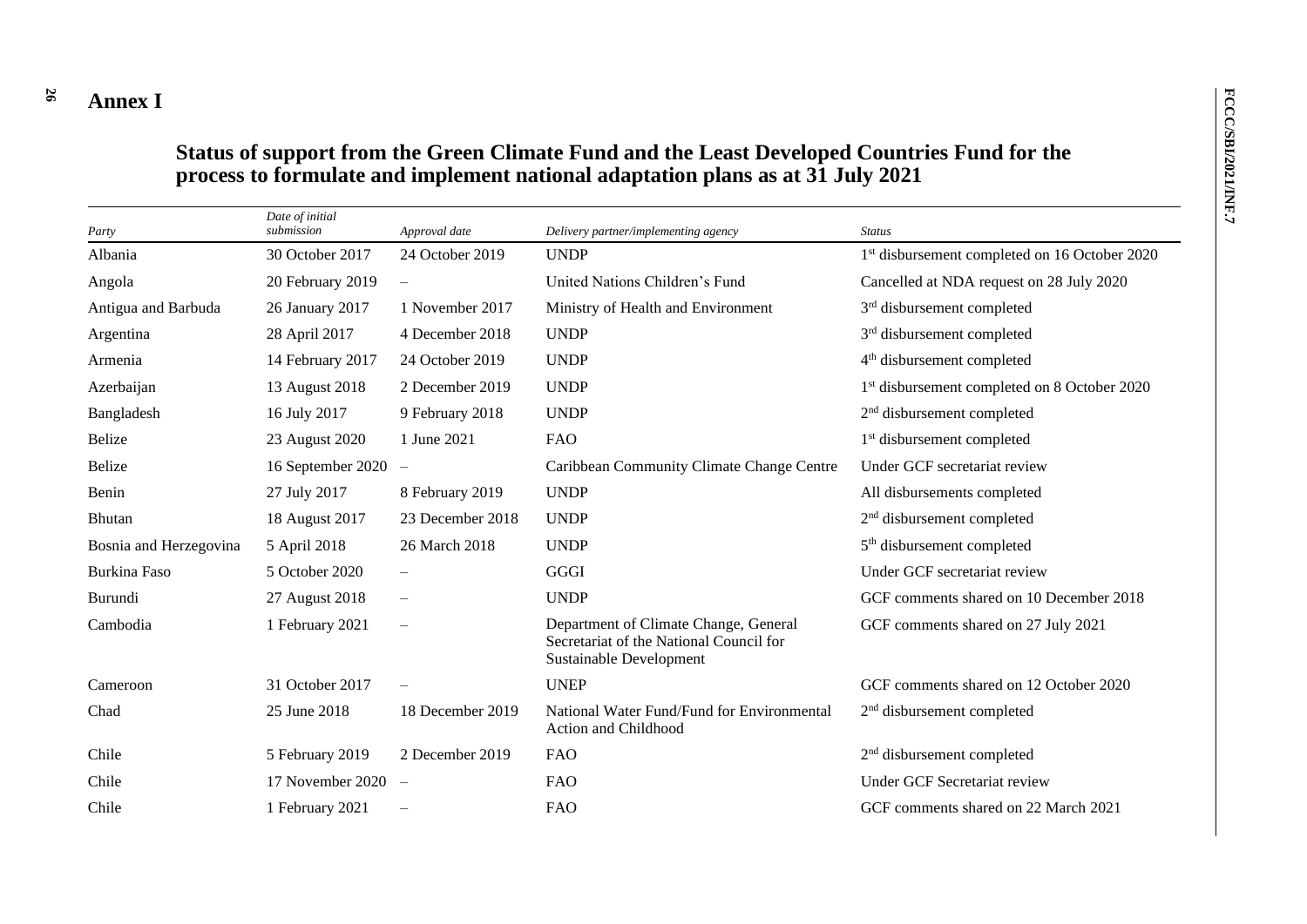# Annex I

## Status of support from the Green Climate Fund and the Least Developed Countries Fund for the process to formulate and implement national adaptation plans as at 31 July 2021

| *Party* | *Date of initial submission* | *Approval date* | *Delivery partner/implementing agency* | *Status* |
|---|---|---|---|---|
| Albania | 30 October 2017 | 24 October 2019 | UNDP | 1st disbursement completed on 16 October 2020 |
| Angola | 20 February 2019 | – | United Nations Children's Fund | Cancelled at NDA request on 28 July 2020 |
| Antigua and Barbuda | 26 January 2017 | 1 November 2017 | Ministry of Health and Environment | 3rd disbursement completed |
| Argentina | 28 April 2017 | 4 December 2018 | UNDP | 3rd disbursement completed |
| Armenia | 14 February 2017 | 24 October 2019 | UNDP | 4th disbursement completed |
| Azerbaijan | 13 August 2018 | 2 December 2019 | UNDP | 1st disbursement completed on 8 October 2020 |
| Bangladesh | 16 July 2017 | 9 February 2018 | UNDP | 2nd disbursement completed |
| Belize | 23 August 2020 | 1 June 2021 | FAO | 1st disbursement completed |
| Belize | 16 September 2020 | – | Caribbean Community Climate Change Centre | Under GCF secretariat review |
| Benin | 27 July 2017 | 8 February 2019 | UNDP | All disbursements completed |
| Bhutan | 18 August 2017 | 23 December 2018 | UNDP | 2nd disbursement completed |
| Bosnia and Herzegovina | 5 April 2018 | 26 March 2018 | UNDP | 5th disbursement completed |
| Burkina Faso | 5 October 2020 | – | GGGI | Under GCF secretariat review |
| Burundi | 27 August 2018 | – | UNDP | GCF comments shared on 10 December 2018 |
| Cambodia | 1 February 2021 | – | Department of Climate Change, General Secretariat of the National Council for Sustainable Development | GCF comments shared on 27 July 2021 |
| Cameroon | 31 October 2017 | – | UNEP | GCF comments shared on 12 October 2020 |
| Chad | 25 June 2018 | 18 December 2019 | National Water Fund/Fund for Environmental Action and Childhood | 2nd disbursement completed |
| Chile | 5 February 2019 | 2 December 2019 | FAO | 2nd disbursement completed |
| Chile | 17 November 2020 | – | FAO | Under GCF Secretariat review |
| Chile | 1 February 2021 | – | FAO | GCF comments shared on 22 March 2021 |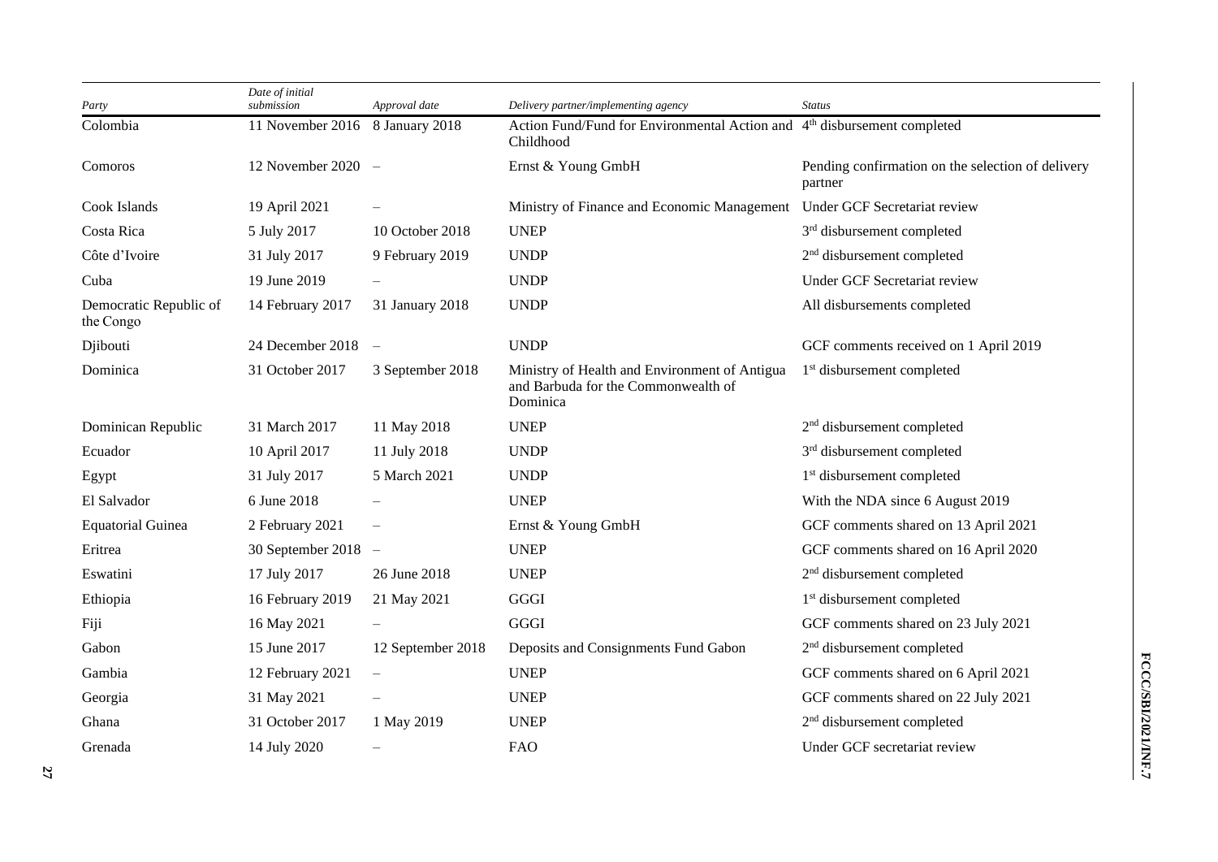| Party | Date of initial submission | Approval date | Delivery partner/implementing agency | Status |
| --- | --- | --- | --- | --- |
| Colombia | 11 November 2016 | 8 January 2018 | Action Fund/Fund for Environmental Action and Childhood | 4th disbursement completed |
| Comoros | 12 November 2020 | – | Ernst & Young GmbH | Pending confirmation on the selection of delivery partner |
| Cook Islands | 19 April 2021 | – | Ministry of Finance and Economic Management | Under GCF Secretariat review |
| Costa Rica | 5 July 2017 | 10 October 2018 | UNEP | 3rd disbursement completed |
| Côte d'Ivoire | 31 July 2017 | 9 February 2019 | UNDP | 2nd disbursement completed |
| Cuba | 19 June 2019 | – | UNDP | Under GCF Secretariat review |
| Democratic Republic of the Congo | 14 February 2017 | 31 January 2018 | UNDP | All disbursements completed |
| Djibouti | 24 December 2018 | – | UNDP | GCF comments received on 1 April 2019 |
| Dominica | 31 October 2017 | 3 September 2018 | Ministry of Health and Environment of Antigua and Barbuda for the Commonwealth of Dominica | 1st disbursement completed |
| Dominican Republic | 31 March 2017 | 11 May 2018 | UNEP | 2nd disbursement completed |
| Ecuador | 10 April 2017 | 11 July 2018 | UNDP | 3rd disbursement completed |
| Egypt | 31 July 2017 | 5 March 2021 | UNDP | 1st disbursement completed |
| El Salvador | 6 June 2018 | – | UNEP | With the NDA since 6 August 2019 |
| Equatorial Guinea | 2 February 2021 | – | Ernst & Young GmbH | GCF comments shared on 13 April 2021 |
| Eritrea | 30 September 2018 | – | UNEP | GCF comments shared on 16 April 2020 |
| Eswatini | 17 July 2017 | 26 June 2018 | UNEP | 2nd disbursement completed |
| Ethiopia | 16 February 2019 | 21 May 2021 | GGGI | 1st disbursement completed |
| Fiji | 16 May 2021 | – | GGGI | GCF comments shared on 23 July 2021 |
| Gabon | 15 June 2017 | 12 September 2018 | Deposits and Consignments Fund Gabon | 2nd disbursement completed |
| Gambia | 12 February 2021 | – | UNEP | GCF comments shared on 6 April 2021 |
| Georgia | 31 May 2021 | – | UNEP | GCF comments shared on 22 July 2021 |
| Ghana | 31 October 2017 | 1 May 2019 | UNEP | 2nd disbursement completed |
| Grenada | 14 July 2020 | – | FAO | Under GCF secretariat review |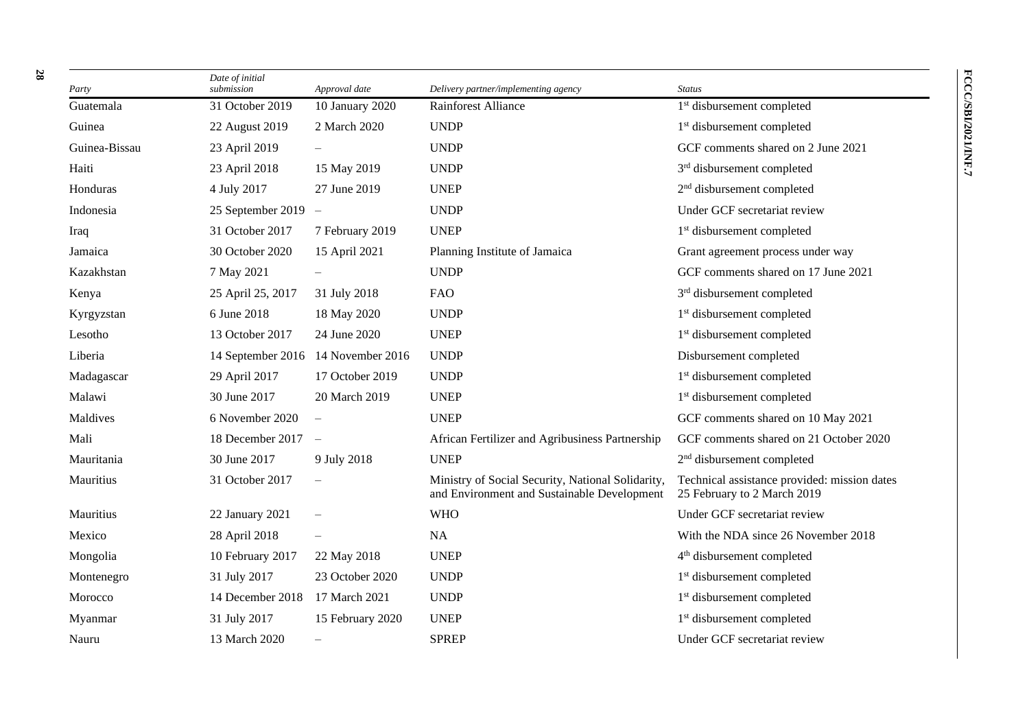| Party | Date of initial submission | Approval date | Delivery partner/implementing agency | Status |
|---|---|---|---|---|
| Guatemala | 31 October 2019 | 10 January 2020 | Rainforest Alliance | 1st disbursement completed |
| Guinea | 22 August 2019 | 2 March 2020 | UNDP | 1st disbursement completed |
| Guinea-Bissau | 23 April 2019 | – | UNDP | GCF comments shared on 2 June 2021 |
| Haiti | 23 April 2018 | 15 May 2019 | UNDP | 3rd disbursement completed |
| Honduras | 4 July 2017 | 27 June 2019 | UNEP | 2nd disbursement completed |
| Indonesia | 25 September 2019 | – | UNDP | Under GCF secretariat review |
| Iraq | 31 October 2017 | 7 February 2019 | UNEP | 1st disbursement completed |
| Jamaica | 30 October 2020 | 15 April 2021 | Planning Institute of Jamaica | Grant agreement process under way |
| Kazakhstan | 7 May 2021 | – | UNDP | GCF comments shared on 17 June 2021 |
| Kenya | 25 April 25, 2017 | 31 July 2018 | FAO | 3rd disbursement completed |
| Kyrgyzstan | 6 June 2018 | 18 May 2020 | UNDP | 1st disbursement completed |
| Lesotho | 13 October 2017 | 24 June 2020 | UNEP | 1st disbursement completed |
| Liberia | 14 September 2016 | 14 November 2016 | UNDP | Disbursement completed |
| Madagascar | 29 April 2017 | 17 October 2019 | UNDP | 1st disbursement completed |
| Malawi | 30 June 2017 | 20 March 2019 | UNEP | 1st disbursement completed |
| Maldives | 6 November 2020 | – | UNEP | GCF comments shared on 10 May 2021 |
| Mali | 18 December 2017 | – | African Fertilizer and Agribusiness Partnership | GCF comments shared on 21 October 2020 |
| Mauritania | 30 June 2017 | 9 July 2018 | UNEP | 2nd disbursement completed |
| Mauritius | 31 October 2017 | – | Ministry of Social Security, National Solidarity, and Environment and Sustainable Development | Technical assistance provided: mission dates 25 February to 2 March 2019 |
| Mauritius | 22 January 2021 | – | WHO | Under GCF secretariat review |
| Mexico | 28 April 2018 | – | NA | With the NDA since 26 November 2018 |
| Mongolia | 10 February 2017 | 22 May 2018 | UNEP | 4th disbursement completed |
| Montenegro | 31 July 2017 | 23 October 2020 | UNDP | 1st disbursement completed |
| Morocco | 14 December 2018 | 17 March 2021 | UNDP | 1st disbursement completed |
| Myanmar | 31 July 2017 | 15 February 2020 | UNEP | 1st disbursement completed |
| Nauru | 13 March 2020 | – | SPREP | Under GCF secretariat review |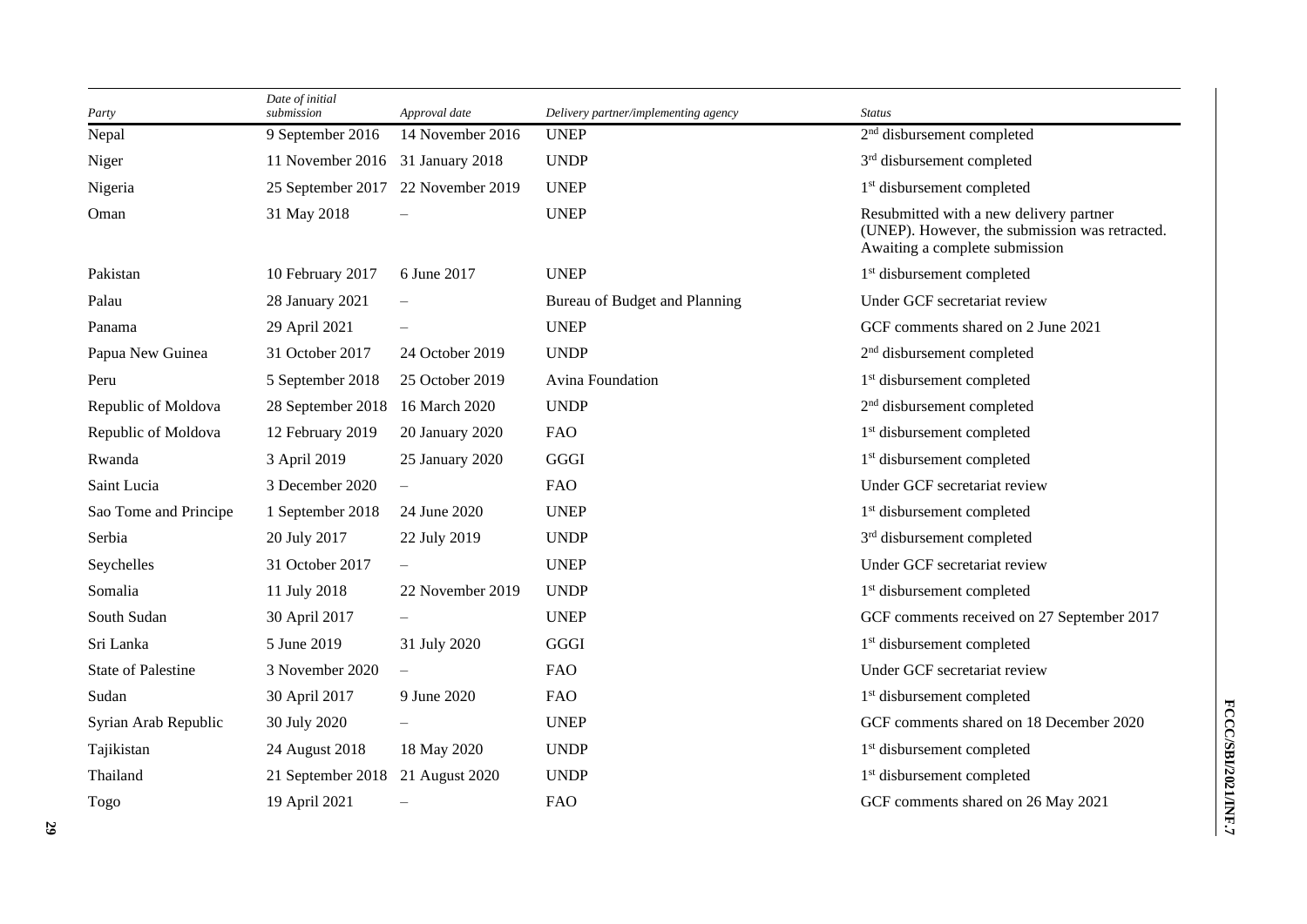| Party | Date of initial submission | Approval date | Delivery partner/implementing agency | Status |
| --- | --- | --- | --- | --- |
| Nepal | 9 September 2016 | 14 November 2016 | UNEP | 2nd disbursement completed |
| Niger | 11 November 2016 | 31 January 2018 | UNDP | 3rd disbursement completed |
| Nigeria | 25 September 2017 | 22 November 2019 | UNEP | 1st disbursement completed |
| Oman | 31 May 2018 | – | UNEP | Resubmitted with a new delivery partner (UNEP). However, the submission was retracted. Awaiting a complete submission |
| Pakistan | 10 February 2017 | 6 June 2017 | UNEP | 1st disbursement completed |
| Palau | 28 January 2021 | – | Bureau of Budget and Planning | Under GCF secretariat review |
| Panama | 29 April 2021 | – | UNEP | GCF comments shared on 2 June 2021 |
| Papua New Guinea | 31 October 2017 | 24 October 2019 | UNDP | 2nd disbursement completed |
| Peru | 5 September 2018 | 25 October 2019 | Avina Foundation | 1st disbursement completed |
| Republic of Moldova | 28 September 2018 | 16 March 2020 | UNDP | 2nd disbursement completed |
| Republic of Moldova | 12 February 2019 | 20 January 2020 | FAO | 1st disbursement completed |
| Rwanda | 3 April 2019 | 25 January 2020 | GGGI | 1st disbursement completed |
| Saint Lucia | 3 December 2020 | – | FAO | Under GCF secretariat review |
| Sao Tome and Principe | 1 September 2018 | 24 June 2020 | UNEP | 1st disbursement completed |
| Serbia | 20 July 2017 | 22 July 2019 | UNDP | 3rd disbursement completed |
| Seychelles | 31 October 2017 | – | UNEP | Under GCF secretariat review |
| Somalia | 11 July 2018 | 22 November 2019 | UNDP | 1st disbursement completed |
| South Sudan | 30 April 2017 | – | UNEP | GCF comments received on 27 September 2017 |
| Sri Lanka | 5 June 2019 | 31 July 2020 | GGGI | 1st disbursement completed |
| State of Palestine | 3 November 2020 | – | FAO | Under GCF secretariat review |
| Sudan | 30 April 2017 | 9 June 2020 | FAO | 1st disbursement completed |
| Syrian Arab Republic | 30 July 2020 | – | UNEP | GCF comments shared on 18 December 2020 |
| Tajikistan | 24 August 2018 | 18 May 2020 | UNDP | 1st disbursement completed |
| Thailand | 21 September 2018 | 21 August 2020 | UNDP | 1st disbursement completed |
| Togo | 19 April 2021 | – | FAO | GCF comments shared on 26 May 2021 |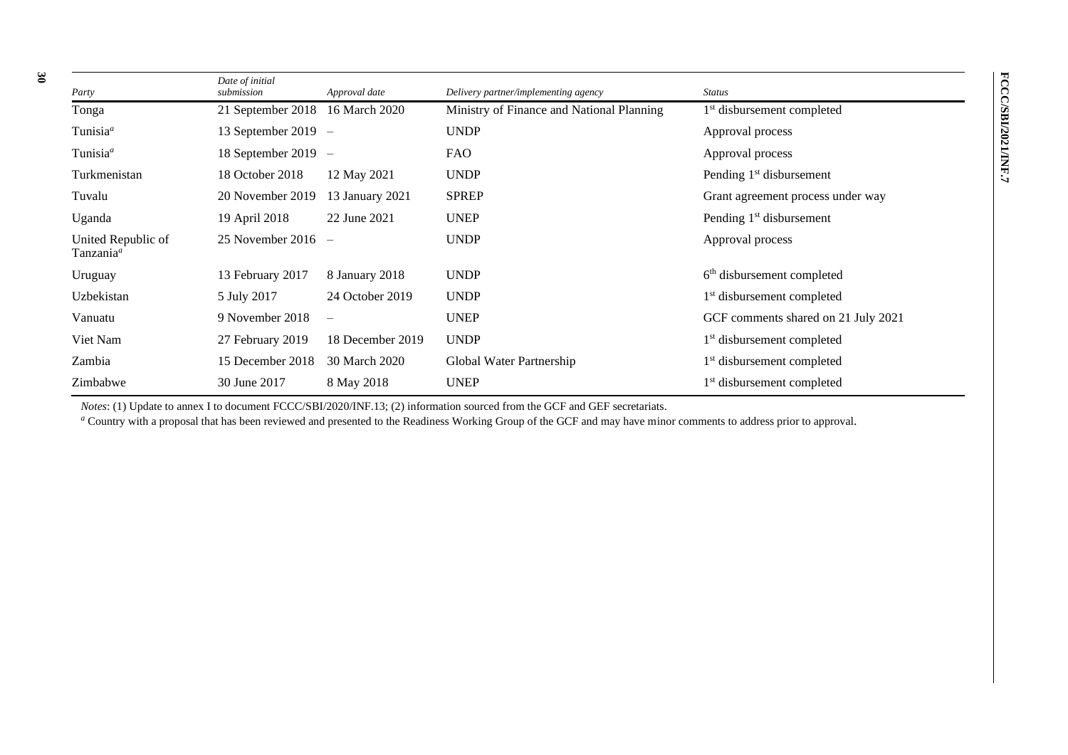| *Party* | *Date of initial submission* | *Approval date* | *Delivery partner/implementing agency* | *Status* |
|---|---|---|---|---|
| Tonga | 21 September 2018 | 16 March 2020 | Ministry of Finance and National Planning | 1st disbursement completed |
| Tunisia[a] | 13 September 2019 | – | UNDP | Approval process |
| Tunisia[a] | 18 September 2019 | – | FAO | Approval process |
| Turkmenistan | 18 October 2018 | 12 May 2021 | UNDP | Pending 1st disbursement |
| Tuvalu | 20 November 2019 | 13 January 2021 | SPREP | Grant agreement process under way |
| Uganda | 19 April 2018 | 22 June 2021 | UNEP | Pending 1st disbursement |
| United Republic of Tanzania[a] | 25 November 2016 | – | UNDP | Approval process |
| Uruguay | 13 February 2017 | 8 January 2018 | UNDP | 6th disbursement completed |
| Uzbekistan | 5 July 2017 | 24 October 2019 | UNDP | 1st disbursement completed |
| Vanuatu | 9 November 2018 | – | UNEP | GCF comments shared on 21 July 2021 |
| Viet Nam | 27 February 2019 | 18 December 2019 | UNDP | 1st disbursement completed |
| Zambia | 15 December 2018 | 30 March 2020 | Global Water Partnership | 1st disbursement completed |
| Zimbabwe | 30 June 2017 | 8 May 2018 | UNEP | 1st disbursement completed |

*Notes*: (1) Update to annex I to document FCCC/SBI/2020/INF.13; (2) information sourced from the GCF and GEF secretariats.

[a] Country with a proposal that has been reviewed and presented to the Readiness Working Group of the GCF and may have minor comments to address prior to approval.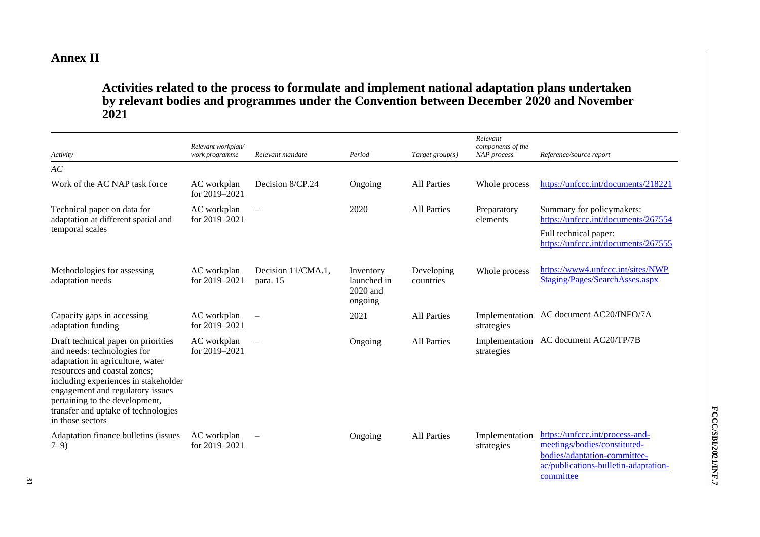# Annex II

## Activities related to the process to formulate and implement national adaptation plans undertaken by relevant bodies and programmes under the Convention between December 2020 and November 2021

| *Activity* | *Relevant workplan/ work programme* | *Relevant mandate* | *Period* | *Target group(s)* | *Relevant components of the NAP process* | *Reference/source report* |
|---|---|---|---|---|---|---|
| *AC* | | | | | | |
| Work of the AC NAP task force | AC workplan for 2019–2021 | Decision 8/CP.24 | Ongoing | All Parties | Whole process | https://unfccc.int/documents/218221 |
| Technical paper on data for adaptation at different spatial and temporal scales | AC workplan for 2019–2021 | – | 2020 | All Parties | Preparatory elements | Summary for policymakers: https://unfccc.int/documents/267554<br>Full technical paper: https://unfccc.int/documents/267555 |
| Methodologies for assessing adaptation needs | AC workplan for 2019–2021 | Decision 11/CMA.1, para. 15 | Inventory launched in 2020 and ongoing | Developing countries | Whole process | https://www4.unfccc.int/sites/NWPStaging/Pages/SearchAsses.aspx |
| Capacity gaps in accessing adaptation funding | AC workplan for 2019–2021 | – | 2021 | All Parties | Implementation strategies | AC document AC20/INFO/7A |
| Draft technical paper on priorities and needs: technologies for adaptation in agriculture, water resources and coastal zones; including experiences in stakeholder engagement and regulatory issues pertaining to the development, transfer and uptake of technologies in those sectors | AC workplan for 2019–2021 | – | Ongoing | All Parties | Implementation strategies | AC document AC20/TP/7B |
| Adaptation finance bulletins (issues 7–9) | AC workplan for 2019–2021 | – | Ongoing | All Parties | Implementation strategies | https://unfccc.int/process-and-meetings/bodies/constituted-bodies/adaptation-committee-ac/publications-bulletin-adaptation-committee |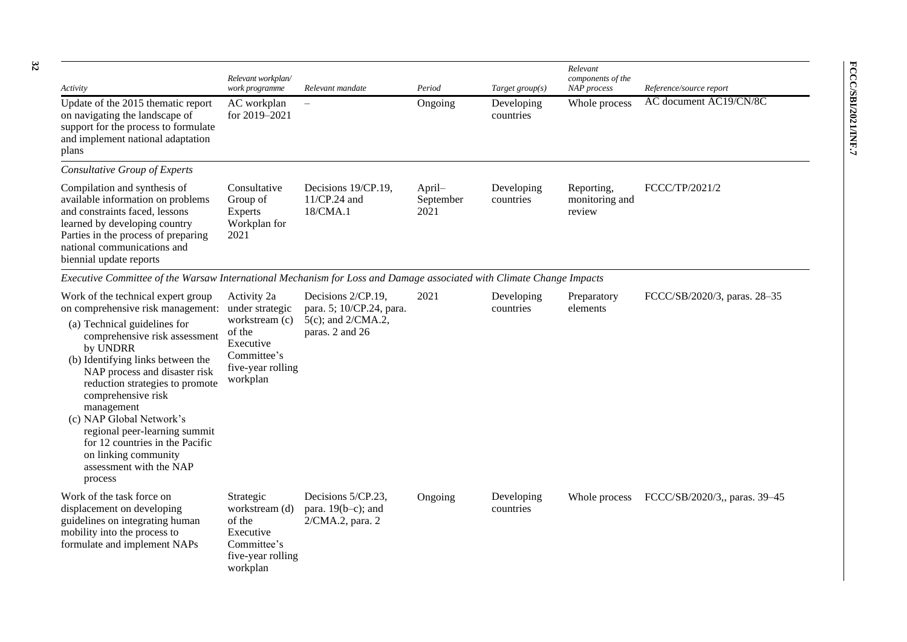| Activity | Relevant workplan/ work programme | Relevant mandate | Period | Target group(s) | Relevant components of the NAP process | Reference/source report |
| --- | --- | --- | --- | --- | --- | --- |
| Update of the 2015 thematic report on navigating the landscape of support for the process to formulate and implement national adaptation plans | AC workplan for 2019–2021 | – | Ongoing | Developing countries | Whole process | AC document AC19/CN/8C |
| *Consultative Group of Experts* | | | | | | |
| Compilation and synthesis of available information on problems and constraints faced, lessons learned by developing country Parties in the process of preparing national communications and biennial update reports | Consultative Group of Experts Workplan for 2021 | Decisions 19/CP.19, 11/CP.24 and 18/CMA.1 | April–September 2021 | Developing countries | Reporting, monitoring and review | FCCC/TP/2021/2 |
| *Executive Committee of the Warsaw International Mechanism for Loss and Damage associated with Climate Change Impacts* | | | | | | |
| Work of the technical expert group on comprehensive risk management: (a) Technical guidelines for comprehensive risk assessment by UNDRR (b) Identifying links between the NAP process and disaster risk reduction strategies to promote comprehensive risk management (c) NAP Global Network's regional peer-learning summit for 12 countries in the Pacific on linking community assessment with the NAP process | Activity 2a under strategic workstream (c) of the Executive Committee's five-year rolling workplan | Decisions 2/CP.19, para. 5; 10/CP.24, para. 5(c); and 2/CMA.2, paras. 2 and 26 | 2021 | Developing countries | Preparatory elements | FCCC/SB/2020/3, paras. 28–35 |
| Work of the task force on displacement on developing guidelines on integrating human mobility into the process to formulate and implement NAPs | Strategic workstream (d) of the Executive Committee's five-year rolling workplan | Decisions 5/CP.23, para. 19(b–c); and 2/CMA.2, para. 2 | Ongoing | Developing countries | Whole process | FCCC/SB/2020/3,, paras. 39–45 |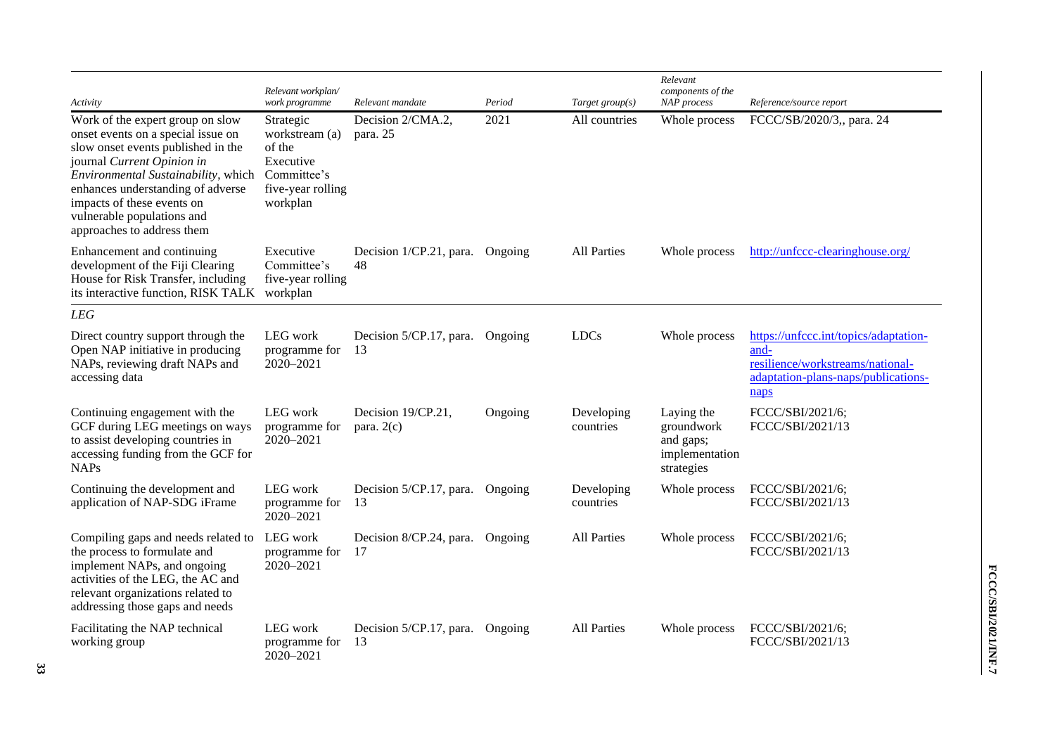| Activity | Relevant workplan/ work programme | Relevant mandate | Period | Target group(s) | Relevant components of the NAP process | Reference/source report |
|---|---|---|---|---|---|---|
| Work of the expert group on slow onset events on a special issue on slow onset events published in the journal *Current Opinion in Environmental Sustainability*, which enhances understanding of adverse impacts of these events on vulnerable populations and approaches to address them | Strategic workstream (a) of the Executive Committee's five-year rolling workplan | Decision 2/CMA.2, para. 25 | 2021 | All countries | Whole process | FCCC/SB/2020/3,, para. 24 |
| Enhancement and continuing development of the Fiji Clearing House for Risk Transfer, including its interactive function, RISK TALK | Executive Committee's five-year rolling workplan | Decision 1/CP.21, para. 48 | Ongoing | All Parties | Whole process | http://unfccc-clearinghouse.org/ |
| *LEG* | | | | | | |
| Direct country support through the Open NAP initiative in producing NAPs, reviewing draft NAPs and accessing data | LEG work programme for 2020–2021 | Decision 5/CP.17, para. 13 | Ongoing | LDCs | Whole process | https://unfccc.int/topics/adaptation-and-resilience/workstreams/national-adaptation-plans-naps/publications-naps |
| Continuing engagement with the GCF during LEG meetings on ways to assist developing countries in accessing funding from the GCF for NAPs | LEG work programme for 2020–2021 | Decision 19/CP.21, para. 2(c) | Ongoing | Developing countries | Laying the groundwork and gaps; implementation strategies | FCCC/SBI/2021/6; FCCC/SBI/2021/13 |
| Continuing the development and application of NAP-SDG iFrame | LEG work programme for 2020–2021 | Decision 5/CP.17, para. 13 | Ongoing | Developing countries | Whole process | FCCC/SBI/2021/6; FCCC/SBI/2021/13 |
| Compiling gaps and needs related to the process to formulate and implement NAPs, and ongoing activities of the LEG, the AC and relevant organizations related to addressing those gaps and needs | LEG work programme for 2020–2021 | Decision 8/CP.24, para. 17 | Ongoing | All Parties | Whole process | FCCC/SBI/2021/6; FCCC/SBI/2021/13 |
| Facilitating the NAP technical working group | LEG work programme for 2020–2021 | Decision 5/CP.17, para. 13 | Ongoing | All Parties | Whole process | FCCC/SBI/2021/6; FCCC/SBI/2021/13 |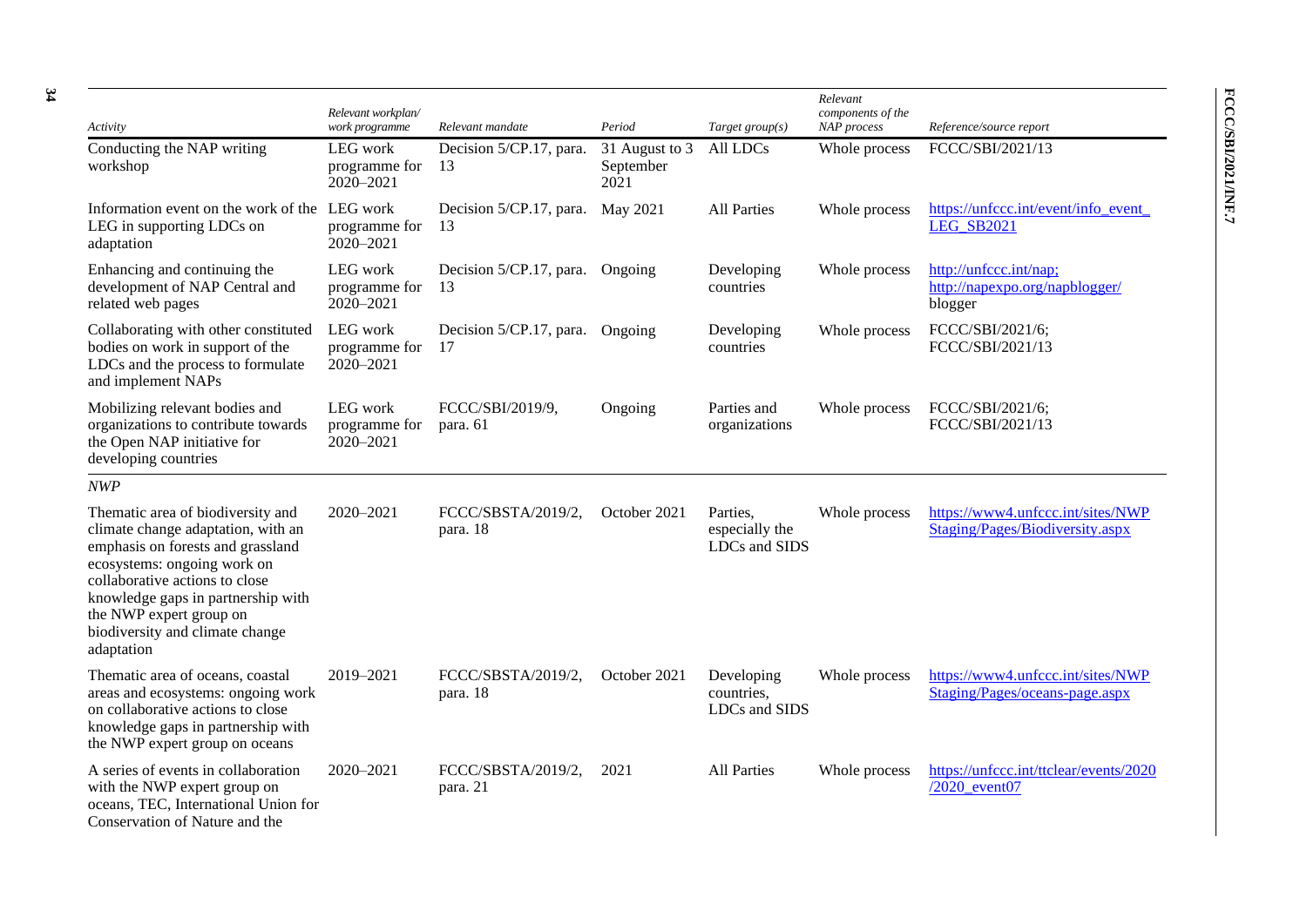| Activity | Relevant workplan/ work programme | Relevant mandate | Period | Target group(s) | Relevant components of the NAP process | Reference/source report |
| --- | --- | --- | --- | --- | --- | --- |
| Conducting the NAP writing workshop | LEG work programme for 2020–2021 | Decision 5/CP.17, para. 13 | 31 August to 3 September 2021 | All LDCs | Whole process | FCCC/SBI/2021/13 |
| Information event on the work of the LEG in supporting LDCs on adaptation | LEG work programme for 2020–2021 | Decision 5/CP.17, para. 13 | May 2021 | All Parties | Whole process | https://unfccc.int/event/info_event_LEG_SB2021 |
| Enhancing and continuing the development of NAP Central and related web pages | LEG work programme for 2020–2021 | Decision 5/CP.17, para. 13 | Ongoing | Developing countries | Whole process | http://unfccc.int/nap; http://napexpo.org/napblogger/ blogger |
| Collaborating with other constituted bodies on work in support of the LDCs and the process to formulate and implement NAPs | LEG work programme for 2020–2021 | Decision 5/CP.17, para. 17 | Ongoing | Developing countries | Whole process | FCCC/SBI/2021/6; FCCC/SBI/2021/13 |
| Mobilizing relevant bodies and organizations to contribute towards the Open NAP initiative for developing countries | LEG work programme for 2020–2021 | FCCC/SBI/2019/9, para. 61 | Ongoing | Parties and organizations | Whole process | FCCC/SBI/2021/6; FCCC/SBI/2021/13 |
| *NWP* | | | | | | |
| Thematic area of biodiversity and climate change adaptation, with an emphasis on forests and grassland ecosystems: ongoing work on collaborative actions to close knowledge gaps in partnership with the NWP expert group on biodiversity and climate change adaptation | 2020–2021 | FCCC/SBSTA/2019/2, para. 18 | October 2021 | Parties, especially the LDCs and SIDS | Whole process | https://www4.unfccc.int/sites/NWPStaging/Pages/Biodiversity.aspx |
| Thematic area of oceans, coastal areas and ecosystems: ongoing work on collaborative actions to close knowledge gaps in partnership with the NWP expert group on oceans | 2019–2021 | FCCC/SBSTA/2019/2, para. 18 | October 2021 | Developing countries, LDCs and SIDS | Whole process | https://www4.unfccc.int/sites/NWPStaging/Pages/oceans-page.aspx |
| A series of events in collaboration with the NWP expert group on oceans, TEC, International Union for Conservation of Nature and the | 2020–2021 | FCCC/SBSTA/2019/2, para. 21 | 2021 | All Parties | Whole process | https://unfccc.int/ttclear/events/2020/2020_event07 |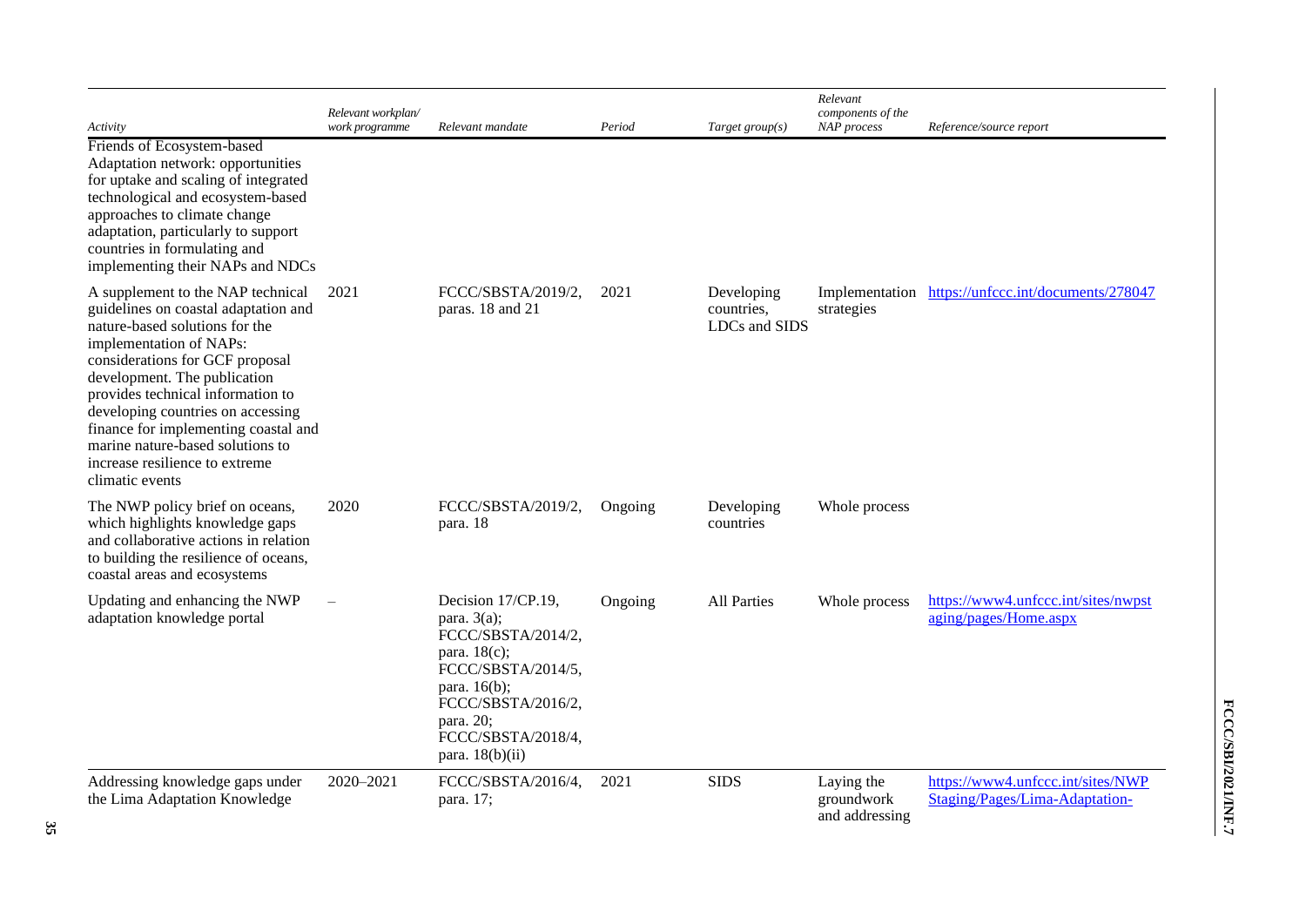| Activity | Relevant workplan/ work programme | Relevant mandate | Period | Target group(s) | Relevant components of the NAP process | Reference/source report |
| --- | --- | --- | --- | --- | --- | --- |
| Friends of Ecosystem-based Adaptation network: opportunities for uptake and scaling of integrated technological and ecosystem-based approaches to climate change adaptation, particularly to support countries in formulating and implementing their NAPs and NDCs | | | | | | |
| A supplement to the NAP technical guidelines on coastal adaptation and nature-based solutions for the implementation of NAPs: considerations for GCF proposal development. The publication provides technical information to developing countries on accessing finance for implementing coastal and marine nature-based solutions to increase resilience to extreme climatic events | 2021 | FCCC/SBSTA/2019/2, paras. 18 and 21 | 2021 | Developing countries, LDCs and SIDS | Implementation strategies | https://unfccc.int/documents/278047 |
| The NWP policy brief on oceans, which highlights knowledge gaps and collaborative actions in relation to building the resilience of oceans, coastal areas and ecosystems | 2020 | FCCC/SBSTA/2019/2, para. 18 | Ongoing | Developing countries | Whole process | |
| Updating and enhancing the NWP adaptation knowledge portal | – | Decision 17/CP.19, para. 3(a); FCCC/SBSTA/2014/2, para. 18(c); FCCC/SBSTA/2014/5, para. 16(b); FCCC/SBSTA/2016/2, para. 20; FCCC/SBSTA/2018/4, para. 18(b)(ii) | Ongoing | All Parties | Whole process | https://www4.unfccc.int/sites/nwpstaging/pages/Home.aspx |
| Addressing knowledge gaps under the Lima Adaptation Knowledge | 2020–2021 | FCCC/SBSTA/2016/4, para. 17; | 2021 | SIDS | Laying the groundwork and addressing | https://www4.unfccc.int/sites/NWPStaging/Pages/Lima-Adaptation- |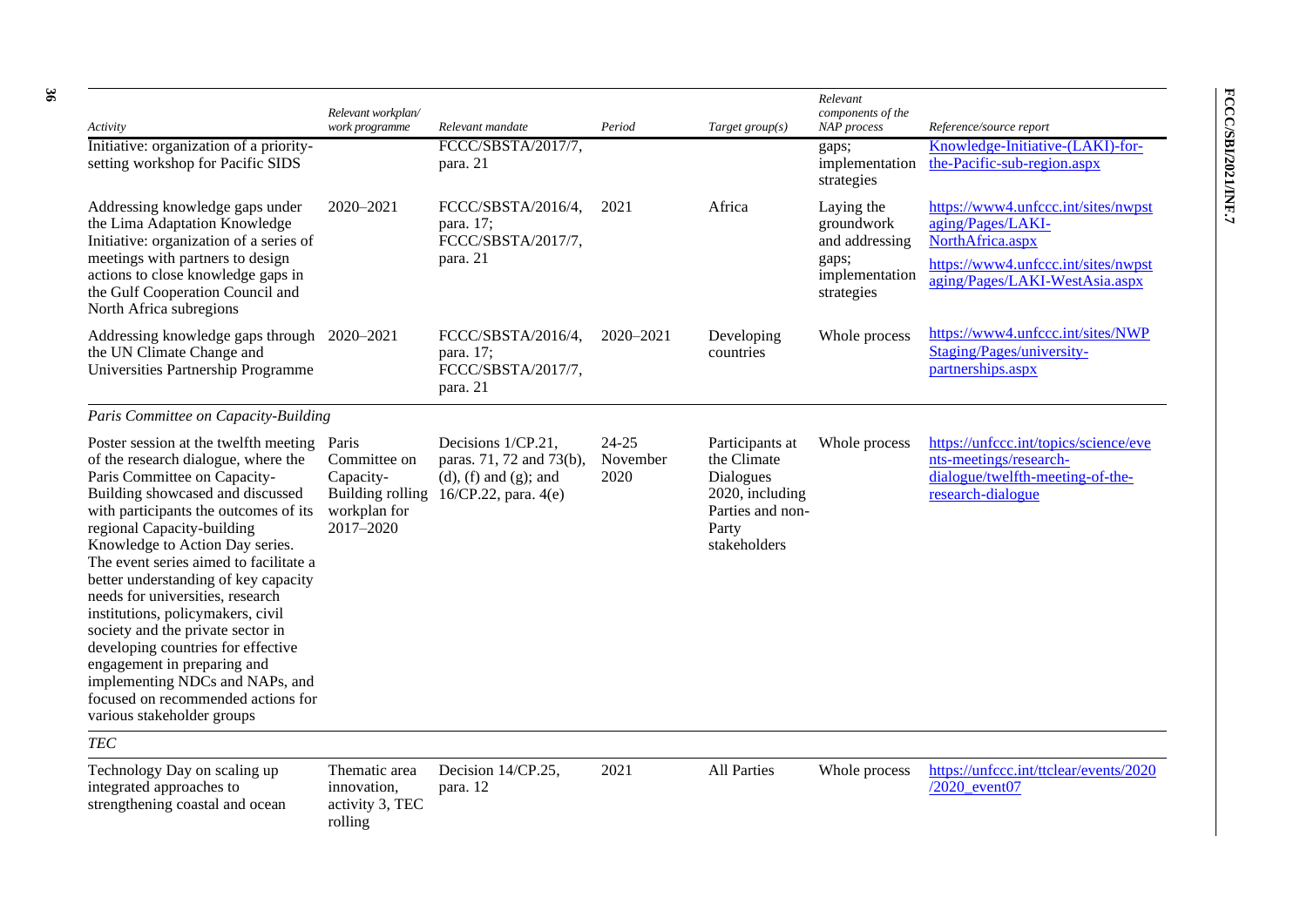| Activity | Relevant workplan/ work programme | Relevant mandate | Period | Target group(s) | Relevant components of the NAP process | Reference/source report |
|---|---|---|---|---|---|---|
| Initiative: organization of a priority-setting workshop for Pacific SIDS | | FCCC/SBSTA/2017/7, para. 21 | | | gaps; implementation strategies | Knowledge-Initiative-(LAKI)-for-the-Pacific-sub-region.aspx |
| Addressing knowledge gaps under the Lima Adaptation Knowledge Initiative: organization of a series of meetings with partners to design actions to close knowledge gaps in the Gulf Cooperation Council and North Africa subregions | 2020–2021 | FCCC/SBSTA/2016/4, para. 17; FCCC/SBSTA/2017/7, para. 21 | 2021 | Africa | Laying the groundwork and addressing gaps; implementation strategies | https://www4.unfccc.int/sites/nwpstaging/Pages/LAKI-NorthAfrica.aspx https://www4.unfccc.int/sites/nwpstaging/Pages/LAKI-WestAsia.aspx |
| Addressing knowledge gaps through the UN Climate Change and Universities Partnership Programme | 2020–2021 | FCCC/SBSTA/2016/4, para. 17; FCCC/SBSTA/2017/7, para. 21 | 2020–2021 | Developing countries | Whole process | https://www4.unfccc.int/sites/NWPStaging/Pages/university-partnerships.aspx |
| *Paris Committee on Capacity-Building* | | | | | | |
| Poster session at the twelfth meeting of the research dialogue, where the Paris Committee on Capacity-Building showcased and discussed with participants the outcomes of its regional Capacity-building Knowledge to Action Day series. The event series aimed to facilitate a better understanding of key capacity needs for universities, research institutions, policymakers, civil society and the private sector in developing countries for effective engagement in preparing and implementing NDCs and NAPs, and focused on recommended actions for various stakeholder groups | Paris Committee on Capacity-Building rolling workplan for 2017–2020 | Decisions 1/CP.21, paras. 71, 72 and 73(b), (d), (f) and (g); and 16/CP.22, para. 4(e) | 24-25 November 2020 | Participants at the Climate Dialogues 2020, including Parties and non-Party stakeholders | Whole process | https://unfccc.int/topics/science/events-meetings/research-dialogue/twelfth-meeting-of-the-research-dialogue |
| *TEC* | | | | | | |
| Technology Day on scaling up integrated approaches to strengthening coastal and ocean | Thematic area innovation, activity 3, TEC rolling | Decision 14/CP.25, para. 12 | 2021 | All Parties | Whole process | https://unfccc.int/ttclear/events/2020/2020_event07 |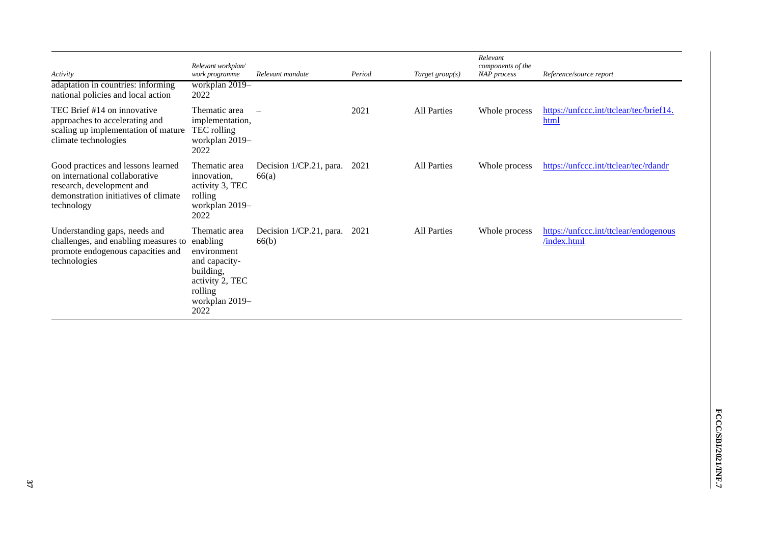| Activity | Relevant workplan/ work programme | Relevant mandate | Period | Target group(s) | Relevant components of the NAP process | Reference/source report |
|---|---|---|---|---|---|---|
| adaptation in countries: informing national policies and local action | workplan 2019–2022 | | | | | |
| TEC Brief #14 on innovative approaches to accelerating and scaling up implementation of mature climate technologies | Thematic area implementation, TEC rolling workplan 2019–2022 | – | 2021 | All Parties | Whole process | https://unfccc.int/ttclear/tec/brief14.html |
| Good practices and lessons learned on international collaborative research, development and demonstration initiatives of climate technology | Thematic area innovation, activity 3, TEC rolling workplan 2019–2022 | Decision 1/CP.21, para. 66(a) | 2021 | All Parties | Whole process | https://unfccc.int/ttclear/tec/rdandr |
| Understanding gaps, needs and challenges, and enabling measures to promote endogenous capacities and technologies | Thematic area enabling environment and capacity-building, activity 2, TEC rolling workplan 2019–2022 | Decision 1/CP.21, para. 66(b) | 2021 | All Parties | Whole process | https://unfccc.int/ttclear/endogenous/index.html |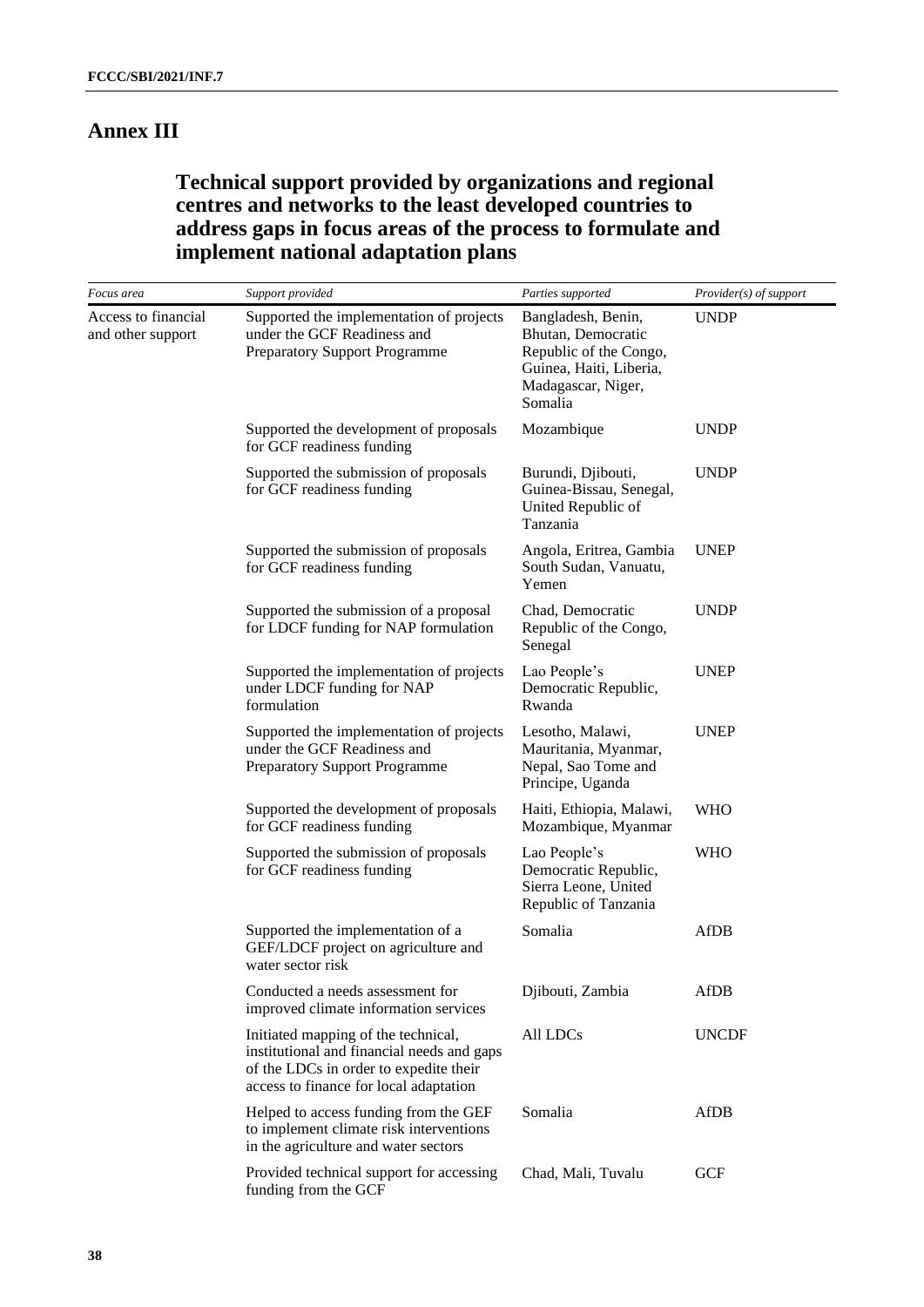# Annex III

## Technical support provided by organizations and regional centres and networks to the least developed countries to address gaps in focus areas of the process to formulate and implement national adaptation plans

| *Focus area* | *Support provided* | *Parties supported* | *Provider(s) of support* |
|---|---|---|---|
| Access to financial and other support | Supported the implementation of projects under the GCF Readiness and Preparatory Support Programme | Bangladesh, Benin, Bhutan, Democratic Republic of the Congo, Guinea, Haiti, Liberia, Madagascar, Niger, Somalia | UNDP |
| | Supported the development of proposals for GCF readiness funding | Mozambique | UNDP |
| | Supported the submission of proposals for GCF readiness funding | Burundi, Djibouti, Guinea-Bissau, Senegal, United Republic of Tanzania | UNDP |
| | Supported the submission of proposals for GCF readiness funding | Angola, Eritrea, Gambia South Sudan, Vanuatu, Yemen | UNEP |
| | Supported the submission of a proposal for LDCF funding for NAP formulation | Chad, Democratic Republic of the Congo, Senegal | UNDP |
| | Supported the implementation of projects under LDCF funding for NAP formulation | Lao People's Democratic Republic, Rwanda | UNEP |
| | Supported the implementation of projects under the GCF Readiness and Preparatory Support Programme | Lesotho, Malawi, Mauritania, Myanmar, Nepal, Sao Tome and Principe, Uganda | UNEP |
| | Supported the development of proposals for GCF readiness funding | Haiti, Ethiopia, Malawi, Mozambique, Myanmar | WHO |
| | Supported the submission of proposals for GCF readiness funding | Lao People's Democratic Republic, Sierra Leone, United Republic of Tanzania | WHO |
| | Supported the implementation of a GEF/LDCF project on agriculture and water sector risk | Somalia | AfDB |
| | Conducted a needs assessment for improved climate information services | Djibouti, Zambia | AfDB |
| | Initiated mapping of the technical, institutional and financial needs and gaps of the LDCs in order to expedite their access to finance for local adaptation | All LDCs | UNCDF |
| | Helped to access funding from the GEF to implement climate risk interventions in the agriculture and water sectors | Somalia | AfDB |
| | Provided technical support for accessing funding from the GCF | Chad, Mali, Tuvalu | GCF |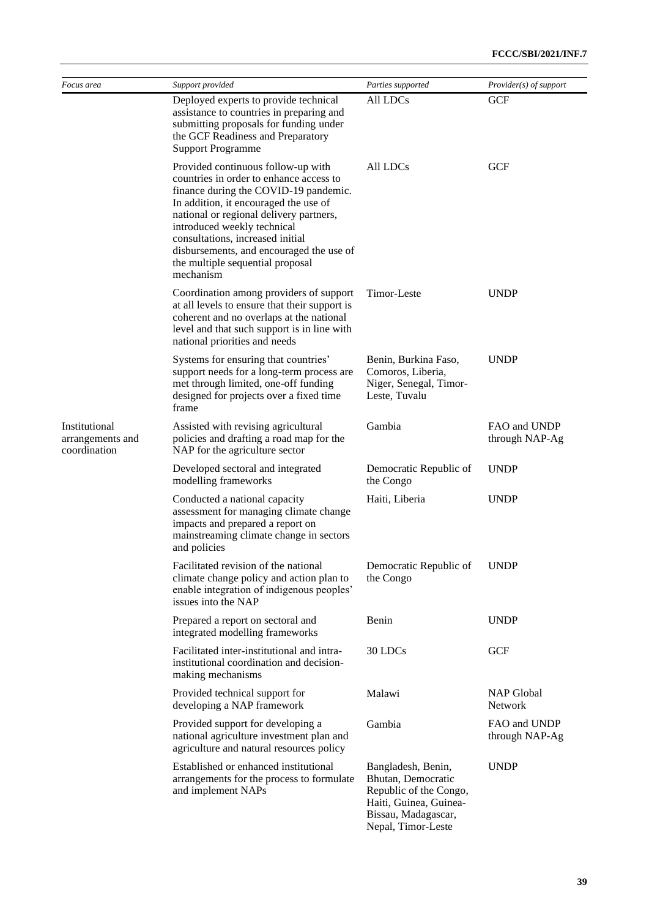| *Focus area* | *Support provided* | *Parties supported* | *Provider(s) of support* |
|---|---|---|---|
| | Deployed experts to provide technical assistance to countries in preparing and submitting proposals for funding under the GCF Readiness and Preparatory Support Programme | All LDCs | GCF |
| | Provided continuous follow-up with countries in order to enhance access to finance during the COVID-19 pandemic. In addition, it encouraged the use of national or regional delivery partners, introduced weekly technical consultations, increased initial disbursements, and encouraged the use of the multiple sequential proposal mechanism | All LDCs | GCF |
| | Coordination among providers of support at all levels to ensure that their support is coherent and no overlaps at the national level and that such support is in line with national priorities and needs | Timor-Leste | UNDP |
| | Systems for ensuring that countries' support needs for a long-term process are met through limited, one-off funding designed for projects over a fixed time frame | Benin, Burkina Faso, Comoros, Liberia, Niger, Senegal, Timor-Leste, Tuvalu | UNDP |
| Institutional arrangements and coordination | Assisted with revising agricultural policies and drafting a road map for the NAP for the agriculture sector | Gambia | FAO and UNDP through NAP-Ag |
| | Developed sectoral and integrated modelling frameworks | Democratic Republic of the Congo | UNDP |
| | Conducted a national capacity assessment for managing climate change impacts and prepared a report on mainstreaming climate change in sectors and policies | Haiti, Liberia | UNDP |
| | Facilitated revision of the national climate change policy and action plan to enable integration of indigenous peoples' issues into the NAP | Democratic Republic of the Congo | UNDP |
| | Prepared a report on sectoral and integrated modelling frameworks | Benin | UNDP |
| | Facilitated inter-institutional and intra-institutional coordination and decision-making mechanisms | 30 LDCs | GCF |
| | Provided technical support for developing a NAP framework | Malawi | NAP Global Network |
| | Provided support for developing a national agriculture investment plan and agriculture and natural resources policy | Gambia | FAO and UNDP through NAP-Ag |
| | Established or enhanced institutional arrangements for the process to formulate and implement NAPs | Bangladesh, Benin, Bhutan, Democratic Republic of the Congo, Haiti, Guinea, Guinea-Bissau, Madagascar, Nepal, Timor-Leste | UNDP |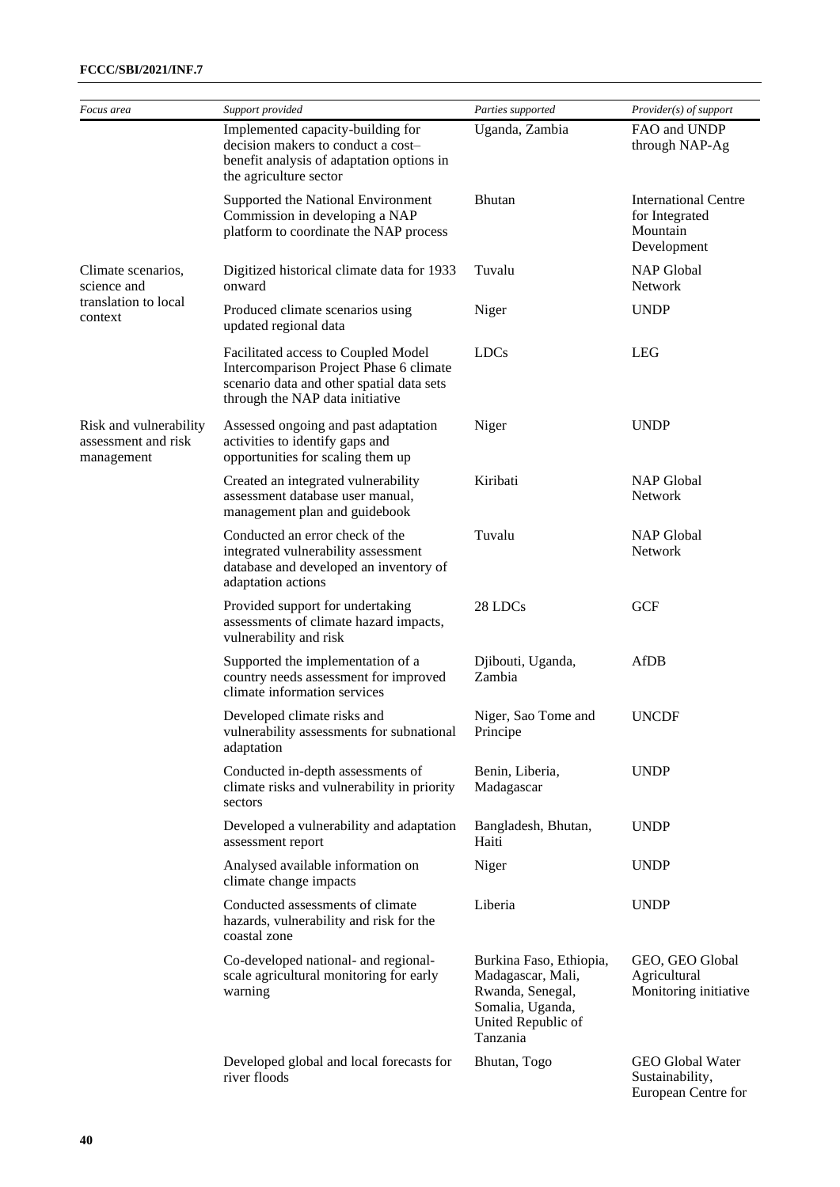| Focus area | Support provided | Parties supported | Provider(s) of support |
| --- | --- | --- | --- |
| | Implemented capacity-building for decision makers to conduct a cost–benefit analysis of adaptation options in the agriculture sector | Uganda, Zambia | FAO and UNDP through NAP-Ag |
| | Supported the National Environment Commission in developing a NAP platform to coordinate the NAP process | Bhutan | International Centre for Integrated Mountain Development |
| Climate scenarios, science and translation to local context | Digitized historical climate data for 1933 onward | Tuvalu | NAP Global Network |
| | Produced climate scenarios using updated regional data | Niger | UNDP |
| | Facilitated access to Coupled Model Intercomparison Project Phase 6 climate scenario data and other spatial data sets through the NAP data initiative | LDCs | LEG |
| Risk and vulnerability assessment and risk management | Assessed ongoing and past adaptation activities to identify gaps and opportunities for scaling them up | Niger | UNDP |
| | Created an integrated vulnerability assessment database user manual, management plan and guidebook | Kiribati | NAP Global Network |
| | Conducted an error check of the integrated vulnerability assessment database and developed an inventory of adaptation actions | Tuvalu | NAP Global Network |
| | Provided support for undertaking assessments of climate hazard impacts, vulnerability and risk | 28 LDCs | GCF |
| | Supported the implementation of a country needs assessment for improved climate information services | Djibouti, Uganda, Zambia | AfDB |
| | Developed climate risks and vulnerability assessments for subnational adaptation | Niger, Sao Tome and Principe | UNCDF |
| | Conducted in-depth assessments of climate risks and vulnerability in priority sectors | Benin, Liberia, Madagascar | UNDP |
| | Developed a vulnerability and adaptation assessment report | Bangladesh, Bhutan, Haiti | UNDP |
| | Analysed available information on climate change impacts | Niger | UNDP |
| | Conducted assessments of climate hazards, vulnerability and risk for the coastal zone | Liberia | UNDP |
| | Co-developed national- and regional-scale agricultural monitoring for early warning | Burkina Faso, Ethiopia, Madagascar, Mali, Rwanda, Senegal, Somalia, Uganda, United Republic of Tanzania | GEO, GEO Global Agricultural Monitoring initiative |
| | Developed global and local forecasts for river floods | Bhutan, Togo | GEO Global Water Sustainability, European Centre for |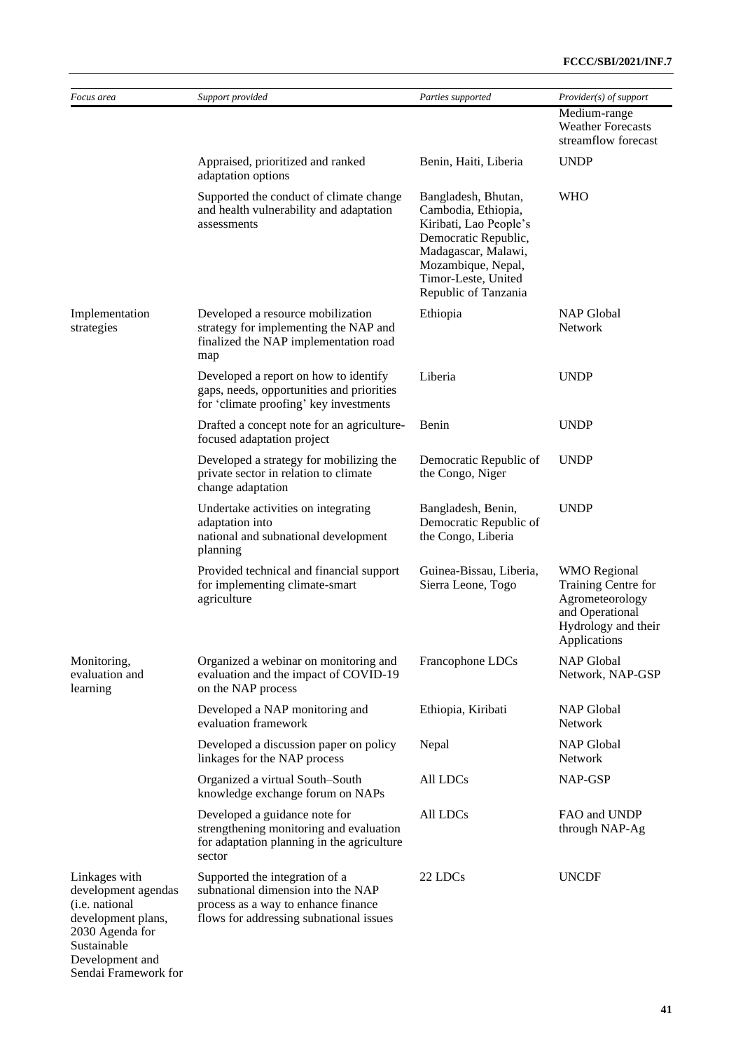| *Focus area* | *Support provided* | *Parties supported* | *Provider(s) of support* |
|---|---|---|---|
| | | | Medium-range Weather Forecasts streamflow forecast |
| | Appraised, prioritized and ranked adaptation options | Benin, Haiti, Liberia | UNDP |
| | Supported the conduct of climate change and health vulnerability and adaptation assessments | Bangladesh, Bhutan, Cambodia, Ethiopia, Kiribati, Lao People's Democratic Republic, Madagascar, Malawi, Mozambique, Nepal, Timor-Leste, United Republic of Tanzania | WHO |
| Implementation strategies | Developed a resource mobilization strategy for implementing the NAP and finalized the NAP implementation road map | Ethiopia | NAP Global Network |
| | Developed a report on how to identify gaps, needs, opportunities and priorities for 'climate proofing' key investments | Liberia | UNDP |
| | Drafted a concept note for an agriculture-focused adaptation project | Benin | UNDP |
| | Developed a strategy for mobilizing the private sector in relation to climate change adaptation | Democratic Republic of the Congo, Niger | UNDP |
| | Undertake activities on integrating adaptation into national and subnational development planning | Bangladesh, Benin, Democratic Republic of the Congo, Liberia | UNDP |
| | Provided technical and financial support for implementing climate-smart agriculture | Guinea-Bissau, Liberia, Sierra Leone, Togo | WMO Regional Training Centre for Agrometeorology and Operational Hydrology and their Applications |
| Monitoring, evaluation and learning | Organized a webinar on monitoring and evaluation and the impact of COVID-19 on the NAP process | Francophone LDCs | NAP Global Network, NAP-GSP |
| | Developed a NAP monitoring and evaluation framework | Ethiopia, Kiribati | NAP Global Network |
| | Developed a discussion paper on policy linkages for the NAP process | Nepal | NAP Global Network |
| | Organized a virtual South–South knowledge exchange forum on NAPs | All LDCs | NAP-GSP |
| | Developed a guidance note for strengthening monitoring and evaluation for adaptation planning in the agriculture sector | All LDCs | FAO and UNDP through NAP-Ag |
| Linkages with development agendas (i.e. national development plans, 2030 Agenda for Sustainable Development and Sendai Framework for | Supported the integration of a subnational dimension into the NAP process as a way to enhance finance flows for addressing subnational issues | 22 LDCs | UNCDF |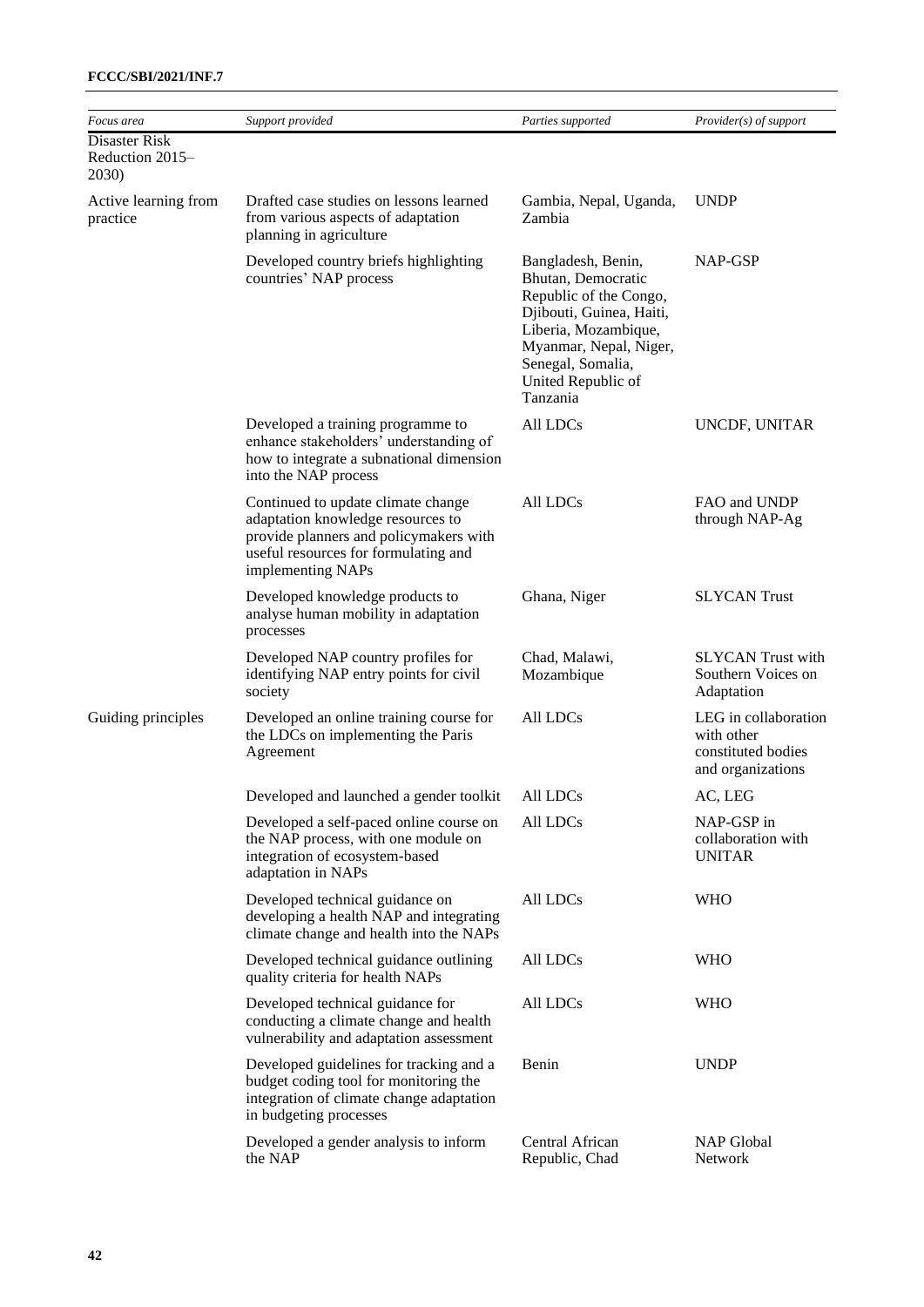| *Focus area* | *Support provided* | *Parties supported* | *Provider(s) of support* |
| --- | --- | --- | --- |
| Disaster Risk Reduction 2015–2030) | | | |
| Active learning from practice | Drafted case studies on lessons learned from various aspects of adaptation planning in agriculture | Gambia, Nepal, Uganda, Zambia | UNDP |
| | Developed country briefs highlighting countries' NAP process | Bangladesh, Benin, Bhutan, Democratic Republic of the Congo, Djibouti, Guinea, Haiti, Liberia, Mozambique, Myanmar, Nepal, Niger, Senegal, Somalia, United Republic of Tanzania | NAP-GSP |
| | Developed a training programme to enhance stakeholders' understanding of how to integrate a subnational dimension into the NAP process | All LDCs | UNCDF, UNITAR |
| | Continued to update climate change adaptation knowledge resources to provide planners and policymakers with useful resources for formulating and implementing NAPs | All LDCs | FAO and UNDP through NAP-Ag |
| | Developed knowledge products to analyse human mobility in adaptation processes | Ghana, Niger | SLYCAN Trust |
| | Developed NAP country profiles for identifying NAP entry points for civil society | Chad, Malawi, Mozambique | SLYCAN Trust with Southern Voices on Adaptation |
| Guiding principles | Developed an online training course for the LDCs on implementing the Paris Agreement | All LDCs | LEG in collaboration with other constituted bodies and organizations |
| | Developed and launched a gender toolkit | All LDCs | AC, LEG |
| | Developed a self-paced online course on the NAP process, with one module on integration of ecosystem-based adaptation in NAPs | All LDCs | NAP-GSP in collaboration with UNITAR |
| | Developed technical guidance on developing a health NAP and integrating climate change and health into the NAPs | All LDCs | WHO |
| | Developed technical guidance outlining quality criteria for health NAPs | All LDCs | WHO |
| | Developed technical guidance for conducting a climate change and health vulnerability and adaptation assessment | All LDCs | WHO |
| | Developed guidelines for tracking and a budget coding tool for monitoring the integration of climate change adaptation in budgeting processes | Benin | UNDP |
| | Developed a gender analysis to inform the NAP | Central African Republic, Chad | NAP Global Network |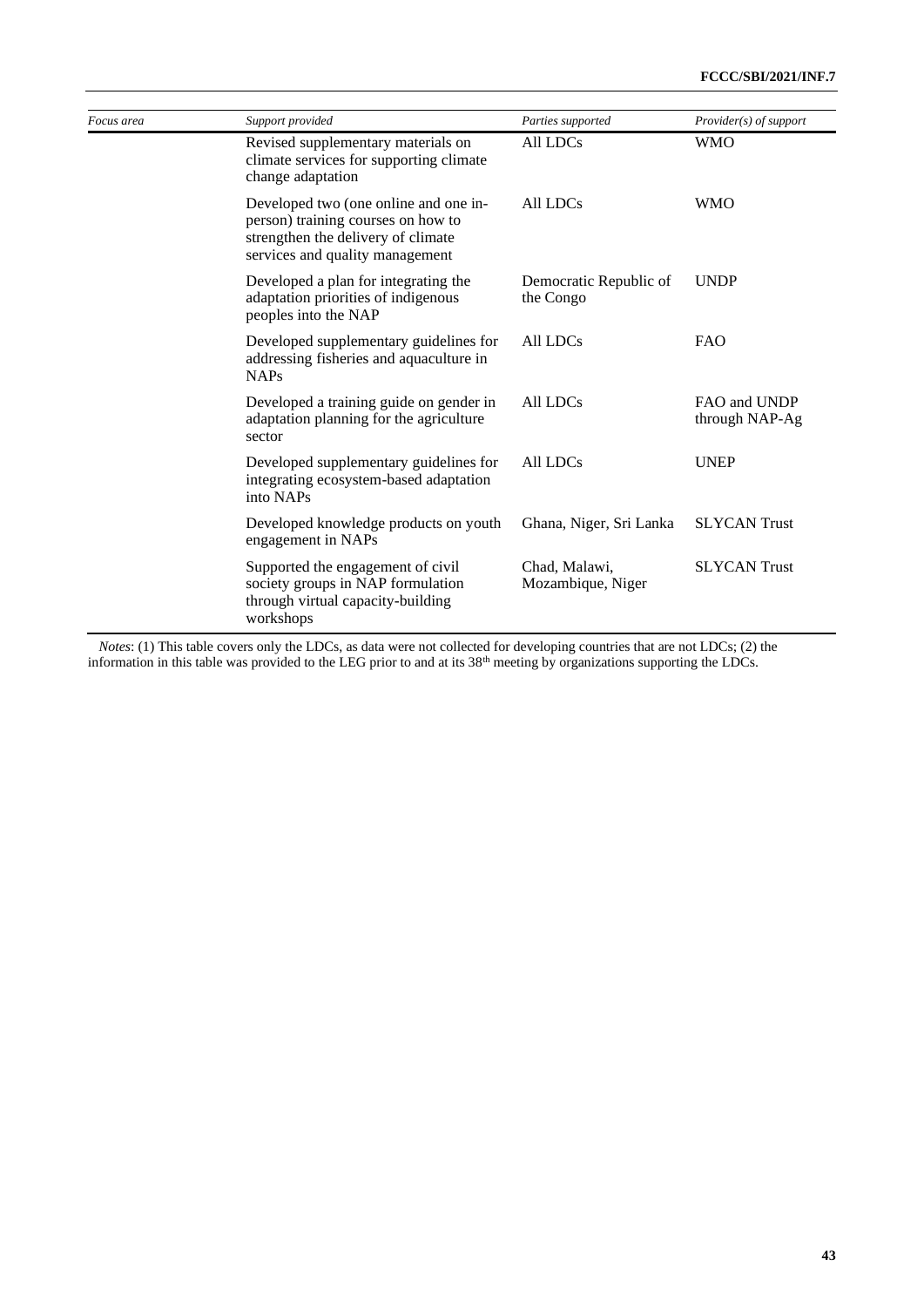| *Focus area* | *Support provided* | *Parties supported* | *Provider(s) of support* |
|---|---|---|---|
| | Revised supplementary materials on climate services for supporting climate change adaptation | All LDCs | WMO |
| | Developed two (one online and one in-person) training courses on how to strengthen the delivery of climate services and quality management | All LDCs | WMO |
| | Developed a plan for integrating the adaptation priorities of indigenous peoples into the NAP | Democratic Republic of the Congo | UNDP |
| | Developed supplementary guidelines for addressing fisheries and aquaculture in NAPs | All LDCs | FAO |
| | Developed a training guide on gender in adaptation planning for the agriculture sector | All LDCs | FAO and UNDP through NAP-Ag |
| | Developed supplementary guidelines for integrating ecosystem-based adaptation into NAPs | All LDCs | UNEP |
| | Developed knowledge products on youth engagement in NAPs | Ghana, Niger, Sri Lanka | SLYCAN Trust |
| | Supported the engagement of civil society groups in NAP formulation through virtual capacity-building workshops | Chad, Malawi, Mozambique, Niger | SLYCAN Trust |

*Notes*: (1) This table covers only the LDCs, as data were not collected for developing countries that are not LDCs; (2) the information in this table was provided to the LEG prior to and at its 38th meeting by organizations supporting the LDCs.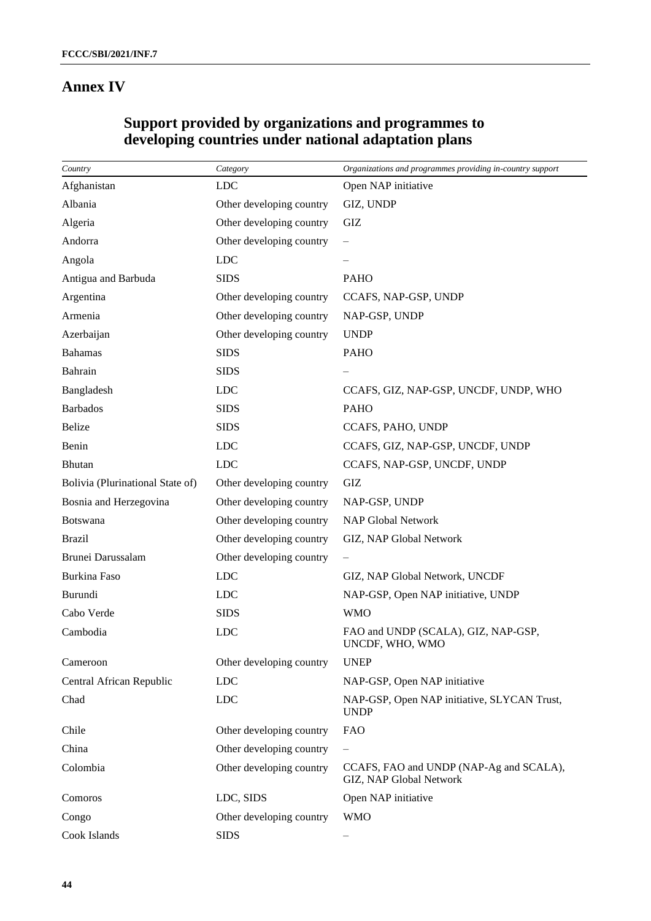# Annex IV

## Support provided by organizations and programmes to developing countries under national adaptation plans

| *Country* | *Category* | *Organizations and programmes providing in-country support* |
|---|---|---|
| Afghanistan | LDC | Open NAP initiative |
| Albania | Other developing country | GIZ, UNDP |
| Algeria | Other developing country | GIZ |
| Andorra | Other developing country | – |
| Angola | LDC | – |
| Antigua and Barbuda | SIDS | PAHO |
| Argentina | Other developing country | CCAFS, NAP-GSP, UNDP |
| Armenia | Other developing country | NAP-GSP, UNDP |
| Azerbaijan | Other developing country | UNDP |
| Bahamas | SIDS | PAHO |
| Bahrain | SIDS | – |
| Bangladesh | LDC | CCAFS, GIZ, NAP-GSP, UNCDF, UNDP, WHO |
| Barbados | SIDS | PAHO |
| Belize | SIDS | CCAFS, PAHO, UNDP |
| Benin | LDC | CCAFS, GIZ, NAP-GSP, UNCDF, UNDP |
| Bhutan | LDC | CCAFS, NAP-GSP, UNCDF, UNDP |
| Bolivia (Plurinational State of) | Other developing country | GIZ |
| Bosnia and Herzegovina | Other developing country | NAP-GSP, UNDP |
| Botswana | Other developing country | NAP Global Network |
| Brazil | Other developing country | GIZ, NAP Global Network |
| Brunei Darussalam | Other developing country | – |
| Burkina Faso | LDC | GIZ, NAP Global Network, UNCDF |
| Burundi | LDC | NAP-GSP, Open NAP initiative, UNDP |
| Cabo Verde | SIDS | WMO |
| Cambodia | LDC | FAO and UNDP (SCALA), GIZ, NAP-GSP, UNCDF, WHO, WMO |
| Cameroon | Other developing country | UNEP |
| Central African Republic | LDC | NAP-GSP, Open NAP initiative |
| Chad | LDC | NAP-GSP, Open NAP initiative, SLYCAN Trust, UNDP |
| Chile | Other developing country | FAO |
| China | Other developing country | – |
| Colombia | Other developing country | CCAFS, FAO and UNDP (NAP-Ag and SCALA), GIZ, NAP Global Network |
| Comoros | LDC, SIDS | Open NAP initiative |
| Congo | Other developing country | WMO |
| Cook Islands | SIDS | – |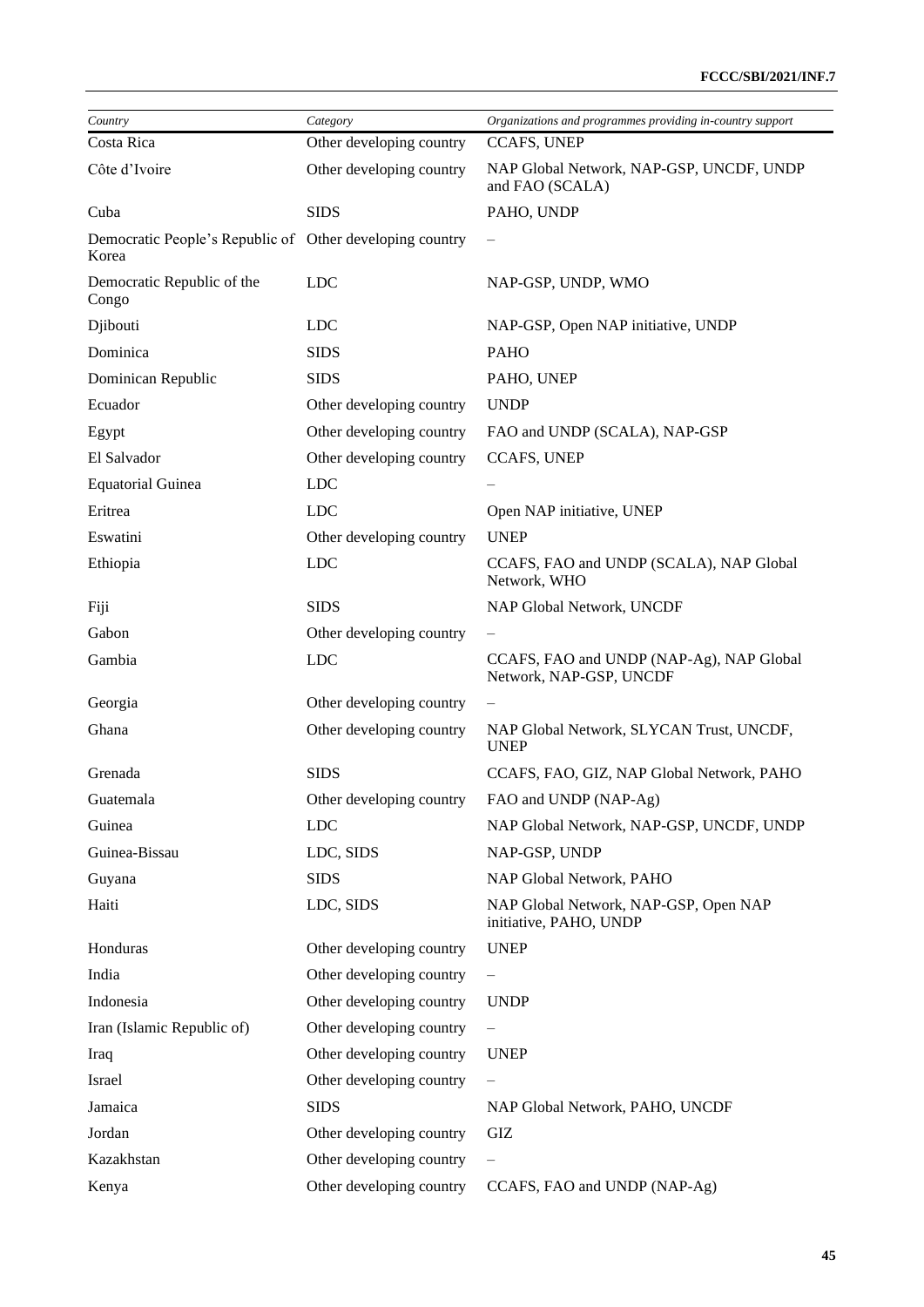| *Country* | *Category* | *Organizations and programmes providing in-country support* |
|---|---|---|
| Costa Rica | Other developing country | CCAFS, UNEP |
| Côte d'Ivoire | Other developing country | NAP Global Network, NAP-GSP, UNCDF, UNDP and FAO (SCALA) |
| Cuba | SIDS | PAHO, UNDP |
| Democratic People's Republic of Korea | Other developing country | – |
| Democratic Republic of the Congo | LDC | NAP-GSP, UNDP, WMO |
| Djibouti | LDC | NAP-GSP, Open NAP initiative, UNDP |
| Dominica | SIDS | PAHO |
| Dominican Republic | SIDS | PAHO, UNEP |
| Ecuador | Other developing country | UNDP |
| Egypt | Other developing country | FAO and UNDP (SCALA), NAP-GSP |
| El Salvador | Other developing country | CCAFS, UNEP |
| Equatorial Guinea | LDC | – |
| Eritrea | LDC | Open NAP initiative, UNEP |
| Eswatini | Other developing country | UNEP |
| Ethiopia | LDC | CCAFS, FAO and UNDP (SCALA), NAP Global Network, WHO |
| Fiji | SIDS | NAP Global Network, UNCDF |
| Gabon | Other developing country | – |
| Gambia | LDC | CCAFS, FAO and UNDP (NAP-Ag), NAP Global Network, NAP-GSP, UNCDF |
| Georgia | Other developing country | – |
| Ghana | Other developing country | NAP Global Network, SLYCAN Trust, UNCDF, UNEP |
| Grenada | SIDS | CCAFS, FAO, GIZ, NAP Global Network, PAHO |
| Guatemala | Other developing country | FAO and UNDP (NAP-Ag) |
| Guinea | LDC | NAP Global Network, NAP-GSP, UNCDF, UNDP |
| Guinea-Bissau | LDC, SIDS | NAP-GSP, UNDP |
| Guyana | SIDS | NAP Global Network, PAHO |
| Haiti | LDC, SIDS | NAP Global Network, NAP-GSP, Open NAP initiative, PAHO, UNDP |
| Honduras | Other developing country | UNEP |
| India | Other developing country | – |
| Indonesia | Other developing country | UNDP |
| Iran (Islamic Republic of) | Other developing country | – |
| Iraq | Other developing country | UNEP |
| Israel | Other developing country | – |
| Jamaica | SIDS | NAP Global Network, PAHO, UNCDF |
| Jordan | Other developing country | GIZ |
| Kazakhstan | Other developing country | – |
| Kenya | Other developing country | CCAFS, FAO and UNDP (NAP-Ag) |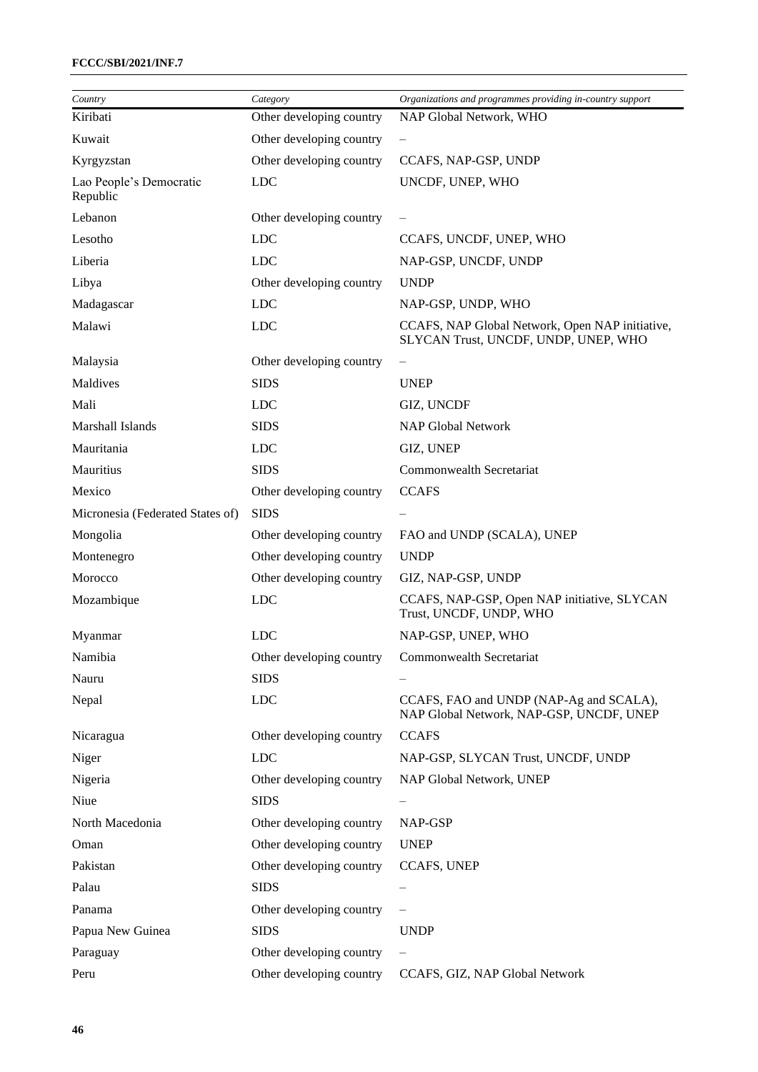| Country | Category | Organizations and programmes providing in-country support |
| --- | --- | --- |
| Kiribati | Other developing country | NAP Global Network, WHO |
| Kuwait | Other developing country | – |
| Kyrgyzstan | Other developing country | CCAFS, NAP-GSP, UNDP |
| Lao People's Democratic Republic | LDC | UNCDF, UNEP, WHO |
| Lebanon | Other developing country | – |
| Lesotho | LDC | CCAFS, UNCDF, UNEP, WHO |
| Liberia | LDC | NAP-GSP, UNCDF, UNDP |
| Libya | Other developing country | UNDP |
| Madagascar | LDC | NAP-GSP, UNDP, WHO |
| Malawi | LDC | CCAFS, NAP Global Network, Open NAP initiative, SLYCAN Trust, UNCDF, UNDP, UNEP, WHO |
| Malaysia | Other developing country | – |
| Maldives | SIDS | UNEP |
| Mali | LDC | GIZ, UNCDF |
| Marshall Islands | SIDS | NAP Global Network |
| Mauritania | LDC | GIZ, UNEP |
| Mauritius | SIDS | Commonwealth Secretariat |
| Mexico | Other developing country | CCAFS |
| Micronesia (Federated States of) | SIDS | – |
| Mongolia | Other developing country | FAO and UNDP (SCALA), UNEP |
| Montenegro | Other developing country | UNDP |
| Morocco | Other developing country | GIZ, NAP-GSP, UNDP |
| Mozambique | LDC | CCAFS, NAP-GSP, Open NAP initiative, SLYCAN Trust, UNCDF, UNDP, WHO |
| Myanmar | LDC | NAP-GSP, UNEP, WHO |
| Namibia | Other developing country | Commonwealth Secretariat |
| Nauru | SIDS | – |
| Nepal | LDC | CCAFS, FAO and UNDP (NAP-Ag and SCALA), NAP Global Network, NAP-GSP, UNCDF, UNEP |
| Nicaragua | Other developing country | CCAFS |
| Niger | LDC | NAP-GSP, SLYCAN Trust, UNCDF, UNDP |
| Nigeria | Other developing country | NAP Global Network, UNEP |
| Niue | SIDS | – |
| North Macedonia | Other developing country | NAP-GSP |
| Oman | Other developing country | UNEP |
| Pakistan | Other developing country | CCAFS, UNEP |
| Palau | SIDS | – |
| Panama | Other developing country | – |
| Papua New Guinea | SIDS | UNDP |
| Paraguay | Other developing country | – |
| Peru | Other developing country | CCAFS, GIZ, NAP Global Network |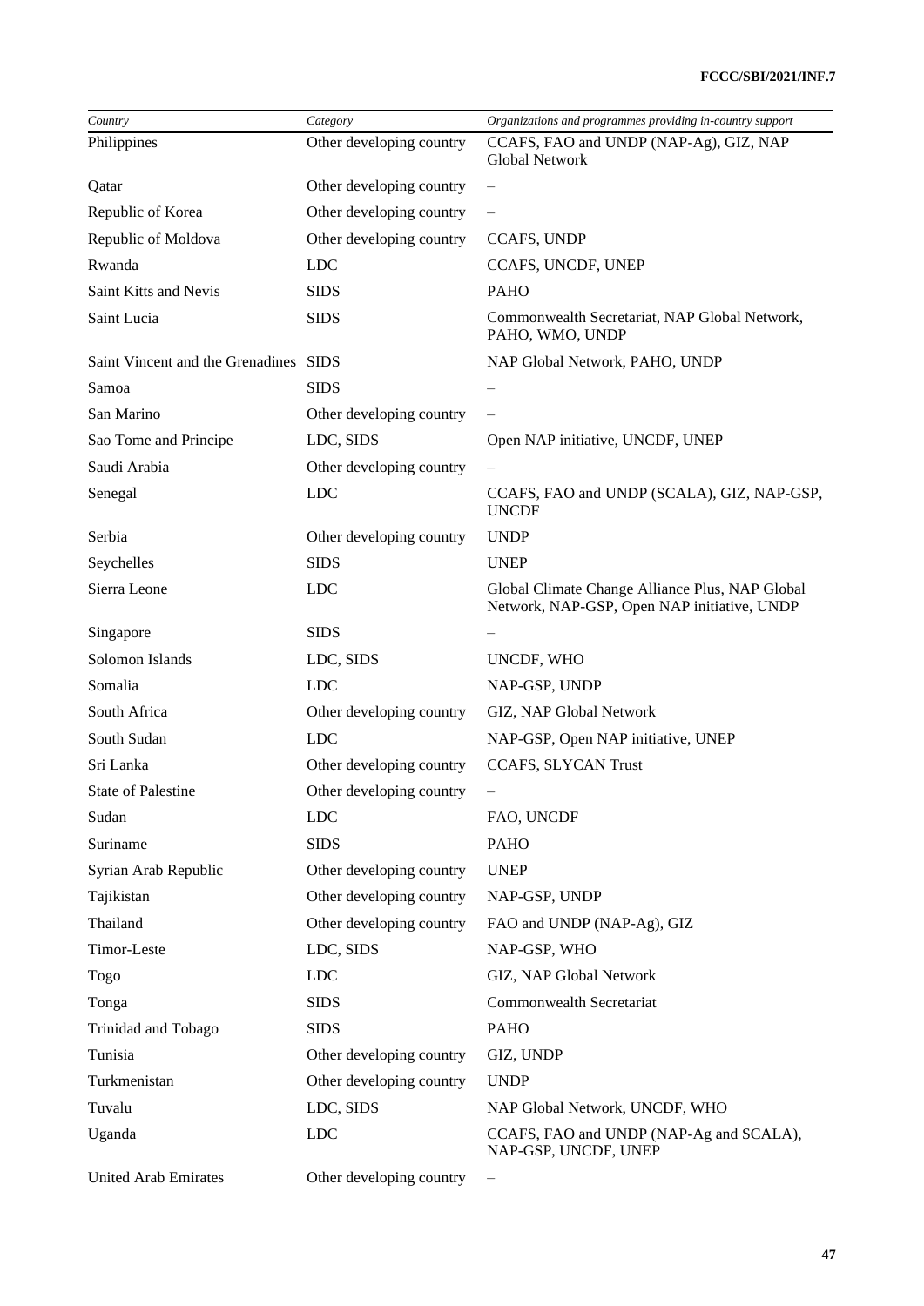| *Country* | *Category* | *Organizations and programmes providing in-country support* |
|---|---|---|
| Philippines | Other developing country | CCAFS, FAO and UNDP (NAP-Ag), GIZ, NAP Global Network |
| Qatar | Other developing country | – |
| Republic of Korea | Other developing country | – |
| Republic of Moldova | Other developing country | CCAFS, UNDP |
| Rwanda | LDC | CCAFS, UNCDF, UNEP |
| Saint Kitts and Nevis | SIDS | PAHO |
| Saint Lucia | SIDS | Commonwealth Secretariat, NAP Global Network, PAHO, WMO, UNDP |
| Saint Vincent and the Grenadines | SIDS | NAP Global Network, PAHO, UNDP |
| Samoa | SIDS | – |
| San Marino | Other developing country | – |
| Sao Tome and Principe | LDC, SIDS | Open NAP initiative, UNCDF, UNEP |
| Saudi Arabia | Other developing country | – |
| Senegal | LDC | CCAFS, FAO and UNDP (SCALA), GIZ, NAP-GSP, UNCDF |
| Serbia | Other developing country | UNDP |
| Seychelles | SIDS | UNEP |
| Sierra Leone | LDC | Global Climate Change Alliance Plus, NAP Global Network, NAP-GSP, Open NAP initiative, UNDP |
| Singapore | SIDS | – |
| Solomon Islands | LDC, SIDS | UNCDF, WHO |
| Somalia | LDC | NAP-GSP, UNDP |
| South Africa | Other developing country | GIZ, NAP Global Network |
| South Sudan | LDC | NAP-GSP, Open NAP initiative, UNEP |
| Sri Lanka | Other developing country | CCAFS, SLYCAN Trust |
| State of Palestine | Other developing country | – |
| Sudan | LDC | FAO, UNCDF |
| Suriname | SIDS | PAHO |
| Syrian Arab Republic | Other developing country | UNEP |
| Tajikistan | Other developing country | NAP-GSP, UNDP |
| Thailand | Other developing country | FAO and UNDP (NAP-Ag), GIZ |
| Timor-Leste | LDC, SIDS | NAP-GSP, WHO |
| Togo | LDC | GIZ, NAP Global Network |
| Tonga | SIDS | Commonwealth Secretariat |
| Trinidad and Tobago | SIDS | PAHO |
| Tunisia | Other developing country | GIZ, UNDP |
| Turkmenistan | Other developing country | UNDP |
| Tuvalu | LDC, SIDS | NAP Global Network, UNCDF, WHO |
| Uganda | LDC | CCAFS, FAO and UNDP (NAP-Ag and SCALA), NAP-GSP, UNCDF, UNEP |
| United Arab Emirates | Other developing country | – |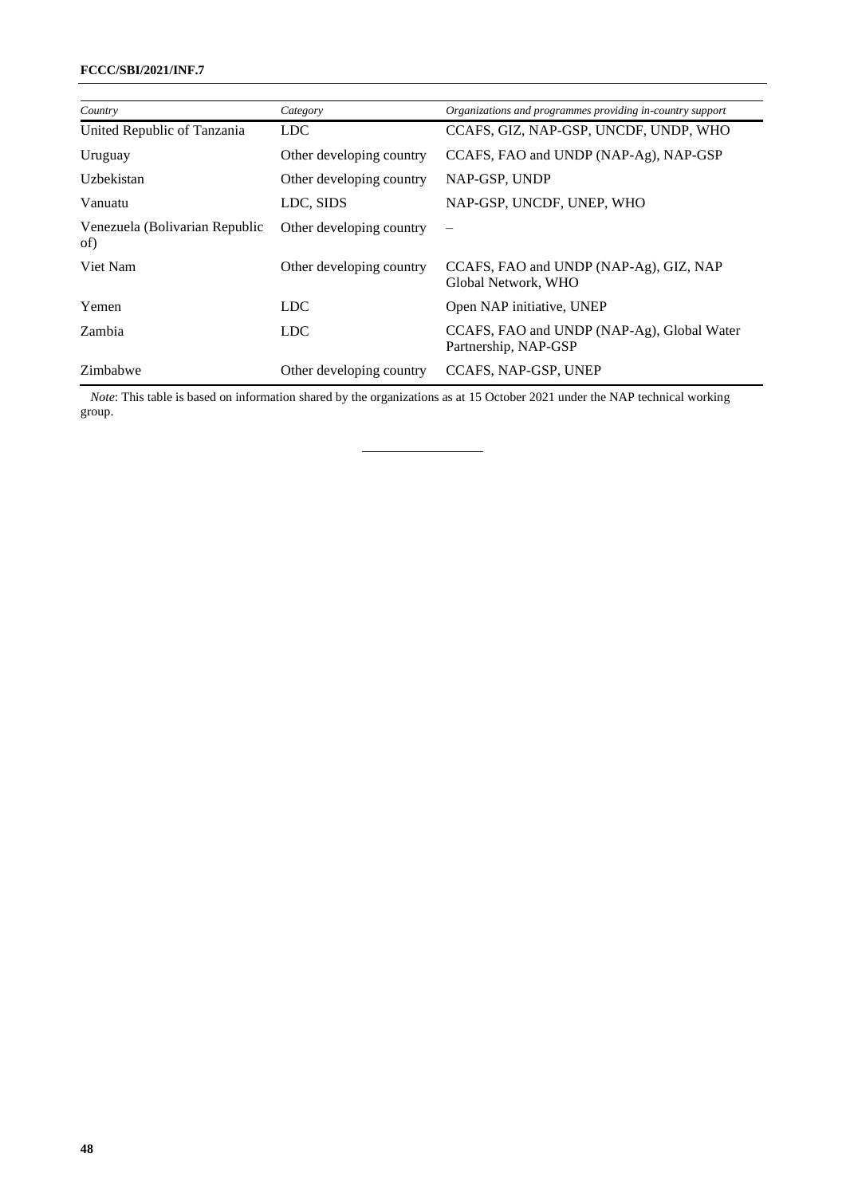| *Country* | *Category* | *Organizations and programmes providing in-country support* |
|---|---|---|
| United Republic of Tanzania | LDC | CCAFS, GIZ, NAP-GSP, UNCDF, UNDP, WHO |
| Uruguay | Other developing country | CCAFS, FAO and UNDP (NAP-Ag), NAP-GSP |
| Uzbekistan | Other developing country | NAP-GSP, UNDP |
| Vanuatu | LDC, SIDS | NAP-GSP, UNCDF, UNEP, WHO |
| Venezuela (Bolivarian Republic of) | Other developing country | – |
| Viet Nam | Other developing country | CCAFS, FAO and UNDP (NAP-Ag), GIZ, NAP Global Network, WHO |
| Yemen | LDC | Open NAP initiative, UNEP |
| Zambia | LDC | CCAFS, FAO and UNDP (NAP-Ag), Global Water Partnership, NAP-GSP |
| Zimbabwe | Other developing country | CCAFS, NAP-GSP, UNEP |

*Note*: This table is based on information shared by the organizations as at 15 October 2021 under the NAP technical working group.